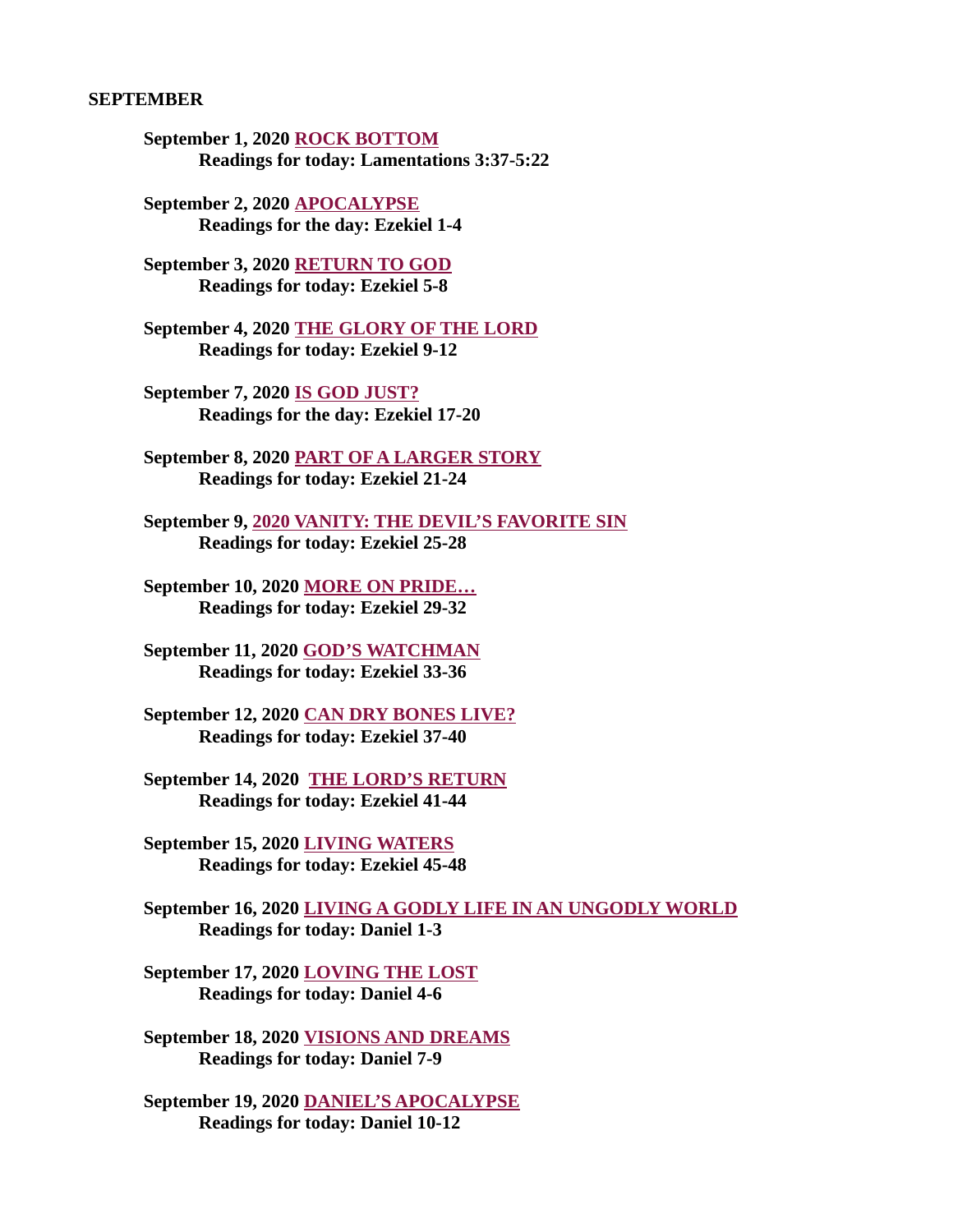**SEPTEMBER**

**September 1, 2020 ROCK BOTTOM**
**Readings for today: Lamentations 3:37-5:22**

**September 2, 2020 APOCALYPSE**
**Readings for the day: Ezekiel 1-4**

**September 3, 2020 RETURN TO GOD**
**Readings for today: Ezekiel 5-8**

**September 4, 2020 THE GLORY OF THE LORD**
**Readings for today: Ezekiel 9-12**

**September 7, 2020 IS GOD JUST?**
**Readings for the day: Ezekiel 17-20**

**September 8, 2020 PART OF A LARGER STORY**
**Readings for today: Ezekiel 21-24**

**September 9, 2020 VANITY: THE DEVIL'S FAVORITE SIN**
**Readings for today: Ezekiel 25-28**

**September 10, 2020 MORE ON PRIDE…**
**Readings for today: Ezekiel 29-32**

**September 11, 2020 GOD'S WATCHMAN**
**Readings for today: Ezekiel 33-36**

**September 12, 2020 CAN DRY BONES LIVE?**
**Readings for today: Ezekiel 37-40**

**September 14, 2020 THE LORD'S RETURN**
**Readings for today: Ezekiel 41-44**

**September 15, 2020 LIVING WATERS**
**Readings for today: Ezekiel 45-48**

**September 16, 2020 LIVING A GODLY LIFE IN AN UNGODLY WORLD**
**Readings for today: Daniel 1-3**

**September 17, 2020 LOVING THE LOST**
**Readings for today: Daniel 4-6**

**September 18, 2020 VISIONS AND DREAMS**
**Readings for today: Daniel 7-9**

**September 19, 2020 DANIEL'S APOCALYPSE**
**Readings for today: Daniel 10-12**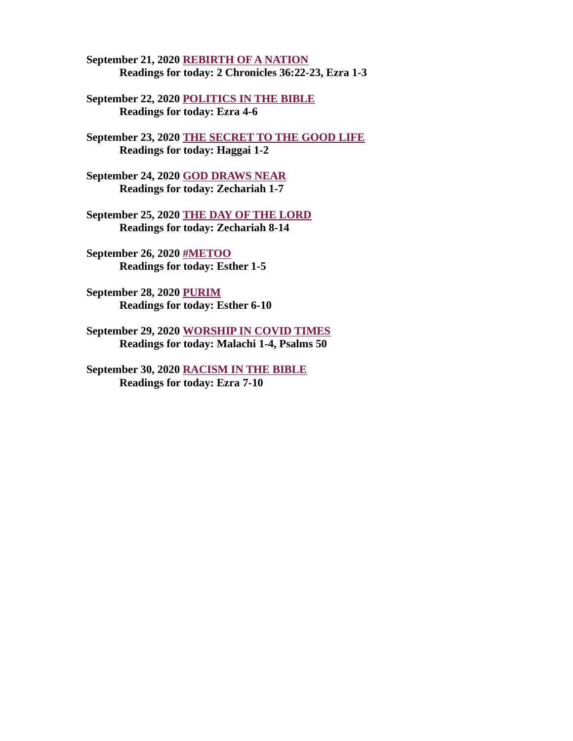**September 21, 2020 REBIRTH OF A NATION**
**Readings for today: 2 Chronicles 36:22-23, Ezra 1-3**

**September 22, 2020 POLITICS IN THE BIBLE**
**Readings for today: Ezra 4-6**

**September 23, 2020 THE SECRET TO THE GOOD LIFE**
**Readings for today: Haggai 1-2**

**September 24, 2020 GOD DRAWS NEAR**
**Readings for today: Zechariah 1-7**

**September 25, 2020 THE DAY OF THE LORD**
**Readings for today: Zechariah 8-14**

**September 26, 2020 #METOO**
**Readings for today: Esther 1-5**

**September 28, 2020 PURIM**
**Readings for today: Esther 6-10**

**September 29, 2020 WORSHIP IN COVID TIMES**
**Readings for today: Malachi 1-4, Psalms 50**

**September 30, 2020 RACISM IN THE BIBLE**
**Readings for today: Ezra 7-10**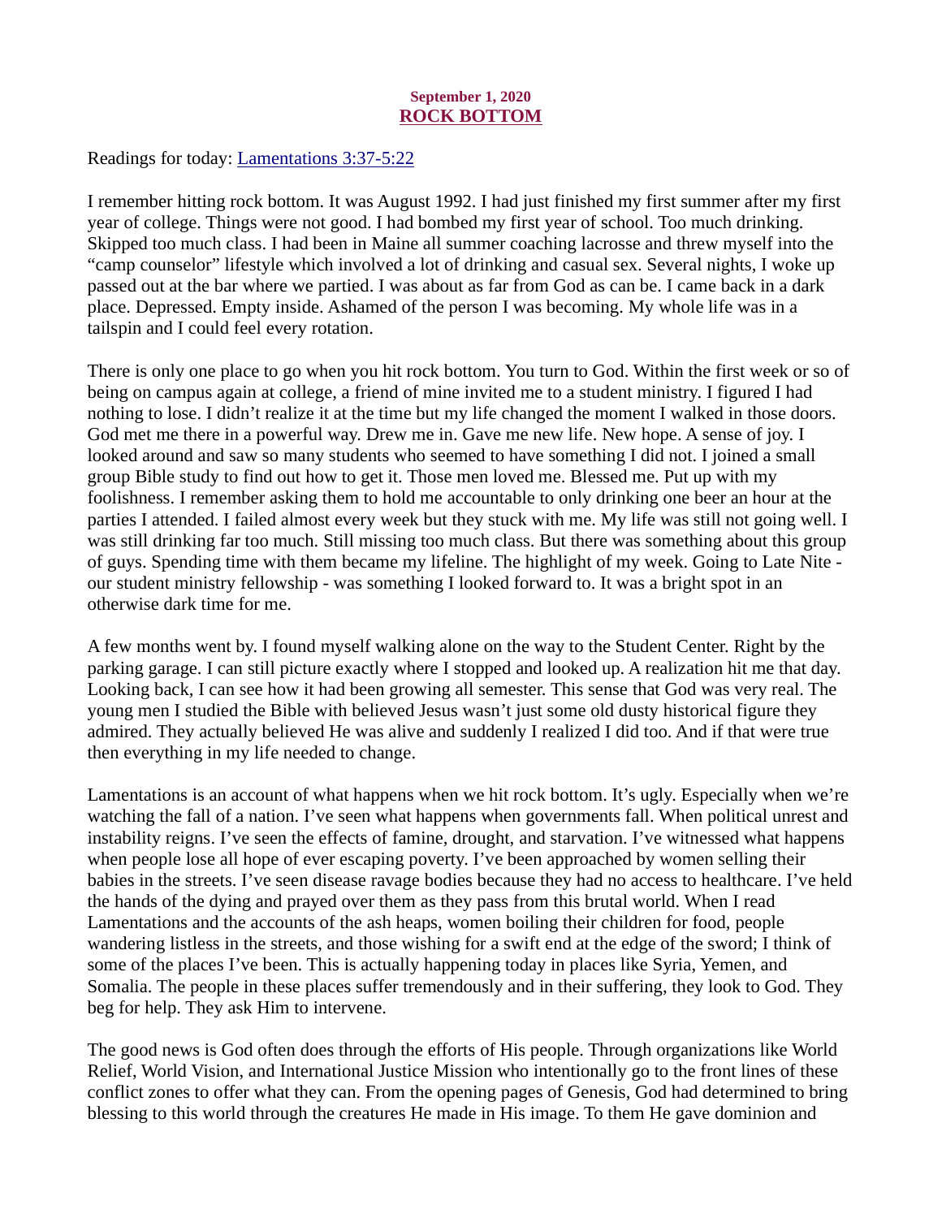September 1, 2020

## ROCK BOTTOM

Readings for today: Lamentations 3:37-5:22

I remember hitting rock bottom. It was August 1992. I had just finished my first summer after my first year of college. Things were not good. I had bombed my first year of school. Too much drinking. Skipped too much class. I had been in Maine all summer coaching lacrosse and threw myself into the "camp counselor" lifestyle which involved a lot of drinking and casual sex. Several nights, I woke up passed out at the bar where we partied. I was about as far from God as can be. I came back in a dark place. Depressed. Empty inside. Ashamed of the person I was becoming. My whole life was in a tailspin and I could feel every rotation.

There is only one place to go when you hit rock bottom. You turn to God. Within the first week or so of being on campus again at college, a friend of mine invited me to a student ministry. I figured I had nothing to lose. I didn't realize it at the time but my life changed the moment I walked in those doors. God met me there in a powerful way. Drew me in. Gave me new life. New hope. A sense of joy. I looked around and saw so many students who seemed to have something I did not. I joined a small group Bible study to find out how to get it. Those men loved me. Blessed me. Put up with my foolishness. I remember asking them to hold me accountable to only drinking one beer an hour at the parties I attended. I failed almost every week but they stuck with me. My life was still not going well. I was still drinking far too much. Still missing too much class. But there was something about this group of guys. Spending time with them became my lifeline. The highlight of my week. Going to Late Nite - our student ministry fellowship - was something I looked forward to. It was a bright spot in an otherwise dark time for me.

A few months went by. I found myself walking alone on the way to the Student Center. Right by the parking garage. I can still picture exactly where I stopped and looked up. A realization hit me that day. Looking back, I can see how it had been growing all semester. This sense that God was very real. The young men I studied the Bible with believed Jesus wasn't just some old dusty historical figure they admired. They actually believed He was alive and suddenly I realized I did too. And if that were true then everything in my life needed to change.

Lamentations is an account of what happens when we hit rock bottom. It's ugly. Especially when we're watching the fall of a nation. I've seen what happens when governments fall. When political unrest and instability reigns. I've seen the effects of famine, drought, and starvation. I've witnessed what happens when people lose all hope of ever escaping poverty. I've been approached by women selling their babies in the streets. I've seen disease ravage bodies because they had no access to healthcare. I've held the hands of the dying and prayed over them as they pass from this brutal world. When I read Lamentations and the accounts of the ash heaps, women boiling their children for food, people wandering listless in the streets, and those wishing for a swift end at the edge of the sword; I think of some of the places I've been. This is actually happening today in places like Syria, Yemen, and Somalia. The people in these places suffer tremendously and in their suffering, they look to God. They beg for help. They ask Him to intervene.

The good news is God often does through the efforts of His people. Through organizations like World Relief, World Vision, and International Justice Mission who intentionally go to the front lines of these conflict zones to offer what they can. From the opening pages of Genesis, God had determined to bring blessing to this world through the creatures He made in His image. To them He gave dominion and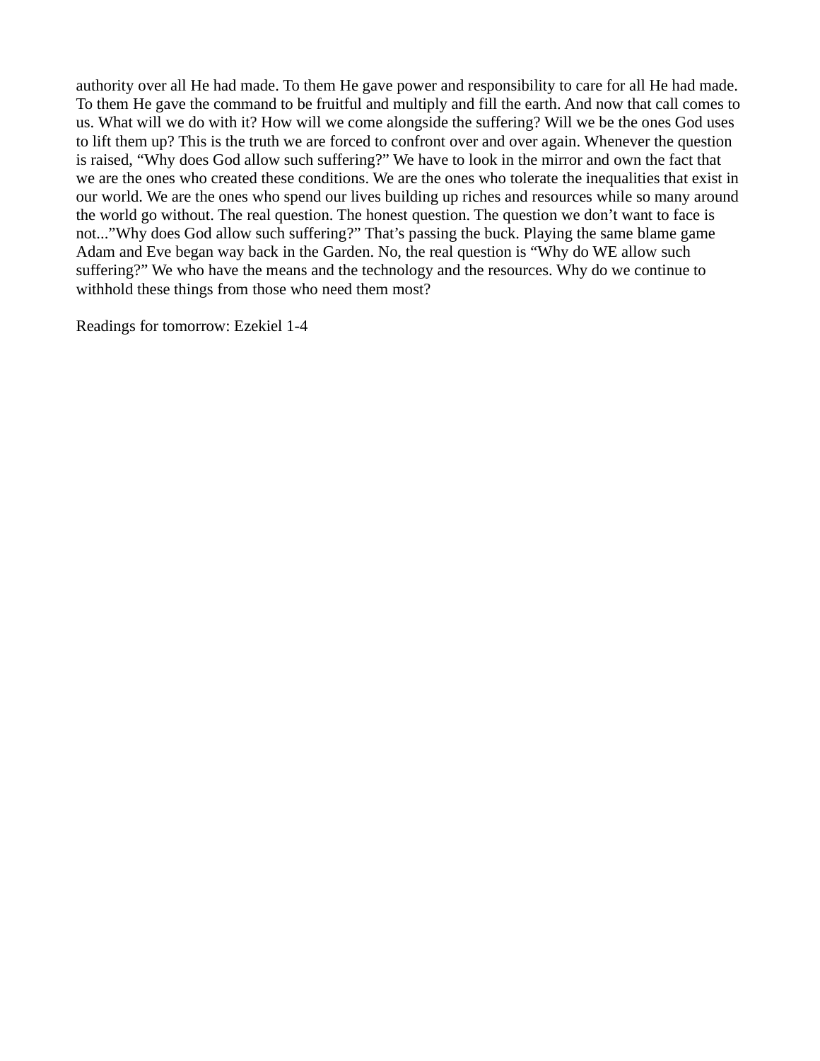authority over all He had made. To them He gave power and responsibility to care for all He had made. To them He gave the command to be fruitful and multiply and fill the earth. And now that call comes to us. What will we do with it? How will we come alongside the suffering? Will we be the ones God uses to lift them up? This is the truth we are forced to confront over and over again. Whenever the question is raised, “Why does God allow such suffering?” We have to look in the mirror and own the fact that we are the ones who created these conditions. We are the ones who tolerate the inequalities that exist in our world. We are the ones who spend our lives building up riches and resources while so many around the world go without. The real question. The honest question. The question we don’t want to face is not...”Why does God allow such suffering?” That’s passing the buck. Playing the same blame game Adam and Eve began way back in the Garden. No, the real question is “Why do WE allow such suffering?” We who have the means and the technology and the resources. Why do we continue to withhold these things from those who need them most?

Readings for tomorrow: Ezekiel 1-4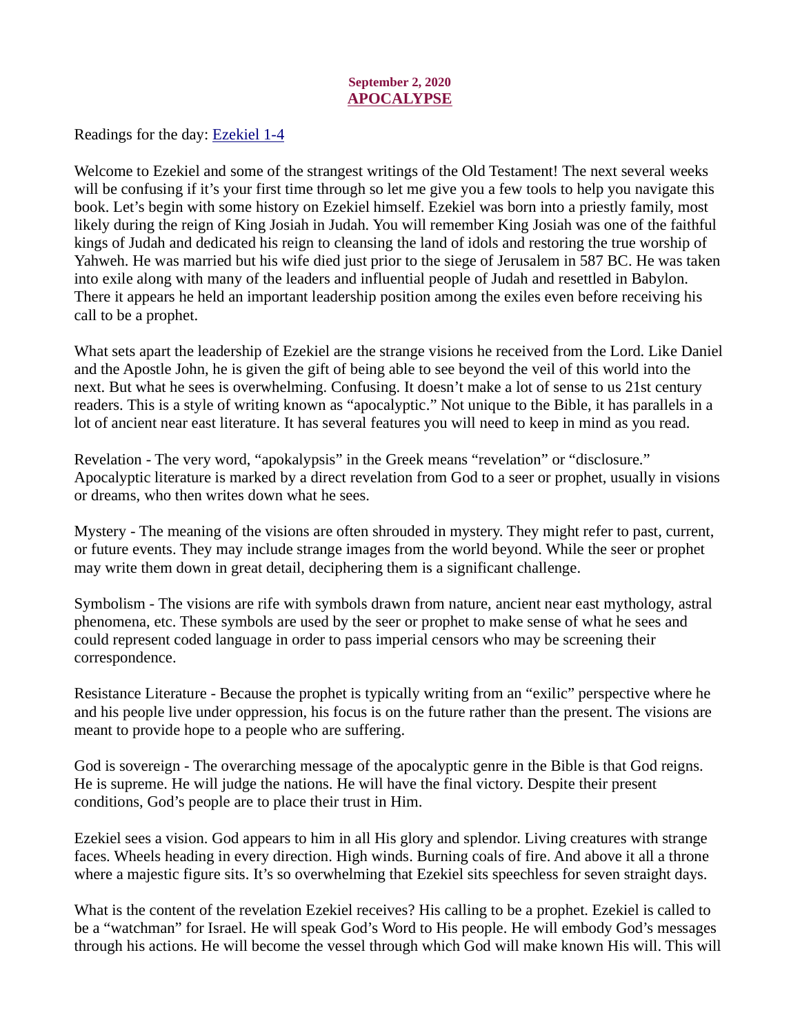**September 2, 2020**

## APOCALYPSE

Readings for the day: Ezekiel 1-4

Welcome to Ezekiel and some of the strangest writings of the Old Testament! The next several weeks will be confusing if it's your first time through so let me give you a few tools to help you navigate this book. Let's begin with some history on Ezekiel himself. Ezekiel was born into a priestly family, most likely during the reign of King Josiah in Judah. You will remember King Josiah was one of the faithful kings of Judah and dedicated his reign to cleansing the land of idols and restoring the true worship of Yahweh. He was married but his wife died just prior to the siege of Jerusalem in 587 BC. He was taken into exile along with many of the leaders and influential people of Judah and resettled in Babylon. There it appears he held an important leadership position among the exiles even before receiving his call to be a prophet.

What sets apart the leadership of Ezekiel are the strange visions he received from the Lord. Like Daniel and the Apostle John, he is given the gift of being able to see beyond the veil of this world into the next. But what he sees is overwhelming. Confusing. It doesn't make a lot of sense to us 21st century readers. This is a style of writing known as "apocalyptic." Not unique to the Bible, it has parallels in a lot of ancient near east literature. It has several features you will need to keep in mind as you read.

Revelation - The very word, "apokalypsis" in the Greek means "revelation" or "disclosure." Apocalyptic literature is marked by a direct revelation from God to a seer or prophet, usually in visions or dreams, who then writes down what he sees.

Mystery - The meaning of the visions are often shrouded in mystery. They might refer to past, current, or future events. They may include strange images from the world beyond. While the seer or prophet may write them down in great detail, deciphering them is a significant challenge.

Symbolism - The visions are rife with symbols drawn from nature, ancient near east mythology, astral phenomena, etc. These symbols are used by the seer or prophet to make sense of what he sees and could represent coded language in order to pass imperial censors who may be screening their correspondence.

Resistance Literature - Because the prophet is typically writing from an "exilic" perspective where he and his people live under oppression, his focus is on the future rather than the present. The visions are meant to provide hope to a people who are suffering.

God is sovereign - The overarching message of the apocalyptic genre in the Bible is that God reigns. He is supreme. He will judge the nations. He will have the final victory. Despite their present conditions, God's people are to place their trust in Him.

Ezekiel sees a vision. God appears to him in all His glory and splendor. Living creatures with strange faces. Wheels heading in every direction. High winds. Burning coals of fire. And above it all a throne where a majestic figure sits. It's so overwhelming that Ezekiel sits speechless for seven straight days.

What is the content of the revelation Ezekiel receives? His calling to be a prophet. Ezekiel is called to be a "watchman" for Israel. He will speak God's Word to His people. He will embody God's messages through his actions. He will become the vessel through which God will make known His will. This will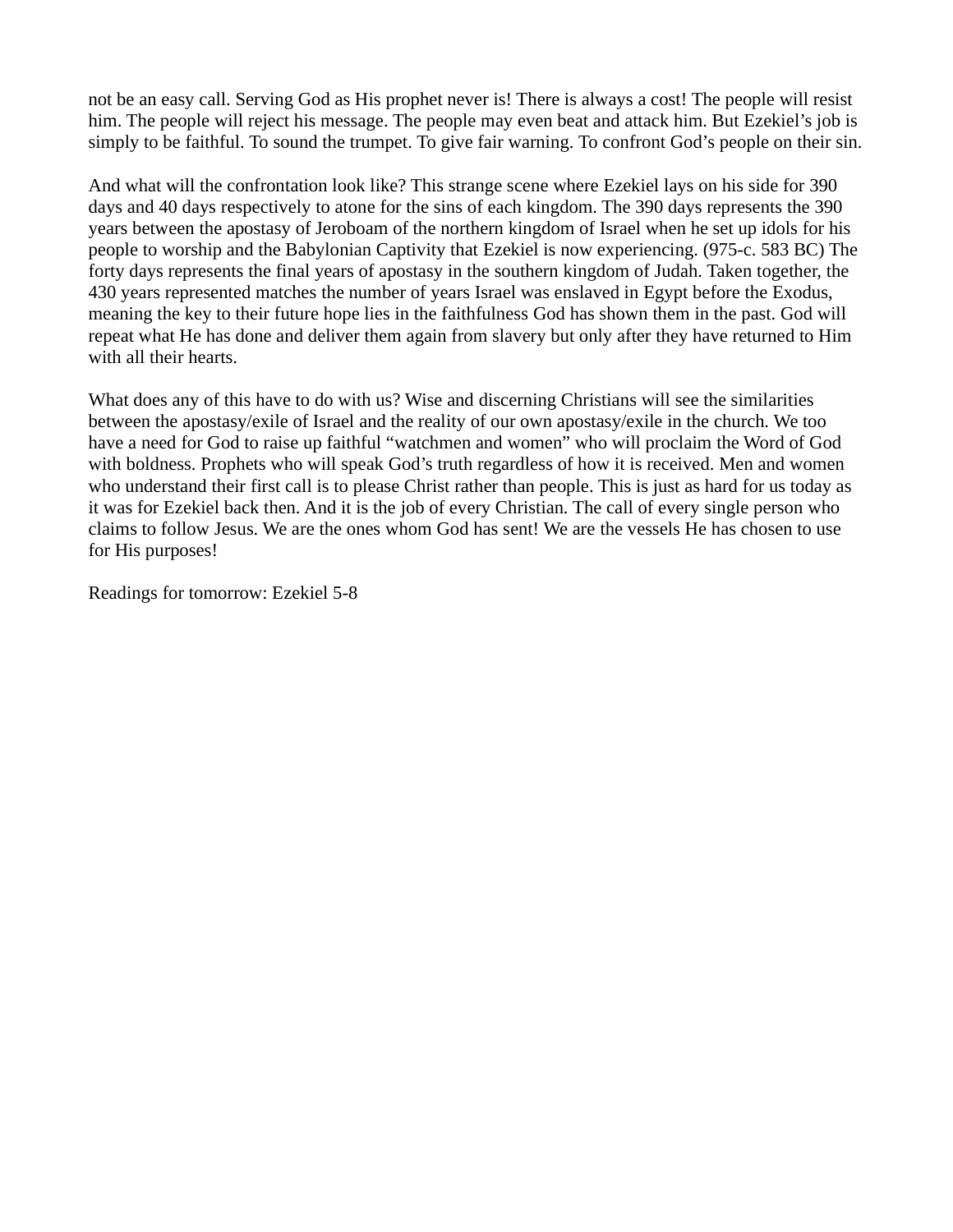not be an easy call. Serving God as His prophet never is! There is always a cost! The people will resist him. The people will reject his message. The people may even beat and attack him. But Ezekiel's job is simply to be faithful. To sound the trumpet. To give fair warning. To confront God's people on their sin.

And what will the confrontation look like? This strange scene where Ezekiel lays on his side for 390 days and 40 days respectively to atone for the sins of each kingdom. The 390 days represents the 390 years between the apostasy of Jeroboam of the northern kingdom of Israel when he set up idols for his people to worship and the Babylonian Captivity that Ezekiel is now experiencing. (975-c. 583 BC) The forty days represents the final years of apostasy in the southern kingdom of Judah. Taken together, the 430 years represented matches the number of years Israel was enslaved in Egypt before the Exodus, meaning the key to their future hope lies in the faithfulness God has shown them in the past. God will repeat what He has done and deliver them again from slavery but only after they have returned to Him with all their hearts.

What does any of this have to do with us? Wise and discerning Christians will see the similarities between the apostasy/exile of Israel and the reality of our own apostasy/exile in the church. We too have a need for God to raise up faithful "watchmen and women" who will proclaim the Word of God with boldness. Prophets who will speak God's truth regardless of how it is received. Men and women who understand their first call is to please Christ rather than people. This is just as hard for us today as it was for Ezekiel back then. And it is the job of every Christian. The call of every single person who claims to follow Jesus. We are the ones whom God has sent! We are the vessels He has chosen to use for His purposes!

Readings for tomorrow: Ezekiel 5-8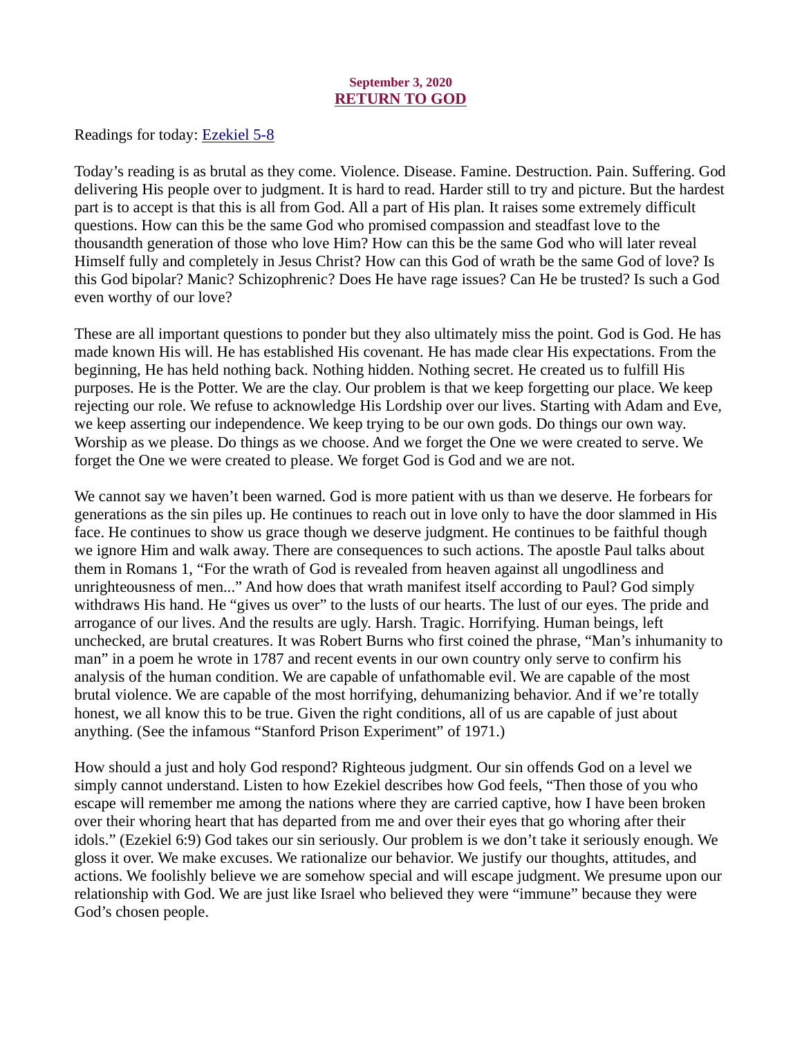**September 3, 2020**

# RETURN TO GOD

Readings for today: [Ezekiel 5-8]

Today's reading is as brutal as they come. Violence. Disease. Famine. Destruction. Pain. Suffering. God delivering His people over to judgment. It is hard to read. Harder still to try and picture. But the hardest part is to accept is that this is all from God. All a part of His plan. It raises some extremely difficult questions. How can this be the same God who promised compassion and steadfast love to the thousandth generation of those who love Him? How can this be the same God who will later reveal Himself fully and completely in Jesus Christ? How can this God of wrath be the same God of love? Is this God bipolar? Manic? Schizophrenic? Does He have rage issues? Can He be trusted? Is such a God even worthy of our love?

These are all important questions to ponder but they also ultimately miss the point. God is God. He has made known His will. He has established His covenant. He has made clear His expectations. From the beginning, He has held nothing back. Nothing hidden. Nothing secret. He created us to fulfill His purposes. He is the Potter. We are the clay. Our problem is that we keep forgetting our place. We keep rejecting our role. We refuse to acknowledge His Lordship over our lives. Starting with Adam and Eve, we keep asserting our independence. We keep trying to be our own gods. Do things our own way. Worship as we please. Do things as we choose. And we forget the One we were created to serve. We forget the One we were created to please. We forget God is God and we are not.

We cannot say we haven't been warned. God is more patient with us than we deserve. He forbears for generations as the sin piles up. He continues to reach out in love only to have the door slammed in His face. He continues to show us grace though we deserve judgment. He continues to be faithful though we ignore Him and walk away. There are consequences to such actions. The apostle Paul talks about them in Romans 1, "For the wrath of God is revealed from heaven against all ungodliness and unrighteousness of men..." And how does that wrath manifest itself according to Paul? God simply withdraws His hand. He "gives us over" to the lusts of our hearts. The lust of our eyes. The pride and arrogance of our lives. And the results are ugly. Harsh. Tragic. Horrifying. Human beings, left unchecked, are brutal creatures. It was Robert Burns who first coined the phrase, "Man's inhumanity to man" in a poem he wrote in 1787 and recent events in our own country only serve to confirm his analysis of the human condition. We are capable of unfathomable evil. We are capable of the most brutal violence. We are capable of the most horrifying, dehumanizing behavior. And if we're totally honest, we all know this to be true. Given the right conditions, all of us are capable of just about anything. (See the infamous "Stanford Prison Experiment" of 1971.)

How should a just and holy God respond? Righteous judgment. Our sin offends God on a level we simply cannot understand. Listen to how Ezekiel describes how God feels, "Then those of you who escape will remember me among the nations where they are carried captive, how I have been broken over their whoring heart that has departed from me and over their eyes that go whoring after their idols." (Ezekiel 6:9) God takes our sin seriously. Our problem is we don't take it seriously enough. We gloss it over. We make excuses. We rationalize our behavior. We justify our thoughts, attitudes, and actions. We foolishly believe we are somehow special and will escape judgment. We presume upon our relationship with God. We are just like Israel who believed they were "immune" because they were God's chosen people.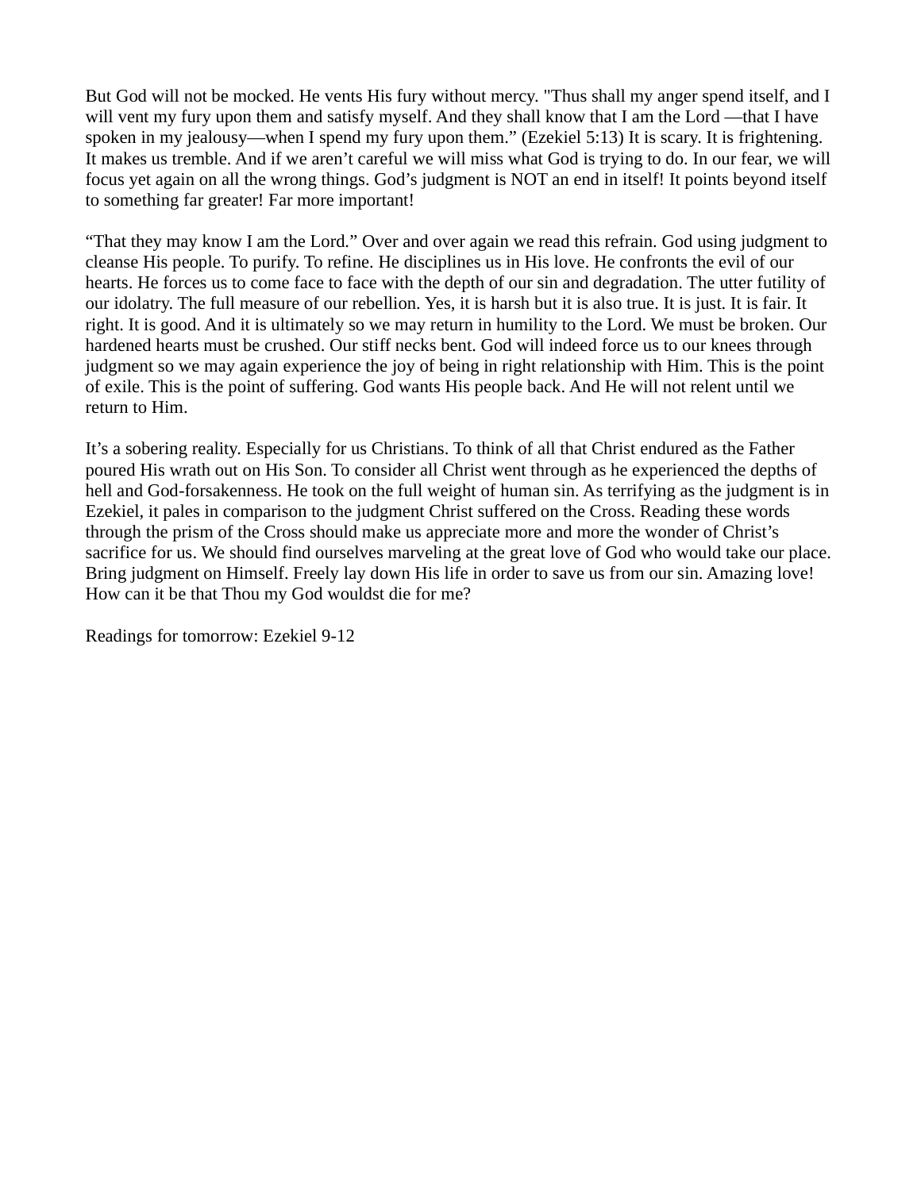But God will not be mocked. He vents His fury without mercy. "Thus shall my anger spend itself, and I will vent my fury upon them and satisfy myself. And they shall know that I am the Lord —that I have spoken in my jealousy—when I spend my fury upon them." (Ezekiel 5:13) It is scary. It is frightening. It makes us tremble. And if we aren't careful we will miss what God is trying to do. In our fear, we will focus yet again on all the wrong things. God's judgment is NOT an end in itself! It points beyond itself to something far greater! Far more important!

"That they may know I am the Lord." Over and over again we read this refrain. God using judgment to cleanse His people. To purify. To refine. He disciplines us in His love. He confronts the evil of our hearts. He forces us to come face to face with the depth of our sin and degradation. The utter futility of our idolatry. The full measure of our rebellion. Yes, it is harsh but it is also true. It is just. It is fair. It right. It is good. And it is ultimately so we may return in humility to the Lord. We must be broken. Our hardened hearts must be crushed. Our stiff necks bent. God will indeed force us to our knees through judgment so we may again experience the joy of being in right relationship with Him. This is the point of exile. This is the point of suffering. God wants His people back. And He will not relent until we return to Him.

It's a sobering reality. Especially for us Christians. To think of all that Christ endured as the Father poured His wrath out on His Son. To consider all Christ went through as he experienced the depths of hell and God-forsakenness. He took on the full weight of human sin. As terrifying as the judgment is in Ezekiel, it pales in comparison to the judgment Christ suffered on the Cross. Reading these words through the prism of the Cross should make us appreciate more and more the wonder of Christ's sacrifice for us. We should find ourselves marveling at the great love of God who would take our place. Bring judgment on Himself. Freely lay down His life in order to save us from our sin. Amazing love! How can it be that Thou my God wouldst die for me?

Readings for tomorrow: Ezekiel 9-12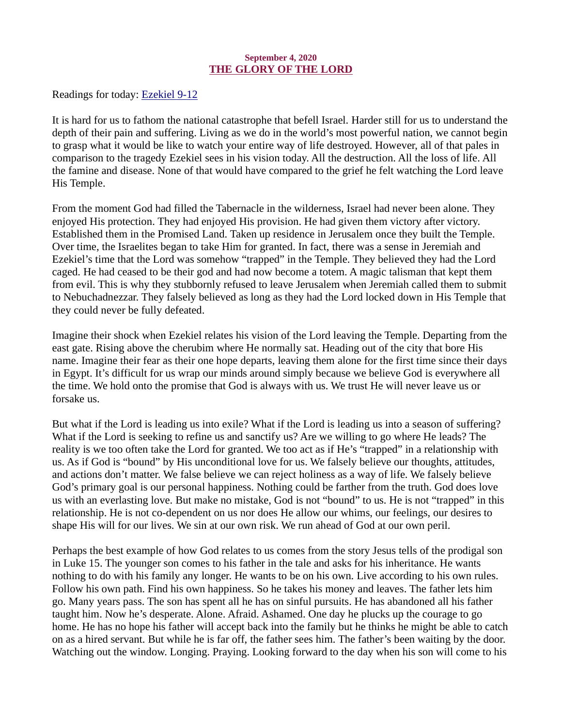September 4, 2020

## THE GLORY OF THE LORD

Readings for today: [Ezekiel 9-12]

It is hard for us to fathom the national catastrophe that befell Israel. Harder still for us to understand the depth of their pain and suffering. Living as we do in the world's most powerful nation, we cannot begin to grasp what it would be like to watch your entire way of life destroyed. However, all of that pales in comparison to the tragedy Ezekiel sees in his vision today. All the destruction. All the loss of life. All the famine and disease. None of that would have compared to the grief he felt watching the Lord leave His Temple.

From the moment God had filled the Tabernacle in the wilderness, Israel had never been alone. They enjoyed His protection. They had enjoyed His provision. He had given them victory after victory. Established them in the Promised Land. Taken up residence in Jerusalem once they built the Temple. Over time, the Israelites began to take Him for granted. In fact, there was a sense in Jeremiah and Ezekiel's time that the Lord was somehow "trapped" in the Temple. They believed they had the Lord caged. He had ceased to be their god and had now become a totem. A magic talisman that kept them from evil. This is why they stubbornly refused to leave Jerusalem when Jeremiah called them to submit to Nebuchadnezzar. They falsely believed as long as they had the Lord locked down in His Temple that they could never be fully defeated.

Imagine their shock when Ezekiel relates his vision of the Lord leaving the Temple. Departing from the east gate. Rising above the cherubim where He normally sat. Heading out of the city that bore His name. Imagine their fear as their one hope departs, leaving them alone for the first time since their days in Egypt. It's difficult for us wrap our minds around simply because we believe God is everywhere all the time. We hold onto the promise that God is always with us. We trust He will never leave us or forsake us.

But what if the Lord is leading us into exile? What if the Lord is leading us into a season of suffering? What if the Lord is seeking to refine us and sanctify us? Are we willing to go where He leads? The reality is we too often take the Lord for granted. We too act as if He's "trapped" in a relationship with us. As if God is "bound" by His unconditional love for us. We falsely believe our thoughts, attitudes, and actions don't matter. We false believe we can reject holiness as a way of life. We falsely believe God's primary goal is our personal happiness. Nothing could be farther from the truth. God does love us with an everlasting love. But make no mistake, God is not "bound" to us. He is not "trapped" in this relationship. He is not co-dependent on us nor does He allow our whims, our feelings, our desires to shape His will for our lives. We sin at our own risk. We run ahead of God at our own peril.

Perhaps the best example of how God relates to us comes from the story Jesus tells of the prodigal son in Luke 15. The younger son comes to his father in the tale and asks for his inheritance. He wants nothing to do with his family any longer. He wants to be on his own. Live according to his own rules. Follow his own path. Find his own happiness. So he takes his money and leaves. The father lets him go. Many years pass. The son has spent all he has on sinful pursuits. He has abandoned all his father taught him. Now he's desperate. Alone. Afraid. Ashamed. One day he plucks up the courage to go home. He has no hope his father will accept back into the family but he thinks he might be able to catch on as a hired servant. But while he is far off, the father sees him. The father's been waiting by the door. Watching out the window. Longing. Praying. Looking forward to the day when his son will come to his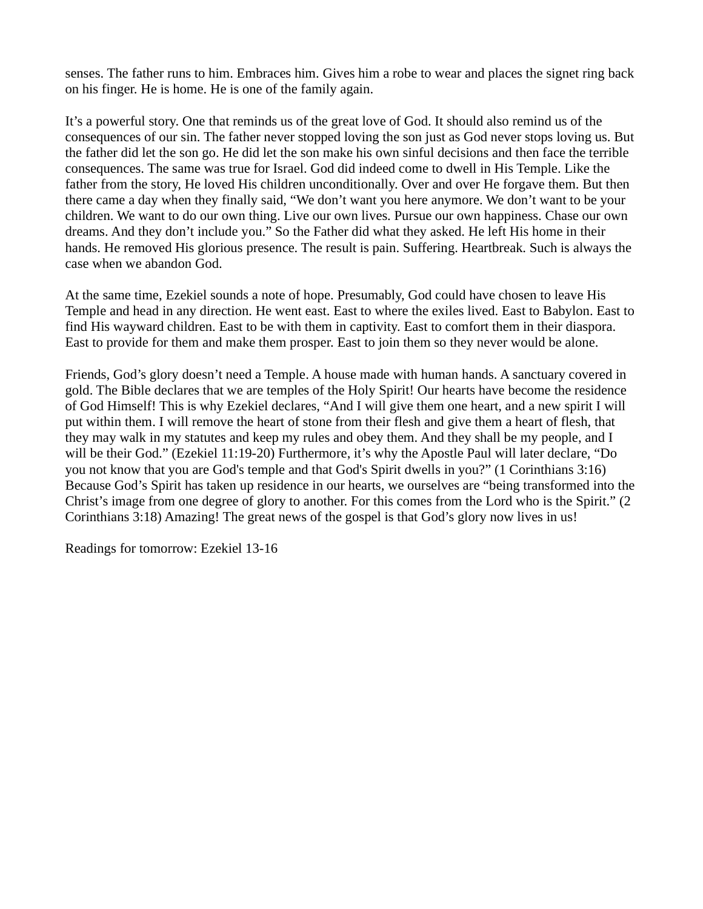senses. The father runs to him. Embraces him. Gives him a robe to wear and places the signet ring back on his finger. He is home. He is one of the family again.

It's a powerful story. One that reminds us of the great love of God. It should also remind us of the consequences of our sin. The father never stopped loving the son just as God never stops loving us. But the father did let the son go. He did let the son make his own sinful decisions and then face the terrible consequences. The same was true for Israel. God did indeed come to dwell in His Temple. Like the father from the story, He loved His children unconditionally. Over and over He forgave them. But then there came a day when they finally said, "We don't want you here anymore. We don't want to be your children. We want to do our own thing. Live our own lives. Pursue our own happiness. Chase our own dreams. And they don't include you." So the Father did what they asked. He left His home in their hands. He removed His glorious presence. The result is pain. Suffering. Heartbreak. Such is always the case when we abandon God.

At the same time, Ezekiel sounds a note of hope. Presumably, God could have chosen to leave His Temple and head in any direction. He went east. East to where the exiles lived. East to Babylon. East to find His wayward children. East to be with them in captivity. East to comfort them in their diaspora. East to provide for them and make them prosper. East to join them so they never would be alone.

Friends, God's glory doesn't need a Temple. A house made with human hands. A sanctuary covered in gold. The Bible declares that we are temples of the Holy Spirit! Our hearts have become the residence of God Himself! This is why Ezekiel declares, "And I will give them one heart, and a new spirit I will put within them. I will remove the heart of stone from their flesh and give them a heart of flesh, that they may walk in my statutes and keep my rules and obey them. And they shall be my people, and I will be their God." (Ezekiel 11:19-20) Furthermore, it's why the Apostle Paul will later declare, "Do you not know that you are God's temple and that God's Spirit dwells in you?" (1 Corinthians 3:16) Because God's Spirit has taken up residence in our hearts, we ourselves are "being transformed into the Christ's image from one degree of glory to another. For this comes from the Lord who is the Spirit." (2 Corinthians 3:18) Amazing! The great news of the gospel is that God's glory now lives in us!

Readings for tomorrow: Ezekiel 13-16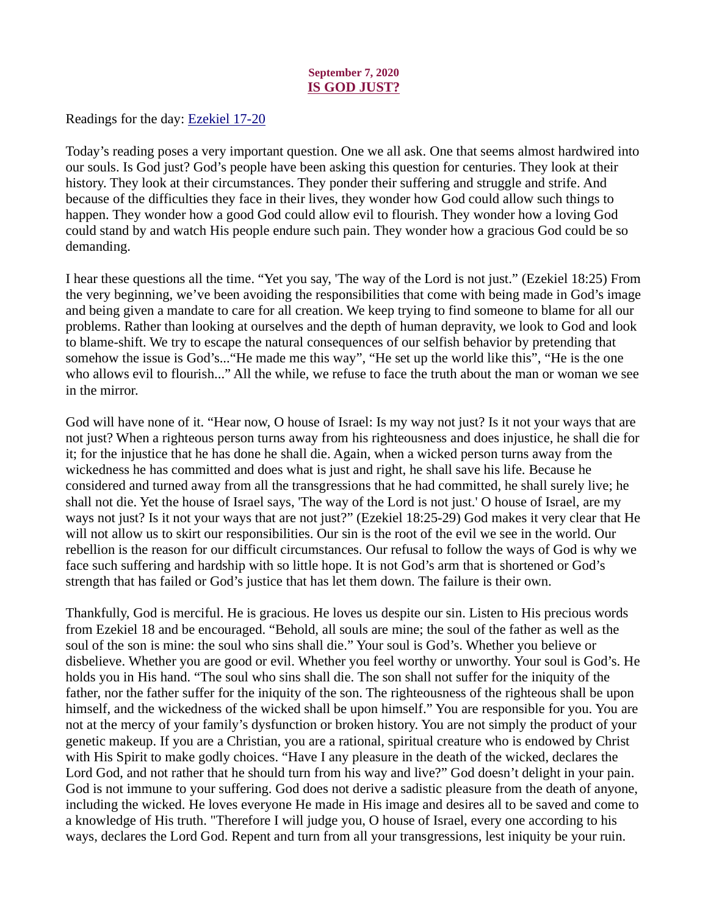**September 7, 2020**
## IS GOD JUST?

Readings for the day: [Ezekiel 17-20]

Today's reading poses a very important question. One we all ask. One that seems almost hardwired into our souls. Is God just? God's people have been asking this question for centuries. They look at their history. They look at their circumstances. They ponder their suffering and struggle and strife. And because of the difficulties they face in their lives, they wonder how God could allow such things to happen. They wonder how a good God could allow evil to flourish. They wonder how a loving God could stand by and watch His people endure such pain. They wonder how a gracious God could be so demanding.

I hear these questions all the time. "Yet you say, 'The way of the Lord is not just." (Ezekiel 18:25) From the very beginning, we've been avoiding the responsibilities that come with being made in God's image and being given a mandate to care for all creation. We keep trying to find someone to blame for all our problems. Rather than looking at ourselves and the depth of human depravity, we look to God and look to blame-shift. We try to escape the natural consequences of our selfish behavior by pretending that somehow the issue is God's..."He made me this way", "He set up the world like this", "He is the one who allows evil to flourish..." All the while, we refuse to face the truth about the man or woman we see in the mirror.

God will have none of it. "Hear now, O house of Israel: Is my way not just? Is it not your ways that are not just? When a righteous person turns away from his righteousness and does injustice, he shall die for it; for the injustice that he has done he shall die. Again, when a wicked person turns away from the wickedness he has committed and does what is just and right, he shall save his life. Because he considered and turned away from all the transgressions that he had committed, he shall surely live; he shall not die. Yet the house of Israel says, 'The way of the Lord is not just.' O house of Israel, are my ways not just? Is it not your ways that are not just?" (Ezekiel 18:25-29) God makes it very clear that He will not allow us to skirt our responsibilities. Our sin is the root of the evil we see in the world. Our rebellion is the reason for our difficult circumstances. Our refusal to follow the ways of God is why we face such suffering and hardship with so little hope. It is not God's arm that is shortened or God's strength that has failed or God's justice that has let them down. The failure is their own.

Thankfully, God is merciful. He is gracious. He loves us despite our sin. Listen to His precious words from Ezekiel 18 and be encouraged. "Behold, all souls are mine; the soul of the father as well as the soul of the son is mine: the soul who sins shall die." Your soul is God's. Whether you believe or disbelieve. Whether you are good or evil. Whether you feel worthy or unworthy. Your soul is God's. He holds you in His hand. "The soul who sins shall die. The son shall not suffer for the iniquity of the father, nor the father suffer for the iniquity of the son. The righteousness of the righteous shall be upon himself, and the wickedness of the wicked shall be upon himself." You are responsible for you. You are not at the mercy of your family's dysfunction or broken history. You are not simply the product of your genetic makeup. If you are a Christian, you are a rational, spiritual creature who is endowed by Christ with His Spirit to make godly choices. "Have I any pleasure in the death of the wicked, declares the Lord God, and not rather that he should turn from his way and live?" God doesn't delight in your pain. God is not immune to your suffering. God does not derive a sadistic pleasure from the death of anyone, including the wicked. He loves everyone He made in His image and desires all to be saved and come to a knowledge of His truth. "Therefore I will judge you, O house of Israel, every one according to his ways, declares the Lord God. Repent and turn from all your transgressions, lest iniquity be your ruin.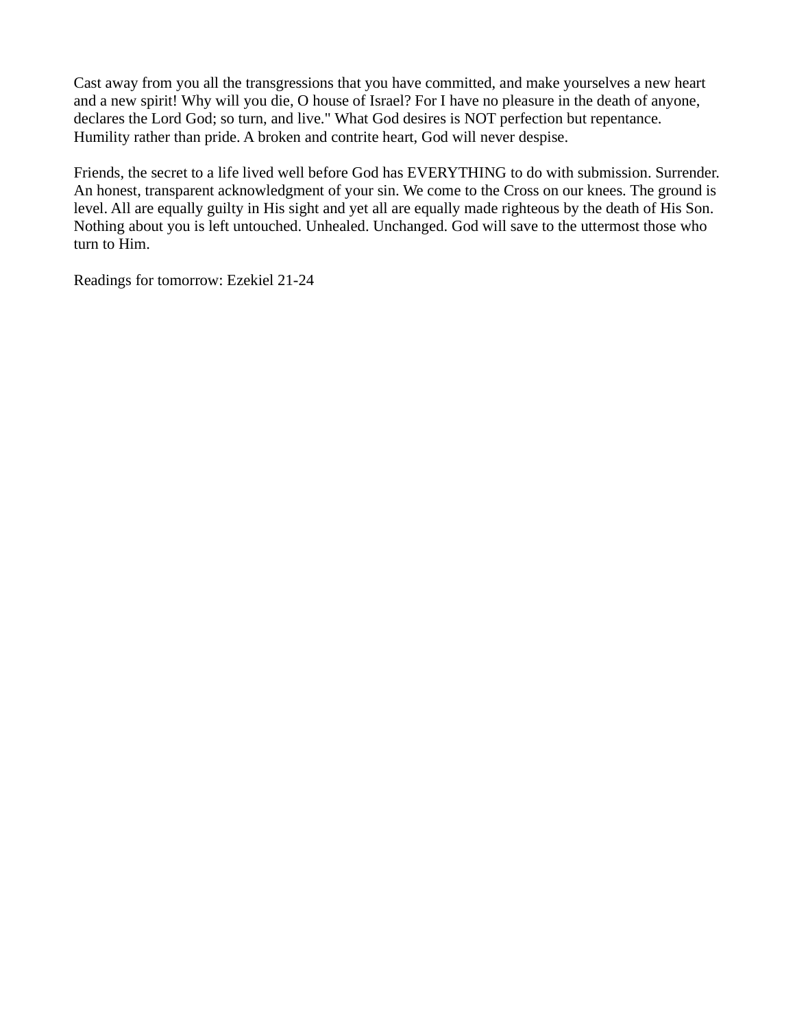Cast away from you all the transgressions that you have committed, and make yourselves a new heart and a new spirit! Why will you die, O house of Israel? For I have no pleasure in the death of anyone, declares the Lord God; so turn, and live." What God desires is NOT perfection but repentance. Humility rather than pride. A broken and contrite heart, God will never despise.

Friends, the secret to a life lived well before God has EVERYTHING to do with submission. Surrender. An honest, transparent acknowledgment of your sin. We come to the Cross on our knees. The ground is level. All are equally guilty in His sight and yet all are equally made righteous by the death of His Son. Nothing about you is left untouched. Unhealed. Unchanged. God will save to the uttermost those who turn to Him.

Readings for tomorrow: Ezekiel 21-24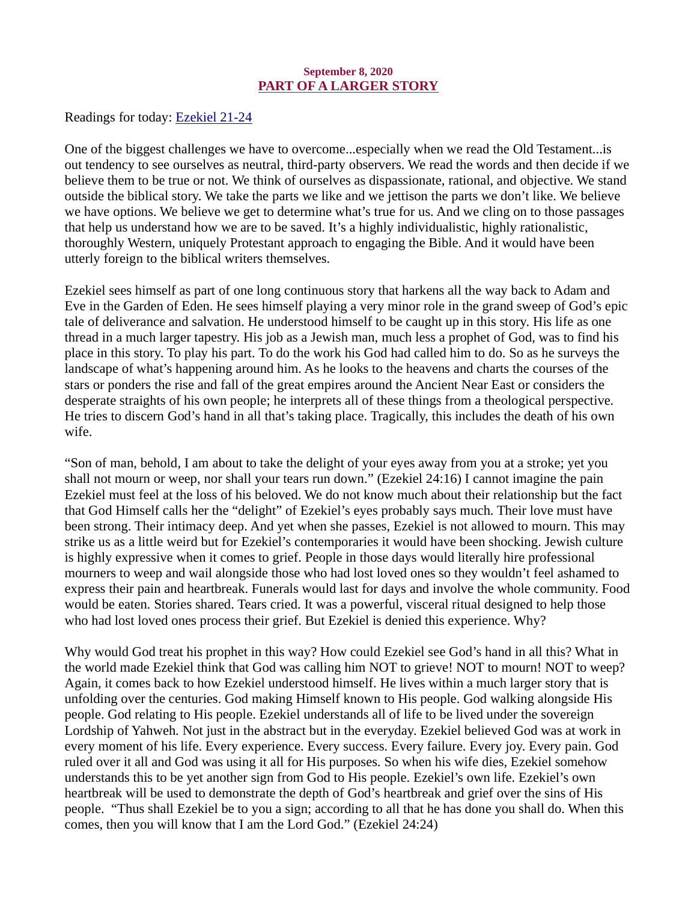September 8, 2020

## PART OF A LARGER STORY

Readings for today: Ezekiel 21-24

One of the biggest challenges we have to overcome...especially when we read the Old Testament...is out tendency to see ourselves as neutral, third-party observers. We read the words and then decide if we believe them to be true or not. We think of ourselves as dispassionate, rational, and objective. We stand outside the biblical story. We take the parts we like and we jettison the parts we don't like. We believe we have options. We believe we get to determine what's true for us. And we cling on to those passages that help us understand how we are to be saved. It's a highly individualistic, highly rationalistic, thoroughly Western, uniquely Protestant approach to engaging the Bible. And it would have been utterly foreign to the biblical writers themselves.

Ezekiel sees himself as part of one long continuous story that harkens all the way back to Adam and Eve in the Garden of Eden. He sees himself playing a very minor role in the grand sweep of God's epic tale of deliverance and salvation. He understood himself to be caught up in this story. His life as one thread in a much larger tapestry. His job as a Jewish man, much less a prophet of God, was to find his place in this story. To play his part. To do the work his God had called him to do. So as he surveys the landscape of what's happening around him. As he looks to the heavens and charts the courses of the stars or ponders the rise and fall of the great empires around the Ancient Near East or considers the desperate straights of his own people; he interprets all of these things from a theological perspective. He tries to discern God's hand in all that's taking place. Tragically, this includes the death of his own wife.

"Son of man, behold, I am about to take the delight of your eyes away from you at a stroke; yet you shall not mourn or weep, nor shall your tears run down." (Ezekiel 24:16) I cannot imagine the pain Ezekiel must feel at the loss of his beloved. We do not know much about their relationship but the fact that God Himself calls her the "delight" of Ezekiel's eyes probably says much. Their love must have been strong. Their intimacy deep. And yet when she passes, Ezekiel is not allowed to mourn. This may strike us as a little weird but for Ezekiel's contemporaries it would have been shocking. Jewish culture is highly expressive when it comes to grief. People in those days would literally hire professional mourners to weep and wail alongside those who had lost loved ones so they wouldn't feel ashamed to express their pain and heartbreak. Funerals would last for days and involve the whole community. Food would be eaten. Stories shared. Tears cried. It was a powerful, visceral ritual designed to help those who had lost loved ones process their grief. But Ezekiel is denied this experience. Why?

Why would God treat his prophet in this way? How could Ezekiel see God's hand in all this? What in the world made Ezekiel think that God was calling him NOT to grieve! NOT to mourn! NOT to weep? Again, it comes back to how Ezekiel understood himself. He lives within a much larger story that is unfolding over the centuries. God making Himself known to His people. God walking alongside His people. God relating to His people. Ezekiel understands all of life to be lived under the sovereign Lordship of Yahweh. Not just in the abstract but in the everyday. Ezekiel believed God was at work in every moment of his life. Every experience. Every success. Every failure. Every joy. Every pain. God ruled over it all and God was using it all for His purposes. So when his wife dies, Ezekiel somehow understands this to be yet another sign from God to His people. Ezekiel's own life. Ezekiel's own heartbreak will be used to demonstrate the depth of God's heartbreak and grief over the sins of His people. "Thus shall Ezekiel be to you a sign; according to all that he has done you shall do. When this comes, then you will know that I am the Lord God." (Ezekiel 24:24)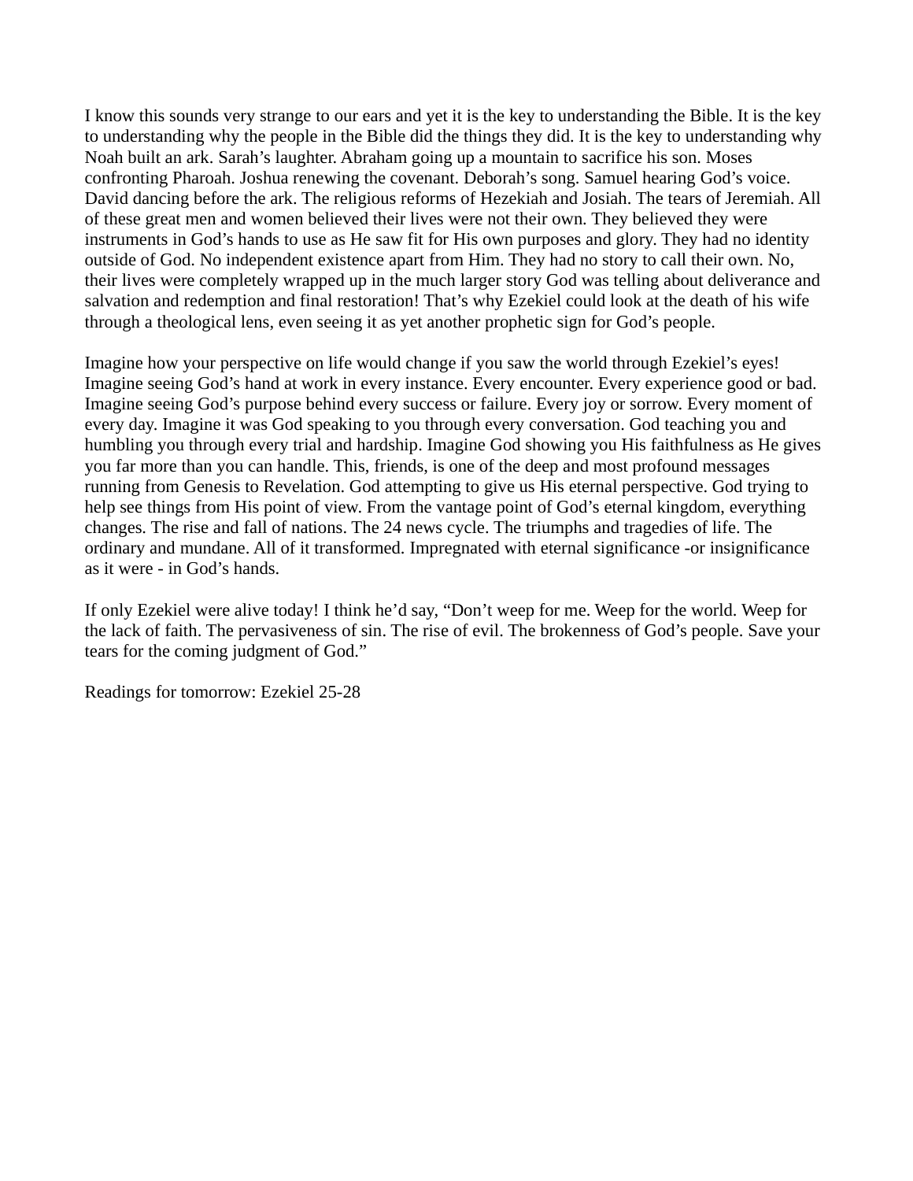I know this sounds very strange to our ears and yet it is the key to understanding the Bible. It is the key to understanding why the people in the Bible did the things they did. It is the key to understanding why Noah built an ark. Sarah's laughter. Abraham going up a mountain to sacrifice his son. Moses confronting Pharoah. Joshua renewing the covenant. Deborah's song. Samuel hearing God's voice. David dancing before the ark. The religious reforms of Hezekiah and Josiah. The tears of Jeremiah. All of these great men and women believed their lives were not their own. They believed they were instruments in God's hands to use as He saw fit for His own purposes and glory. They had no identity outside of God. No independent existence apart from Him. They had no story to call their own. No, their lives were completely wrapped up in the much larger story God was telling about deliverance and salvation and redemption and final restoration! That's why Ezekiel could look at the death of his wife through a theological lens, even seeing it as yet another prophetic sign for God's people.

Imagine how your perspective on life would change if you saw the world through Ezekiel's eyes! Imagine seeing God's hand at work in every instance. Every encounter. Every experience good or bad. Imagine seeing God's purpose behind every success or failure. Every joy or sorrow. Every moment of every day. Imagine it was God speaking to you through every conversation. God teaching you and humbling you through every trial and hardship. Imagine God showing you His faithfulness as He gives you far more than you can handle. This, friends, is one of the deep and most profound messages running from Genesis to Revelation. God attempting to give us His eternal perspective. God trying to help see things from His point of view. From the vantage point of God's eternal kingdom, everything changes. The rise and fall of nations. The 24 news cycle. The triumphs and tragedies of life. The ordinary and mundane. All of it transformed. Impregnated with eternal significance -or insignificance as it were - in God's hands.

If only Ezekiel were alive today! I think he'd say, "Don't weep for me. Weep for the world. Weep for the lack of faith. The pervasiveness of sin. The rise of evil. The brokenness of God's people. Save your tears for the coming judgment of God."

Readings for tomorrow: Ezekiel 25-28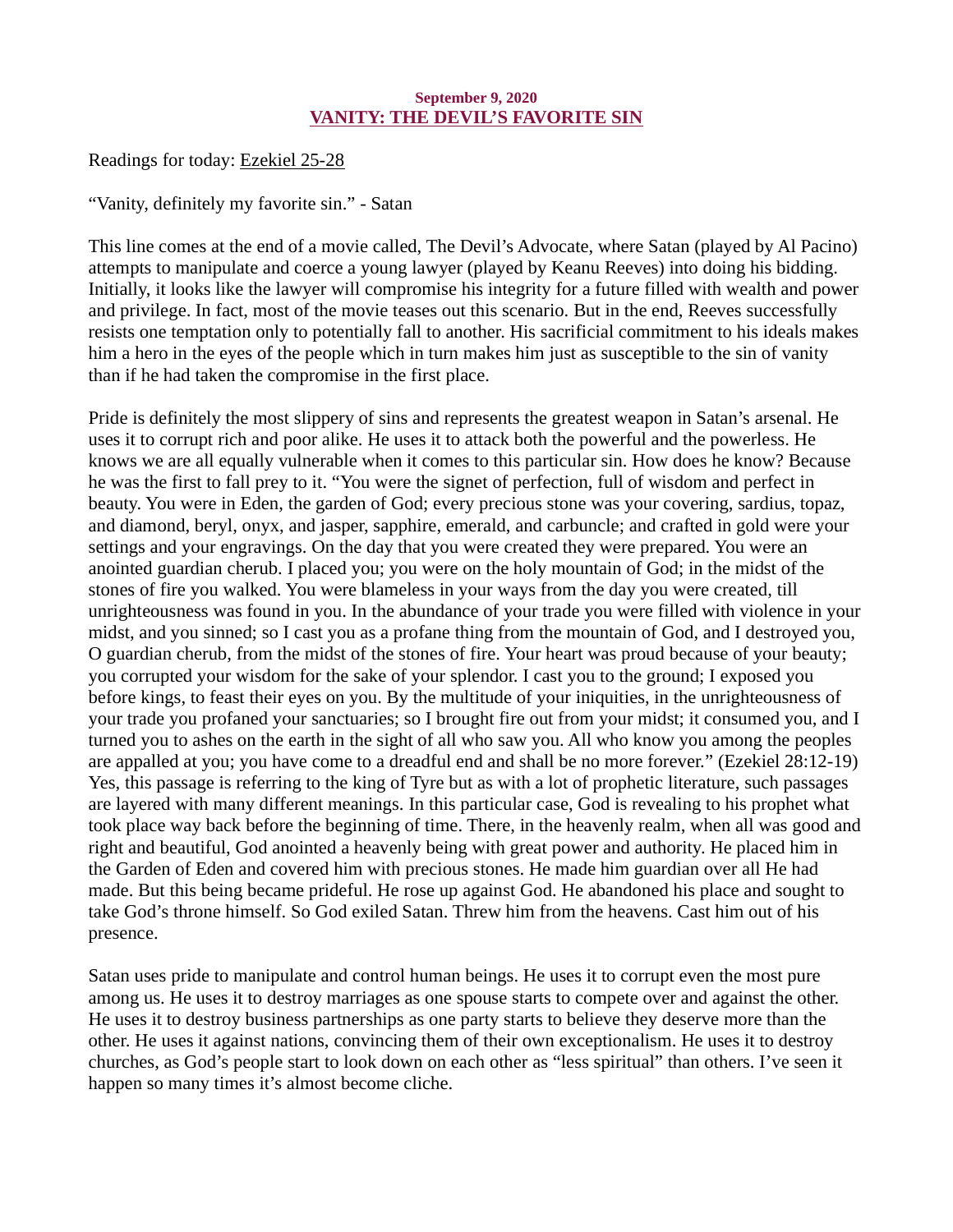September 9, 2020

## VANITY: THE DEVIL'S FAVORITE SIN

Readings for today: Ezekiel 25-28

"Vanity, definitely my favorite sin." - Satan

This line comes at the end of a movie called, The Devil's Advocate, where Satan (played by Al Pacino) attempts to manipulate and coerce a young lawyer (played by Keanu Reeves) into doing his bidding. Initially, it looks like the lawyer will compromise his integrity for a future filled with wealth and power and privilege. In fact, most of the movie teases out this scenario. But in the end, Reeves successfully resists one temptation only to potentially fall to another. His sacrificial commitment to his ideals makes him a hero in the eyes of the people which in turn makes him just as susceptible to the sin of vanity than if he had taken the compromise in the first place.

Pride is definitely the most slippery of sins and represents the greatest weapon in Satan's arsenal. He uses it to corrupt rich and poor alike. He uses it to attack both the powerful and the powerless. He knows we are all equally vulnerable when it comes to this particular sin. How does he know? Because he was the first to fall prey to it. "You were the signet of perfection, full of wisdom and perfect in beauty. You were in Eden, the garden of God; every precious stone was your covering, sardius, topaz, and diamond, beryl, onyx, and jasper, sapphire, emerald, and carbuncle; and crafted in gold were your settings and your engravings. On the day that you were created they were prepared. You were an anointed guardian cherub. I placed you; you were on the holy mountain of God; in the midst of the stones of fire you walked. You were blameless in your ways from the day you were created, till unrighteousness was found in you. In the abundance of your trade you were filled with violence in your midst, and you sinned; so I cast you as a profane thing from the mountain of God, and I destroyed you, O guardian cherub, from the midst of the stones of fire. Your heart was proud because of your beauty; you corrupted your wisdom for the sake of your splendor. I cast you to the ground; I exposed you before kings, to feast their eyes on you. By the multitude of your iniquities, in the unrighteousness of your trade you profaned your sanctuaries; so I brought fire out from your midst; it consumed you, and I turned you to ashes on the earth in the sight of all who saw you. All who know you among the peoples are appalled at you; you have come to a dreadful end and shall be no more forever." (Ezekiel 28:12-19) Yes, this passage is referring to the king of Tyre but as with a lot of prophetic literature, such passages are layered with many different meanings. In this particular case, God is revealing to his prophet what took place way back before the beginning of time. There, in the heavenly realm, when all was good and right and beautiful, God anointed a heavenly being with great power and authority. He placed him in the Garden of Eden and covered him with precious stones. He made him guardian over all He had made. But this being became prideful. He rose up against God. He abandoned his place and sought to take God's throne himself. So God exiled Satan. Threw him from the heavens. Cast him out of his presence.

Satan uses pride to manipulate and control human beings. He uses it to corrupt even the most pure among us. He uses it to destroy marriages as one spouse starts to compete over and against the other. He uses it to destroy business partnerships as one party starts to believe they deserve more than the other. He uses it against nations, convincing them of their own exceptionalism. He uses it to destroy churches, as God's people start to look down on each other as "less spiritual" than others. I've seen it happen so many times it's almost become cliche.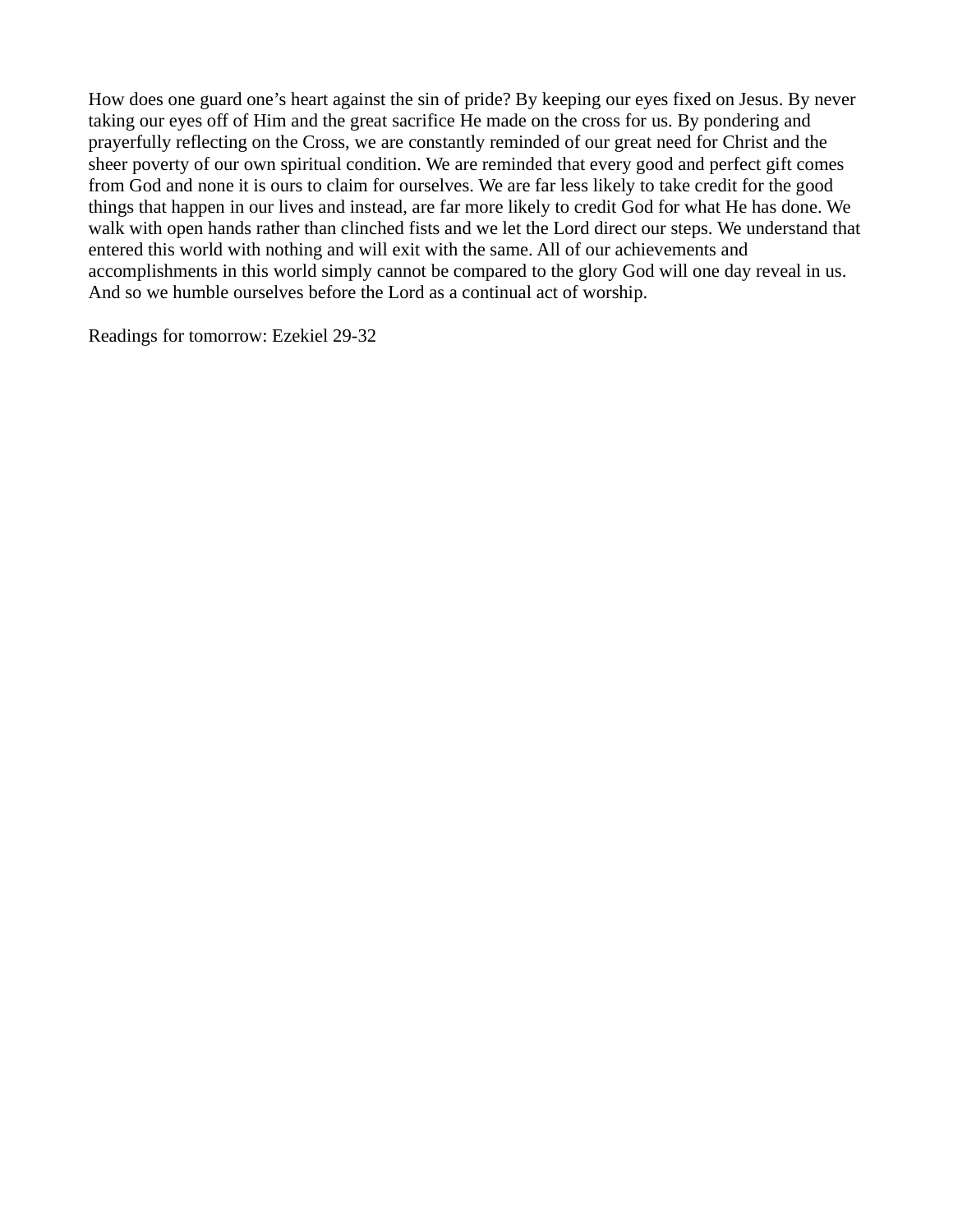How does one guard one's heart against the sin of pride? By keeping our eyes fixed on Jesus. By never taking our eyes off of Him and the great sacrifice He made on the cross for us. By pondering and prayerfully reflecting on the Cross, we are constantly reminded of our great need for Christ and the sheer poverty of our own spiritual condition. We are reminded that every good and perfect gift comes from God and none it is ours to claim for ourselves. We are far less likely to take credit for the good things that happen in our lives and instead, are far more likely to credit God for what He has done. We walk with open hands rather than clinched fists and we let the Lord direct our steps. We understand that entered this world with nothing and will exit with the same. All of our achievements and accomplishments in this world simply cannot be compared to the glory God will one day reveal in us. And so we humble ourselves before the Lord as a continual act of worship.

Readings for tomorrow: Ezekiel 29-32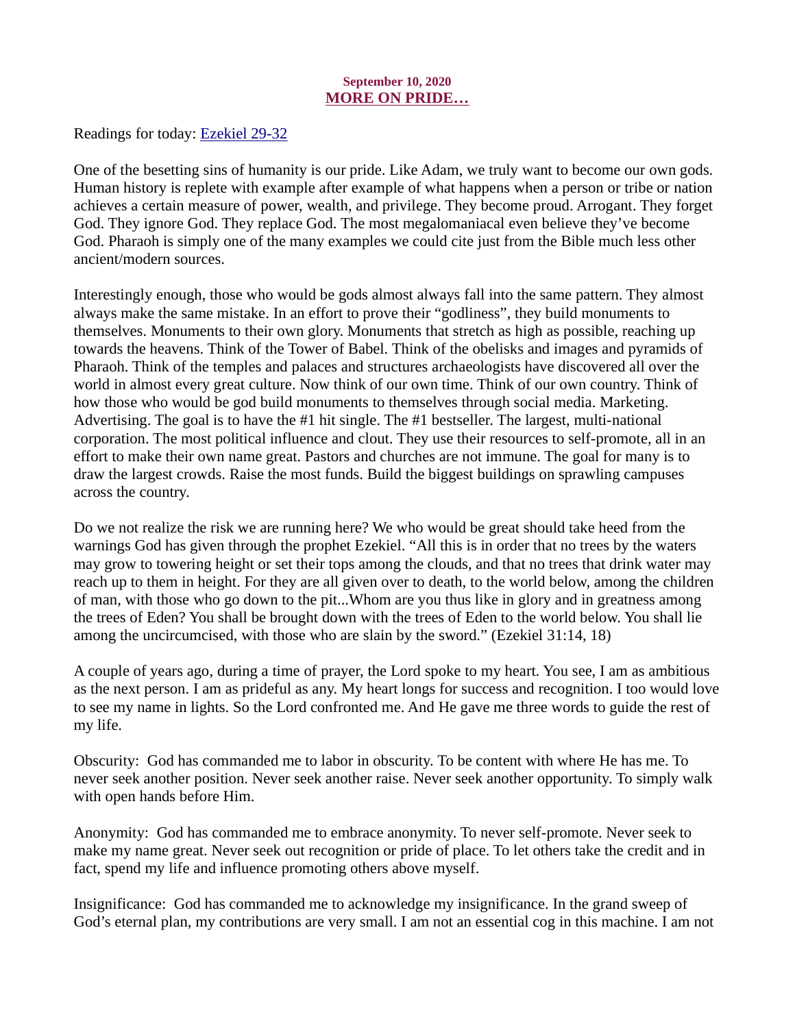**September 10, 2020**

## [MORE ON PRIDE…]

Readings for today: [Ezekiel 29-32]

One of the besetting sins of humanity is our pride. Like Adam, we truly want to become our own gods. Human history is replete with example after example of what happens when a person or tribe or nation achieves a certain measure of power, wealth, and privilege. They become proud. Arrogant. They forget God. They ignore God. They replace God. The most megalomaniacal even believe they've become God. Pharaoh is simply one of the many examples we could cite just from the Bible much less other ancient/modern sources.

Interestingly enough, those who would be gods almost always fall into the same pattern. They almost always make the same mistake. In an effort to prove their "godliness", they build monuments to themselves. Monuments to their own glory. Monuments that stretch as high as possible, reaching up towards the heavens. Think of the Tower of Babel. Think of the obelisks and images and pyramids of Pharaoh. Think of the temples and palaces and structures archaeologists have discovered all over the world in almost every great culture. Now think of our own time. Think of our own country. Think of how those who would be god build monuments to themselves through social media. Marketing. Advertising. The goal is to have the #1 hit single. The #1 bestseller. The largest, multi-national corporation. The most political influence and clout. They use their resources to self-promote, all in an effort to make their own name great. Pastors and churches are not immune. The goal for many is to draw the largest crowds. Raise the most funds. Build the biggest buildings on sprawling campuses across the country.

Do we not realize the risk we are running here? We who would be great should take heed from the warnings God has given through the prophet Ezekiel. "All this is in order that no trees by the waters may grow to towering height or set their tops among the clouds, and that no trees that drink water may reach up to them in height. For they are all given over to death, to the world below, among the children of man, with those who go down to the pit...Whom are you thus like in glory and in greatness among the trees of Eden? You shall be brought down with the trees of Eden to the world below. You shall lie among the uncircumcised, with those who are slain by the sword." (Ezekiel 31:14, 18)

A couple of years ago, during a time of prayer, the Lord spoke to my heart. You see, I am as ambitious as the next person. I am as prideful as any. My heart longs for success and recognition. I too would love to see my name in lights. So the Lord confronted me. And He gave me three words to guide the rest of my life.

Obscurity: God has commanded me to labor in obscurity. To be content with where He has me. To never seek another position. Never seek another raise. Never seek another opportunity. To simply walk with open hands before Him.

Anonymity: God has commanded me to embrace anonymity. To never self-promote. Never seek to make my name great. Never seek out recognition or pride of place. To let others take the credit and in fact, spend my life and influence promoting others above myself.

Insignificance: God has commanded me to acknowledge my insignificance. In the grand sweep of God's eternal plan, my contributions are very small. I am not an essential cog in this machine. I am not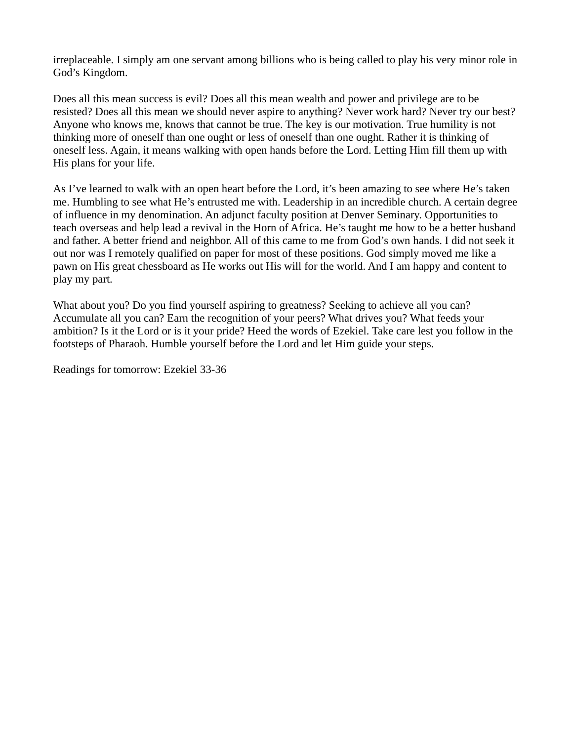irreplaceable. I simply am one servant among billions who is being called to play his very minor role in God's Kingdom.

Does all this mean success is evil? Does all this mean wealth and power and privilege are to be resisted? Does all this mean we should never aspire to anything? Never work hard? Never try our best? Anyone who knows me, knows that cannot be true. The key is our motivation. True humility is not thinking more of oneself than one ought or less of oneself than one ought. Rather it is thinking of oneself less. Again, it means walking with open hands before the Lord. Letting Him fill them up with His plans for your life.

As I've learned to walk with an open heart before the Lord, it's been amazing to see where He's taken me. Humbling to see what He's entrusted me with. Leadership in an incredible church. A certain degree of influence in my denomination. An adjunct faculty position at Denver Seminary. Opportunities to teach overseas and help lead a revival in the Horn of Africa. He's taught me how to be a better husband and father. A better friend and neighbor. All of this came to me from God's own hands. I did not seek it out nor was I remotely qualified on paper for most of these positions. God simply moved me like a pawn on His great chessboard as He works out His will for the world. And I am happy and content to play my part.

What about you? Do you find yourself aspiring to greatness? Seeking to achieve all you can? Accumulate all you can? Earn the recognition of your peers? What drives you? What feeds your ambition? Is it the Lord or is it your pride? Heed the words of Ezekiel. Take care lest you follow in the footsteps of Pharaoh. Humble yourself before the Lord and let Him guide your steps.

Readings for tomorrow: Ezekiel 33-36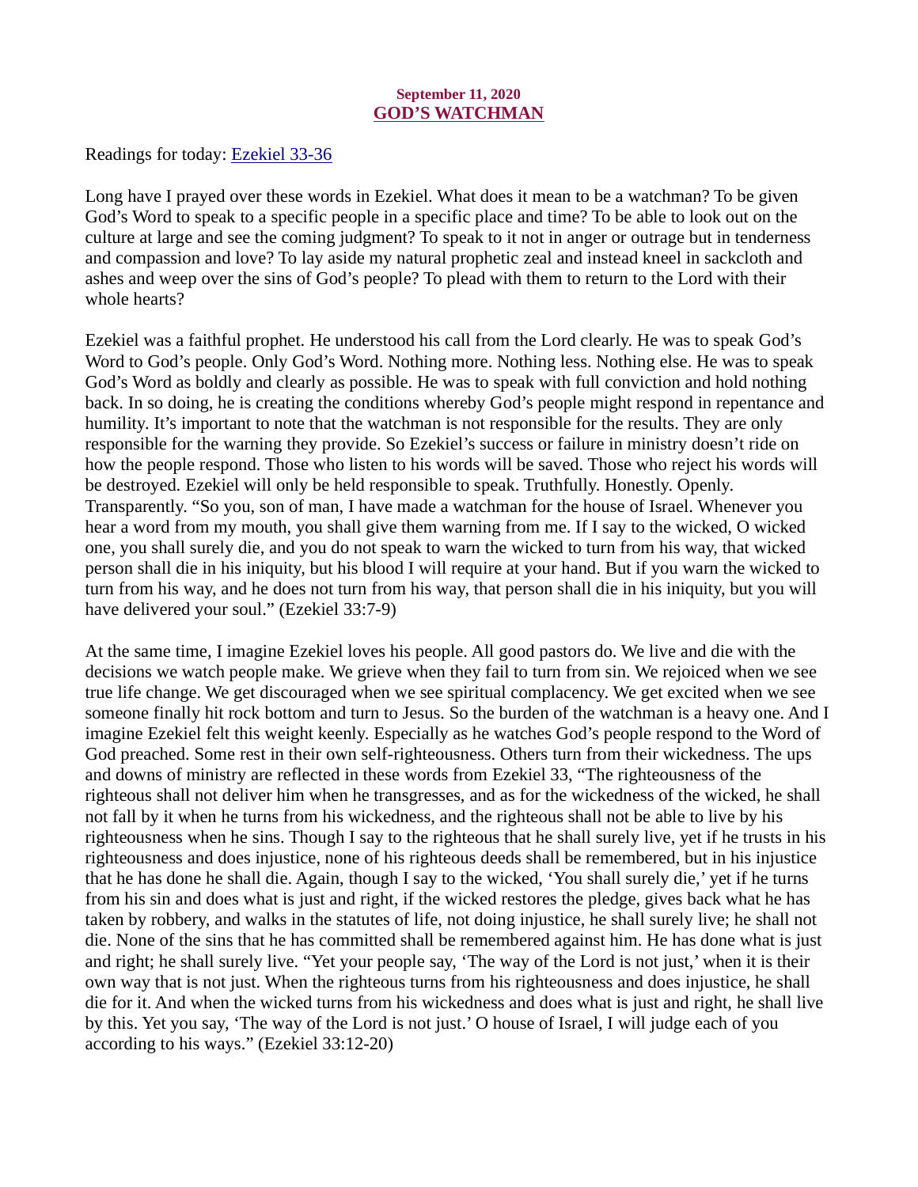**September 11, 2020**

## GOD'S WATCHMAN

Readings for today: Ezekiel 33-36

Long have I prayed over these words in Ezekiel. What does it mean to be a watchman? To be given God's Word to speak to a specific people in a specific place and time? To be able to look out on the culture at large and see the coming judgment? To speak to it not in anger or outrage but in tenderness and compassion and love? To lay aside my natural prophetic zeal and instead kneel in sackcloth and ashes and weep over the sins of God's people? To plead with them to return to the Lord with their whole hearts?

Ezekiel was a faithful prophet. He understood his call from the Lord clearly. He was to speak God's Word to God's people. Only God's Word. Nothing more. Nothing less. Nothing else. He was to speak God's Word as boldly and clearly as possible. He was to speak with full conviction and hold nothing back. In so doing, he is creating the conditions whereby God's people might respond in repentance and humility. It's important to note that the watchman is not responsible for the results. They are only responsible for the warning they provide. So Ezekiel's success or failure in ministry doesn't ride on how the people respond. Those who listen to his words will be saved. Those who reject his words will be destroyed. Ezekiel will only be held responsible to speak. Truthfully. Honestly. Openly. Transparently. "So you, son of man, I have made a watchman for the house of Israel. Whenever you hear a word from my mouth, you shall give them warning from me. If I say to the wicked, O wicked one, you shall surely die, and you do not speak to warn the wicked to turn from his way, that wicked person shall die in his iniquity, but his blood I will require at your hand. But if you warn the wicked to turn from his way, and he does not turn from his way, that person shall die in his iniquity, but you will have delivered your soul." (Ezekiel 33:7-9)

At the same time, I imagine Ezekiel loves his people. All good pastors do. We live and die with the decisions we watch people make. We grieve when they fail to turn from sin. We rejoiced when we see true life change. We get discouraged when we see spiritual complacency. We get excited when we see someone finally hit rock bottom and turn to Jesus. So the burden of the watchman is a heavy one. And I imagine Ezekiel felt this weight keenly. Especially as he watches God's people respond to the Word of God preached. Some rest in their own self-righteousness. Others turn from their wickedness. The ups and downs of ministry are reflected in these words from Ezekiel 33, "The righteousness of the righteous shall not deliver him when he transgresses, and as for the wickedness of the wicked, he shall not fall by it when he turns from his wickedness, and the righteous shall not be able to live by his righteousness when he sins. Though I say to the righteous that he shall surely live, yet if he trusts in his righteousness and does injustice, none of his righteous deeds shall be remembered, but in his injustice that he has done he shall die. Again, though I say to the wicked, 'You shall surely die,' yet if he turns from his sin and does what is just and right, if the wicked restores the pledge, gives back what he has taken by robbery, and walks in the statutes of life, not doing injustice, he shall surely live; he shall not die. None of the sins that he has committed shall be remembered against him. He has done what is just and right; he shall surely live. "Yet your people say, 'The way of the Lord is not just,' when it is their own way that is not just. When the righteous turns from his righteousness and does injustice, he shall die for it. And when the wicked turns from his wickedness and does what is just and right, he shall live by this. Yet you say, 'The way of the Lord is not just.' O house of Israel, I will judge each of you according to his ways." (Ezekiel 33:12-20)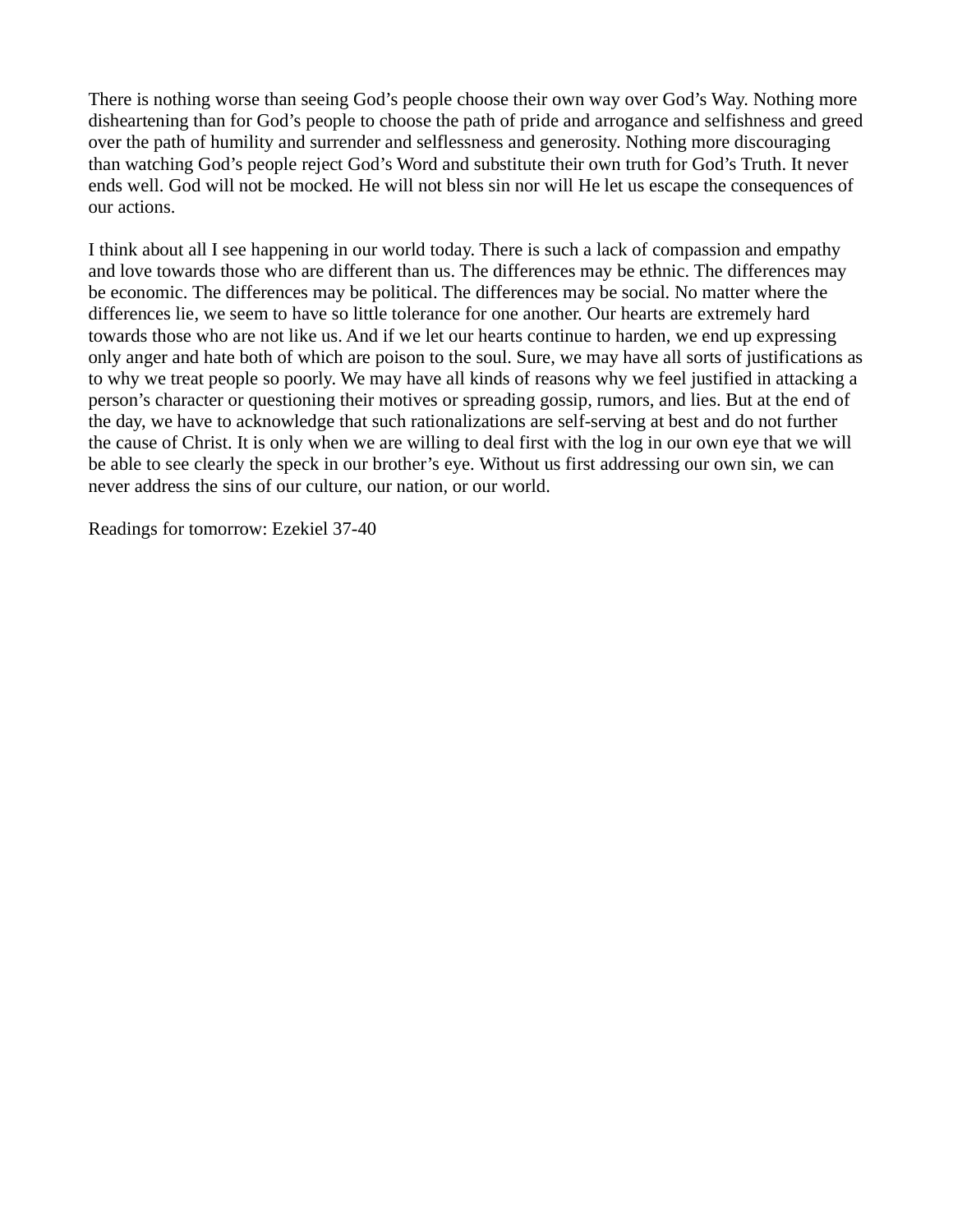There is nothing worse than seeing God's people choose their own way over God's Way. Nothing more disheartening than for God's people to choose the path of pride and arrogance and selfishness and greed over the path of humility and surrender and selflessness and generosity. Nothing more discouraging than watching God's people reject God's Word and substitute their own truth for God's Truth. It never ends well. God will not be mocked. He will not bless sin nor will He let us escape the consequences of our actions.

I think about all I see happening in our world today. There is such a lack of compassion and empathy and love towards those who are different than us. The differences may be ethnic. The differences may be economic. The differences may be political. The differences may be social. No matter where the differences lie, we seem to have so little tolerance for one another. Our hearts are extremely hard towards those who are not like us. And if we let our hearts continue to harden, we end up expressing only anger and hate both of which are poison to the soul. Sure, we may have all sorts of justifications as to why we treat people so poorly. We may have all kinds of reasons why we feel justified in attacking a person's character or questioning their motives or spreading gossip, rumors, and lies. But at the end of the day, we have to acknowledge that such rationalizations are self-serving at best and do not further the cause of Christ. It is only when we are willing to deal first with the log in our own eye that we will be able to see clearly the speck in our brother's eye. Without us first addressing our own sin, we can never address the sins of our culture, our nation, or our world.

Readings for tomorrow: Ezekiel 37-40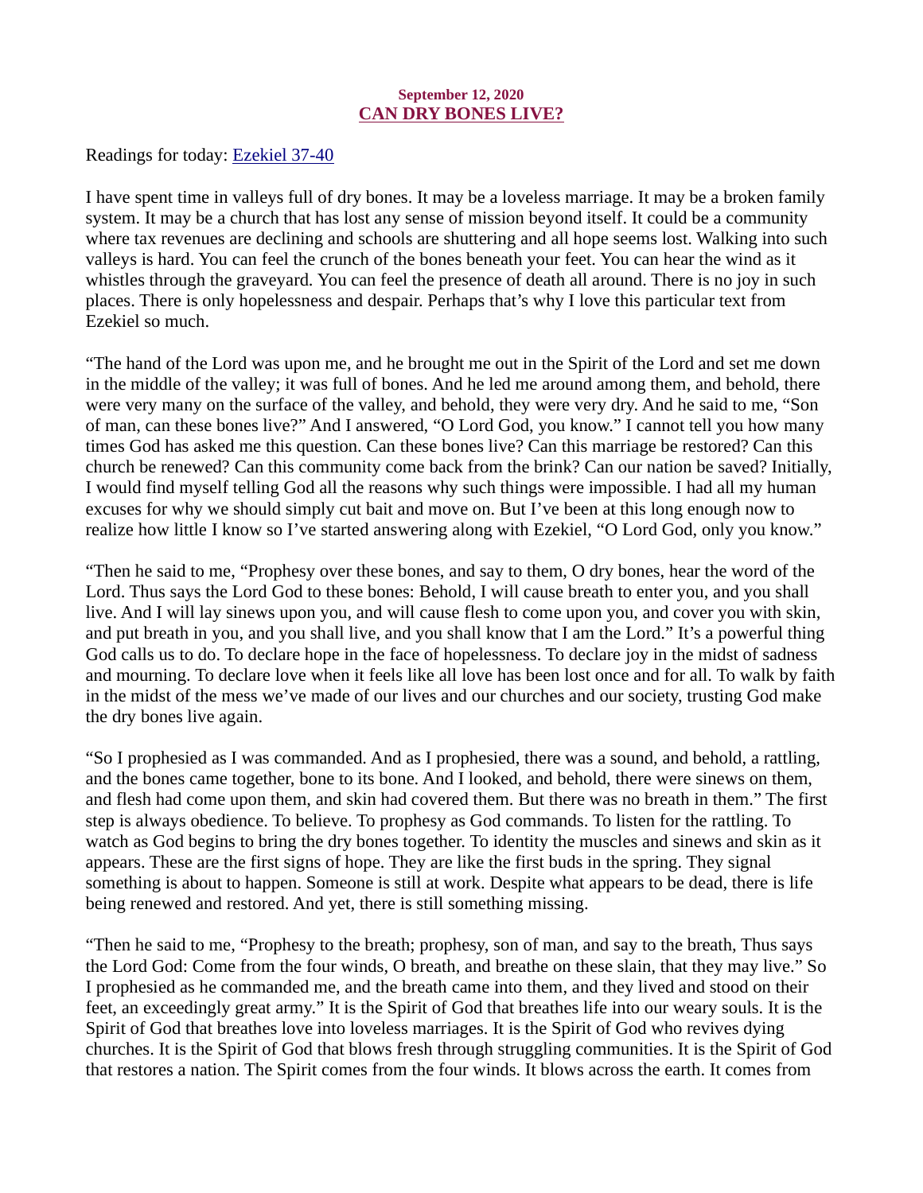**September 12, 2020**

## CAN DRY BONES LIVE?

Readings for today: Ezekiel 37-40

I have spent time in valleys full of dry bones. It may be a loveless marriage. It may be a broken family system. It may be a church that has lost any sense of mission beyond itself. It could be a community where tax revenues are declining and schools are shuttering and all hope seems lost. Walking into such valleys is hard. You can feel the crunch of the bones beneath your feet. You can hear the wind as it whistles through the graveyard. You can feel the presence of death all around. There is no joy in such places. There is only hopelessness and despair. Perhaps that's why I love this particular text from Ezekiel so much.

"The hand of the Lord was upon me, and he brought me out in the Spirit of the Lord and set me down in the middle of the valley; it was full of bones. And he led me around among them, and behold, there were very many on the surface of the valley, and behold, they were very dry. And he said to me, "Son of man, can these bones live?" And I answered, "O Lord God, you know." I cannot tell you how many times God has asked me this question. Can these bones live? Can this marriage be restored? Can this church be renewed? Can this community come back from the brink? Can our nation be saved? Initially, I would find myself telling God all the reasons why such things were impossible. I had all my human excuses for why we should simply cut bait and move on. But I've been at this long enough now to realize how little I know so I've started answering along with Ezekiel, "O Lord God, only you know."

"Then he said to me, "Prophesy over these bones, and say to them, O dry bones, hear the word of the Lord. Thus says the Lord God to these bones: Behold, I will cause breath to enter you, and you shall live. And I will lay sinews upon you, and will cause flesh to come upon you, and cover you with skin, and put breath in you, and you shall live, and you shall know that I am the Lord." It's a powerful thing God calls us to do. To declare hope in the face of hopelessness. To declare joy in the midst of sadness and mourning. To declare love when it feels like all love has been lost once and for all. To walk by faith in the midst of the mess we've made of our lives and our churches and our society, trusting God make the dry bones live again.

"So I prophesied as I was commanded. And as I prophesied, there was a sound, and behold, a rattling, and the bones came together, bone to its bone. And I looked, and behold, there were sinews on them, and flesh had come upon them, and skin had covered them. But there was no breath in them." The first step is always obedience. To believe. To prophesy as God commands. To listen for the rattling. To watch as God begins to bring the dry bones together. To identity the muscles and sinews and skin as it appears. These are the first signs of hope. They are like the first buds in the spring. They signal something is about to happen. Someone is still at work. Despite what appears to be dead, there is life being renewed and restored. And yet, there is still something missing.

"Then he said to me, "Prophesy to the breath; prophesy, son of man, and say to the breath, Thus says the Lord God: Come from the four winds, O breath, and breathe on these slain, that they may live." So I prophesied as he commanded me, and the breath came into them, and they lived and stood on their feet, an exceedingly great army." It is the Spirit of God that breathes life into our weary souls. It is the Spirit of God that breathes love into loveless marriages. It is the Spirit of God who revives dying churches. It is the Spirit of God that blows fresh through struggling communities. It is the Spirit of God that restores a nation. The Spirit comes from the four winds. It blows across the earth. It comes from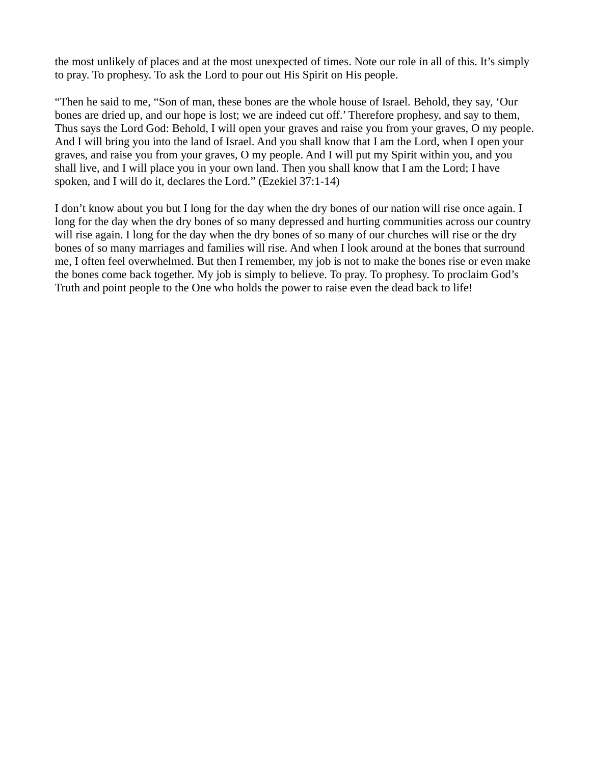the most unlikely of places and at the most unexpected of times. Note our role in all of this. It's simply to pray. To prophesy. To ask the Lord to pour out His Spirit on His people.

"Then he said to me, "Son of man, these bones are the whole house of Israel. Behold, they say, 'Our bones are dried up, and our hope is lost; we are indeed cut off.' Therefore prophesy, and say to them, Thus says the Lord God: Behold, I will open your graves and raise you from your graves, O my people. And I will bring you into the land of Israel. And you shall know that I am the Lord, when I open your graves, and raise you from your graves, O my people. And I will put my Spirit within you, and you shall live, and I will place you in your own land. Then you shall know that I am the Lord; I have spoken, and I will do it, declares the Lord." (Ezekiel 37:1-14)

I don't know about you but I long for the day when the dry bones of our nation will rise once again. I long for the day when the dry bones of so many depressed and hurting communities across our country will rise again. I long for the day when the dry bones of so many of our churches will rise or the dry bones of so many marriages and families will rise. And when I look around at the bones that surround me, I often feel overwhelmed. But then I remember, my job is not to make the bones rise or even make the bones come back together. My job is simply to believe. To pray. To prophesy. To proclaim God's Truth and point people to the One who holds the power to raise even the dead back to life!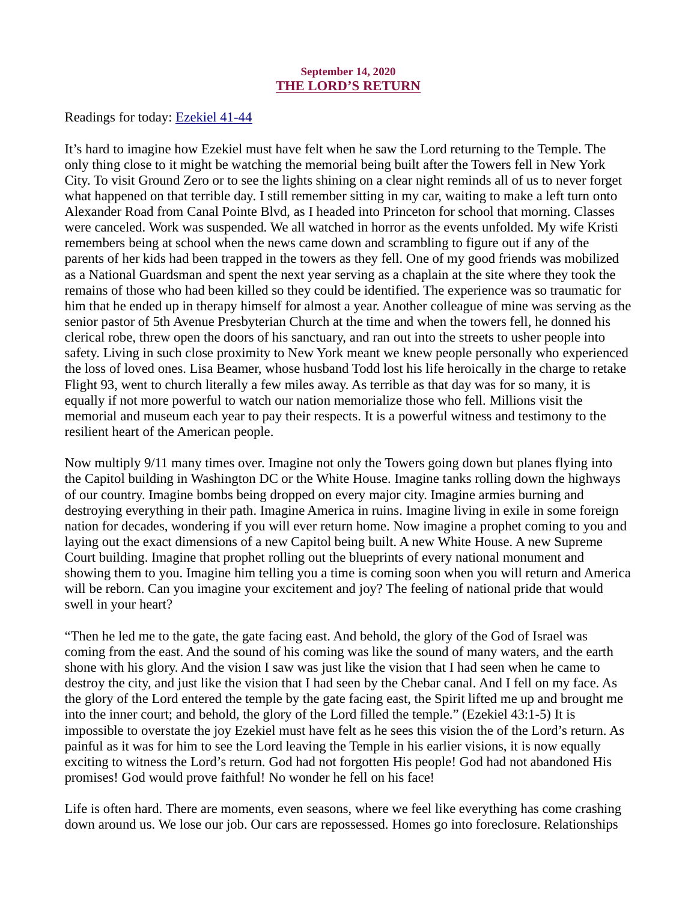**September 14, 2020**

## THE LORD'S RETURN

Readings for today: Ezekiel 41-44

It's hard to imagine how Ezekiel must have felt when he saw the Lord returning to the Temple. The only thing close to it might be watching the memorial being built after the Towers fell in New York City. To visit Ground Zero or to see the lights shining on a clear night reminds all of us to never forget what happened on that terrible day. I still remember sitting in my car, waiting to make a left turn onto Alexander Road from Canal Pointe Blvd, as I headed into Princeton for school that morning. Classes were canceled. Work was suspended. We all watched in horror as the events unfolded. My wife Kristi remembers being at school when the news came down and scrambling to figure out if any of the parents of her kids had been trapped in the towers as they fell. One of my good friends was mobilized as a National Guardsman and spent the next year serving as a chaplain at the site where they took the remains of those who had been killed so they could be identified. The experience was so traumatic for him that he ended up in therapy himself for almost a year. Another colleague of mine was serving as the senior pastor of 5th Avenue Presbyterian Church at the time and when the towers fell, he donned his clerical robe, threw open the doors of his sanctuary, and ran out into the streets to usher people into safety. Living in such close proximity to New York meant we knew people personally who experienced the loss of loved ones. Lisa Beamer, whose husband Todd lost his life heroically in the charge to retake Flight 93, went to church literally a few miles away. As terrible as that day was for so many, it is equally if not more powerful to watch our nation memorialize those who fell. Millions visit the memorial and museum each year to pay their respects. It is a powerful witness and testimony to the resilient heart of the American people.

Now multiply 9/11 many times over. Imagine not only the Towers going down but planes flying into the Capitol building in Washington DC or the White House. Imagine tanks rolling down the highways of our country. Imagine bombs being dropped on every major city. Imagine armies burning and destroying everything in their path. Imagine America in ruins. Imagine living in exile in some foreign nation for decades, wondering if you will ever return home. Now imagine a prophet coming to you and laying out the exact dimensions of a new Capitol being built. A new White House. A new Supreme Court building. Imagine that prophet rolling out the blueprints of every national monument and showing them to you. Imagine him telling you a time is coming soon when you will return and America will be reborn. Can you imagine your excitement and joy? The feeling of national pride that would swell in your heart?

"Then he led me to the gate, the gate facing east. And behold, the glory of the God of Israel was coming from the east. And the sound of his coming was like the sound of many waters, and the earth shone with his glory. And the vision I saw was just like the vision that I had seen when he came to destroy the city, and just like the vision that I had seen by the Chebar canal. And I fell on my face. As the glory of the Lord entered the temple by the gate facing east, the Spirit lifted me up and brought me into the inner court; and behold, the glory of the Lord filled the temple." (Ezekiel 43:1-5) It is impossible to overstate the joy Ezekiel must have felt as he sees this vision the of the Lord's return. As painful as it was for him to see the Lord leaving the Temple in his earlier visions, it is now equally exciting to witness the Lord's return. God had not forgotten His people! God had not abandoned His promises! God would prove faithful! No wonder he fell on his face!

Life is often hard. There are moments, even seasons, where we feel like everything has come crashing down around us. We lose our job. Our cars are repossessed. Homes go into foreclosure. Relationships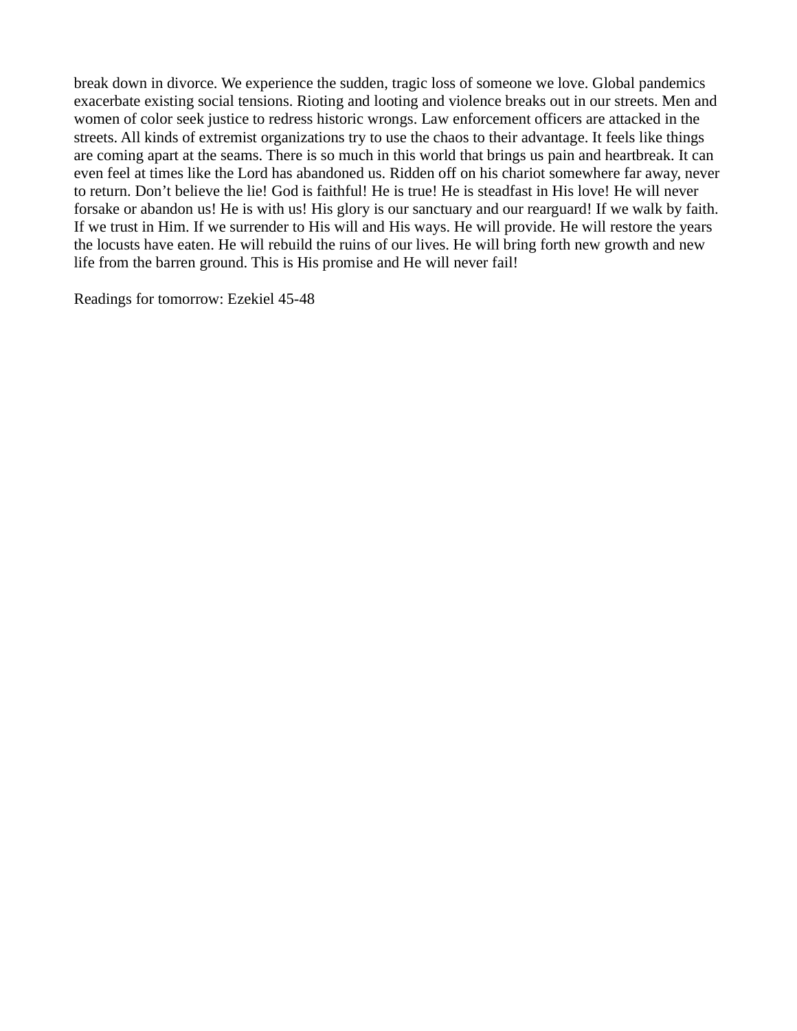break down in divorce. We experience the sudden, tragic loss of someone we love. Global pandemics exacerbate existing social tensions. Rioting and looting and violence breaks out in our streets. Men and women of color seek justice to redress historic wrongs. Law enforcement officers are attacked in the streets. All kinds of extremist organizations try to use the chaos to their advantage. It feels like things are coming apart at the seams. There is so much in this world that brings us pain and heartbreak. It can even feel at times like the Lord has abandoned us. Ridden off on his chariot somewhere far away, never to return. Don't believe the lie! God is faithful! He is true! He is steadfast in His love! He will never forsake or abandon us! He is with us! His glory is our sanctuary and our rearguard! If we walk by faith. If we trust in Him. If we surrender to His will and His ways. He will provide. He will restore the years the locusts have eaten. He will rebuild the ruins of our lives. He will bring forth new growth and new life from the barren ground. This is His promise and He will never fail!

Readings for tomorrow: Ezekiel 45-48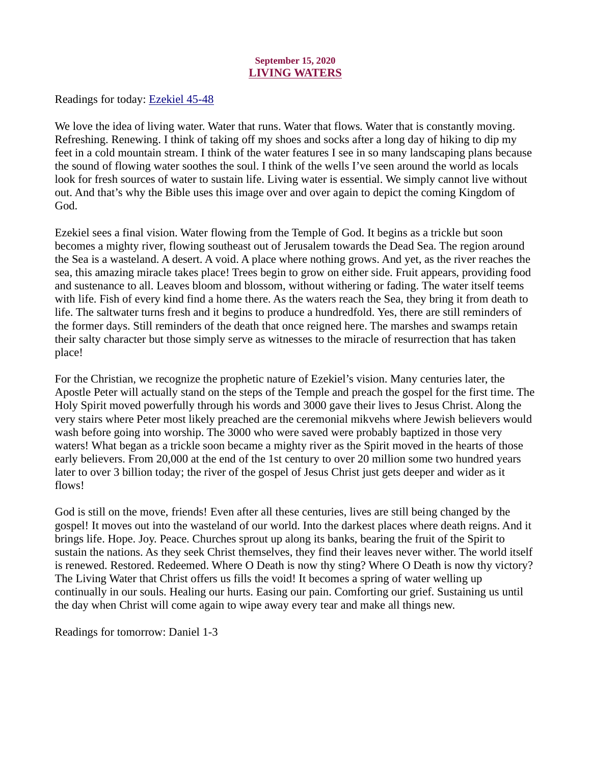**September 15, 2020**

## LIVING WATERS

Readings for today: Ezekiel 45-48

We love the idea of living water. Water that runs. Water that flows. Water that is constantly moving. Refreshing. Renewing. I think of taking off my shoes and socks after a long day of hiking to dip my feet in a cold mountain stream. I think of the water features I see in so many landscaping plans because the sound of flowing water soothes the soul. I think of the wells I've seen around the world as locals look for fresh sources of water to sustain life. Living water is essential. We simply cannot live without out. And that's why the Bible uses this image over and over again to depict the coming Kingdom of God.

Ezekiel sees a final vision. Water flowing from the Temple of God. It begins as a trickle but soon becomes a mighty river, flowing southeast out of Jerusalem towards the Dead Sea. The region around the Sea is a wasteland. A desert. A void. A place where nothing grows. And yet, as the river reaches the sea, this amazing miracle takes place! Trees begin to grow on either side. Fruit appears, providing food and sustenance to all. Leaves bloom and blossom, without withering or fading. The water itself teems with life. Fish of every kind find a home there. As the waters reach the Sea, they bring it from death to life. The saltwater turns fresh and it begins to produce a hundredfold. Yes, there are still reminders of the former days. Still reminders of the death that once reigned here. The marshes and swamps retain their salty character but those simply serve as witnesses to the miracle of resurrection that has taken place!

For the Christian, we recognize the prophetic nature of Ezekiel's vision. Many centuries later, the Apostle Peter will actually stand on the steps of the Temple and preach the gospel for the first time. The Holy Spirit moved powerfully through his words and 3000 gave their lives to Jesus Christ. Along the very stairs where Peter most likely preached are the ceremonial mikvehs where Jewish believers would wash before going into worship. The 3000 who were saved were probably baptized in those very waters! What began as a trickle soon became a mighty river as the Spirit moved in the hearts of those early believers. From 20,000 at the end of the 1st century to over 20 million some two hundred years later to over 3 billion today; the river of the gospel of Jesus Christ just gets deeper and wider as it flows!

God is still on the move, friends! Even after all these centuries, lives are still being changed by the gospel! It moves out into the wasteland of our world. Into the darkest places where death reigns. And it brings life. Hope. Joy. Peace. Churches sprout up along its banks, bearing the fruit of the Spirit to sustain the nations. As they seek Christ themselves, they find their leaves never wither. The world itself is renewed. Restored. Redeemed. Where O Death is now thy sting? Where O Death is now thy victory? The Living Water that Christ offers us fills the void! It becomes a spring of water welling up continually in our souls. Healing our hurts. Easing our pain. Comforting our grief. Sustaining us until the day when Christ will come again to wipe away every tear and make all things new.

Readings for tomorrow: Daniel 1-3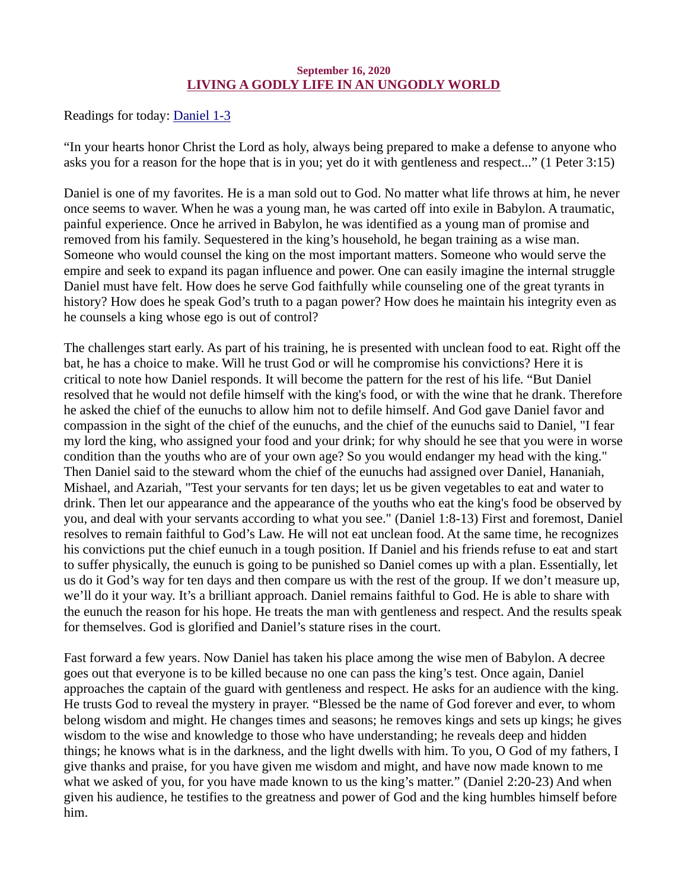**September 16, 2020**

## LIVING A GODLY LIFE IN AN UNGODLY WORLD

Readings for today: Daniel 1-3

"In your hearts honor Christ the Lord as holy, always being prepared to make a defense to anyone who asks you for a reason for the hope that is in you; yet do it with gentleness and respect..." (1 Peter 3:15)

Daniel is one of my favorites. He is a man sold out to God. No matter what life throws at him, he never once seems to waver. When he was a young man, he was carted off into exile in Babylon. A traumatic, painful experience. Once he arrived in Babylon, he was identified as a young man of promise and removed from his family. Sequestered in the king's household, he began training as a wise man. Someone who would counsel the king on the most important matters. Someone who would serve the empire and seek to expand its pagan influence and power. One can easily imagine the internal struggle Daniel must have felt. How does he serve God faithfully while counseling one of the great tyrants in history? How does he speak God's truth to a pagan power? How does he maintain his integrity even as he counsels a king whose ego is out of control?

The challenges start early. As part of his training, he is presented with unclean food to eat. Right off the bat, he has a choice to make. Will he trust God or will he compromise his convictions? Here it is critical to note how Daniel responds. It will become the pattern for the rest of his life. "But Daniel resolved that he would not defile himself with the king's food, or with the wine that he drank. Therefore he asked the chief of the eunuchs to allow him not to defile himself. And God gave Daniel favor and compassion in the sight of the chief of the eunuchs, and the chief of the eunuchs said to Daniel, "I fear my lord the king, who assigned your food and your drink; for why should he see that you were in worse condition than the youths who are of your own age? So you would endanger my head with the king." Then Daniel said to the steward whom the chief of the eunuchs had assigned over Daniel, Hananiah, Mishael, and Azariah, "Test your servants for ten days; let us be given vegetables to eat and water to drink. Then let our appearance and the appearance of the youths who eat the king's food be observed by you, and deal with your servants according to what you see." (Daniel 1:8-13) First and foremost, Daniel resolves to remain faithful to God's Law. He will not eat unclean food. At the same time, he recognizes his convictions put the chief eunuch in a tough position. If Daniel and his friends refuse to eat and start to suffer physically, the eunuch is going to be punished so Daniel comes up with a plan. Essentially, let us do it God's way for ten days and then compare us with the rest of the group. If we don't measure up, we'll do it your way. It's a brilliant approach. Daniel remains faithful to God. He is able to share with the eunuch the reason for his hope. He treats the man with gentleness and respect. And the results speak for themselves. God is glorified and Daniel's stature rises in the court.

Fast forward a few years. Now Daniel has taken his place among the wise men of Babylon. A decree goes out that everyone is to be killed because no one can pass the king's test. Once again, Daniel approaches the captain of the guard with gentleness and respect. He asks for an audience with the king. He trusts God to reveal the mystery in prayer. "Blessed be the name of God forever and ever, to whom belong wisdom and might. He changes times and seasons; he removes kings and sets up kings; he gives wisdom to the wise and knowledge to those who have understanding; he reveals deep and hidden things; he knows what is in the darkness, and the light dwells with him. To you, O God of my fathers, I give thanks and praise, for you have given me wisdom and might, and have now made known to me what we asked of you, for you have made known to us the king's matter." (Daniel 2:20-23) And when given his audience, he testifies to the greatness and power of God and the king humbles himself before him.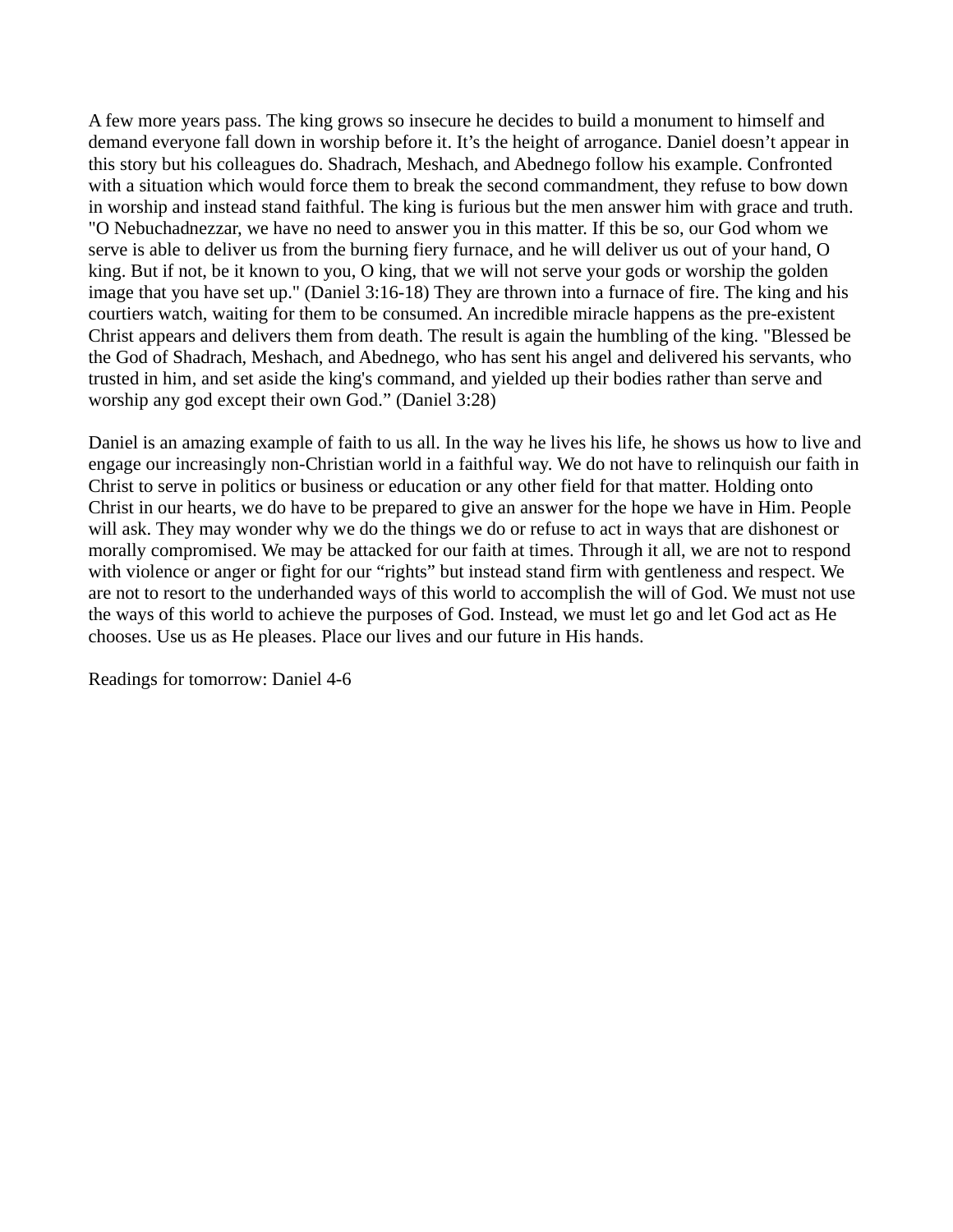A few more years pass. The king grows so insecure he decides to build a monument to himself and demand everyone fall down in worship before it. It's the height of arrogance. Daniel doesn't appear in this story but his colleagues do. Shadrach, Meshach, and Abednego follow his example. Confronted with a situation which would force them to break the second commandment, they refuse to bow down in worship and instead stand faithful. The king is furious but the men answer him with grace and truth. "O Nebuchadnezzar, we have no need to answer you in this matter. If this be so, our God whom we serve is able to deliver us from the burning fiery furnace, and he will deliver us out of your hand, O king. But if not, be it known to you, O king, that we will not serve your gods or worship the golden image that you have set up." (Daniel 3:16-18) They are thrown into a furnace of fire. The king and his courtiers watch, waiting for them to be consumed. An incredible miracle happens as the pre-existent Christ appears and delivers them from death. The result is again the humbling of the king. "Blessed be the God of Shadrach, Meshach, and Abednego, who has sent his angel and delivered his servants, who trusted in him, and set aside the king's command, and yielded up their bodies rather than serve and worship any god except their own God." (Daniel 3:28)

Daniel is an amazing example of faith to us all. In the way he lives his life, he shows us how to live and engage our increasingly non-Christian world in a faithful way. We do not have to relinquish our faith in Christ to serve in politics or business or education or any other field for that matter. Holding onto Christ in our hearts, we do have to be prepared to give an answer for the hope we have in Him. People will ask. They may wonder why we do the things we do or refuse to act in ways that are dishonest or morally compromised. We may be attacked for our faith at times. Through it all, we are not to respond with violence or anger or fight for our "rights" but instead stand firm with gentleness and respect. We are not to resort to the underhanded ways of this world to accomplish the will of God. We must not use the ways of this world to achieve the purposes of God. Instead, we must let go and let God act as He chooses. Use us as He pleases. Place our lives and our future in His hands.

Readings for tomorrow: Daniel 4-6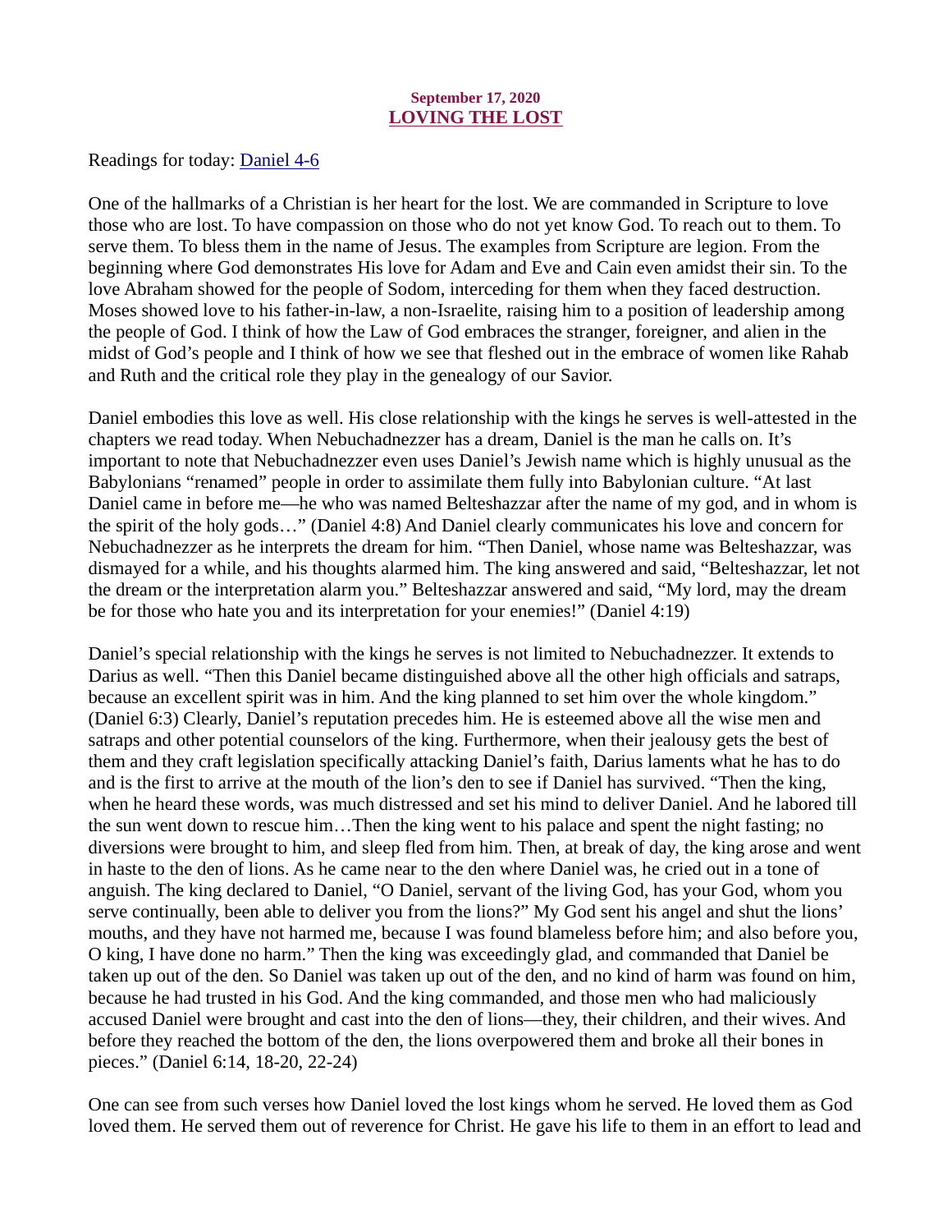**September 17, 2020**

## LOVING THE LOST

Readings for today: Daniel 4-6

One of the hallmarks of a Christian is her heart for the lost. We are commanded in Scripture to love those who are lost. To have compassion on those who do not yet know God. To reach out to them. To serve them. To bless them in the name of Jesus. The examples from Scripture are legion. From the beginning where God demonstrates His love for Adam and Eve and Cain even amidst their sin. To the love Abraham showed for the people of Sodom, interceding for them when they faced destruction. Moses showed love to his father-in-law, a non-Israelite, raising him to a position of leadership among the people of God. I think of how the Law of God embraces the stranger, foreigner, and alien in the midst of God's people and I think of how we see that fleshed out in the embrace of women like Rahab and Ruth and the critical role they play in the genealogy of our Savior.

Daniel embodies this love as well. His close relationship with the kings he serves is well-attested in the chapters we read today. When Nebuchadnezzer has a dream, Daniel is the man he calls on. It's important to note that Nebuchadnezzer even uses Daniel's Jewish name which is highly unusual as the Babylonians "renamed" people in order to assimilate them fully into Babylonian culture. "At last Daniel came in before me—he who was named Belteshazzar after the name of my god, and in whom is the spirit of the holy gods…" (Daniel 4:8) And Daniel clearly communicates his love and concern for Nebuchadnezzer as he interprets the dream for him. "Then Daniel, whose name was Belteshazzar, was dismayed for a while, and his thoughts alarmed him. The king answered and said, "Belteshazzar, let not the dream or the interpretation alarm you." Belteshazzar answered and said, "My lord, may the dream be for those who hate you and its interpretation for your enemies!" (Daniel 4:19)

Daniel's special relationship with the kings he serves is not limited to Nebuchadnezzer. It extends to Darius as well. "Then this Daniel became distinguished above all the other high officials and satraps, because an excellent spirit was in him. And the king planned to set him over the whole kingdom." (Daniel 6:3) Clearly, Daniel's reputation precedes him. He is esteemed above all the wise men and satraps and other potential counselors of the king. Furthermore, when their jealousy gets the best of them and they craft legislation specifically attacking Daniel's faith, Darius laments what he has to do and is the first to arrive at the mouth of the lion's den to see if Daniel has survived. "Then the king, when he heard these words, was much distressed and set his mind to deliver Daniel. And he labored till the sun went down to rescue him…Then the king went to his palace and spent the night fasting; no diversions were brought to him, and sleep fled from him. Then, at break of day, the king arose and went in haste to the den of lions. As he came near to the den where Daniel was, he cried out in a tone of anguish. The king declared to Daniel, "O Daniel, servant of the living God, has your God, whom you serve continually, been able to deliver you from the lions?" My God sent his angel and shut the lions' mouths, and they have not harmed me, because I was found blameless before him; and also before you, O king, I have done no harm." Then the king was exceedingly glad, and commanded that Daniel be taken up out of the den. So Daniel was taken up out of the den, and no kind of harm was found on him, because he had trusted in his God. And the king commanded, and those men who had maliciously accused Daniel were brought and cast into the den of lions—they, their children, and their wives. And before they reached the bottom of the den, the lions overpowered them and broke all their bones in pieces." (Daniel 6:14, 18-20, 22-24)

One can see from such verses how Daniel loved the lost kings whom he served. He loved them as God loved them. He served them out of reverence for Christ. He gave his life to them in an effort to lead and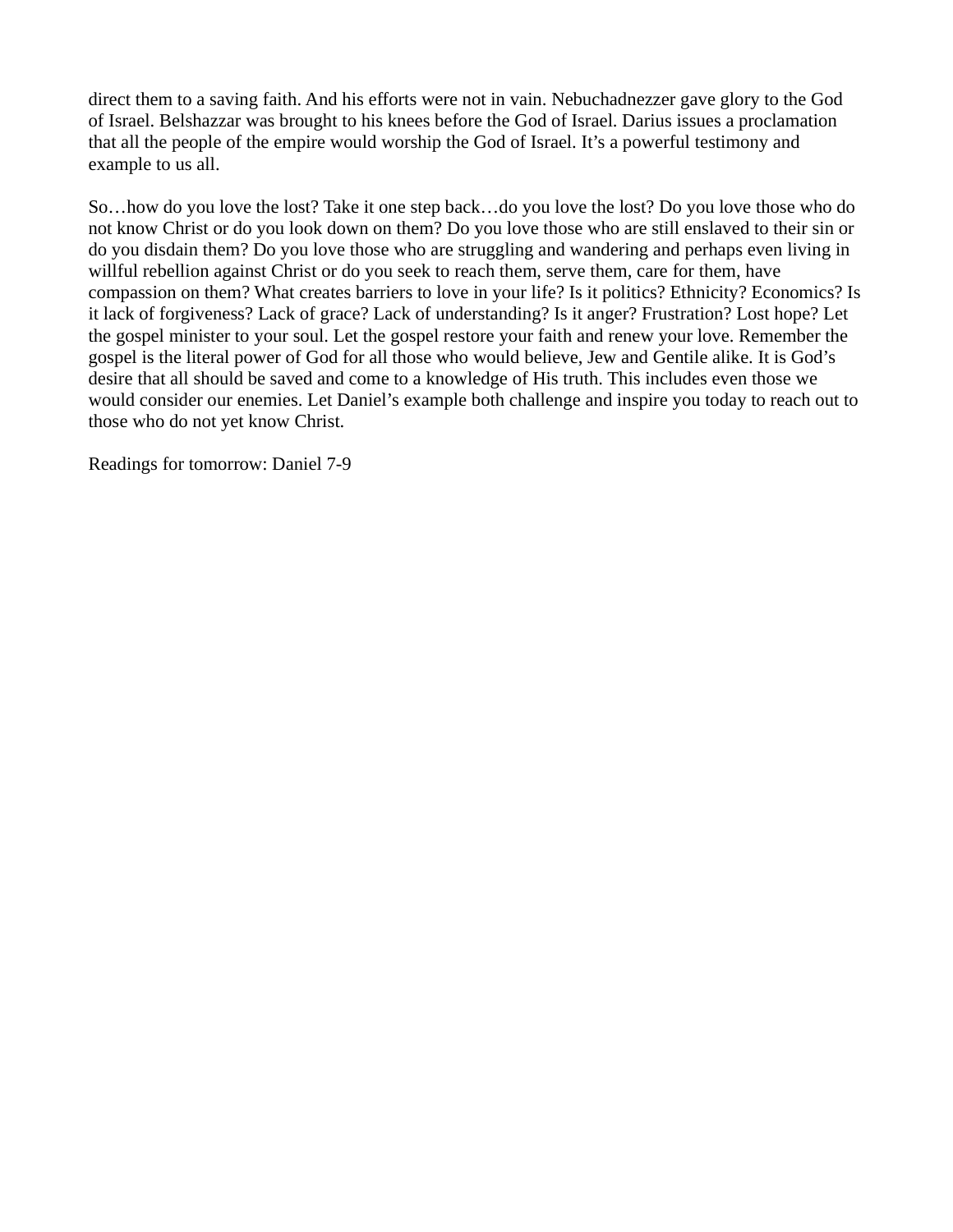direct them to a saving faith. And his efforts were not in vain. Nebuchadnezzer gave glory to the God of Israel. Belshazzar was brought to his knees before the God of Israel. Darius issues a proclamation that all the people of the empire would worship the God of Israel. It's a powerful testimony and example to us all.

So…how do you love the lost? Take it one step back…do you love the lost? Do you love those who do not know Christ or do you look down on them? Do you love those who are still enslaved to their sin or do you disdain them? Do you love those who are struggling and wandering and perhaps even living in willful rebellion against Christ or do you seek to reach them, serve them, care for them, have compassion on them? What creates barriers to love in your life? Is it politics? Ethnicity? Economics? Is it lack of forgiveness? Lack of grace? Lack of understanding? Is it anger? Frustration? Lost hope? Let the gospel minister to your soul. Let the gospel restore your faith and renew your love. Remember the gospel is the literal power of God for all those who would believe, Jew and Gentile alike. It is God's desire that all should be saved and come to a knowledge of His truth. This includes even those we would consider our enemies. Let Daniel's example both challenge and inspire you today to reach out to those who do not yet know Christ.

Readings for tomorrow: Daniel 7-9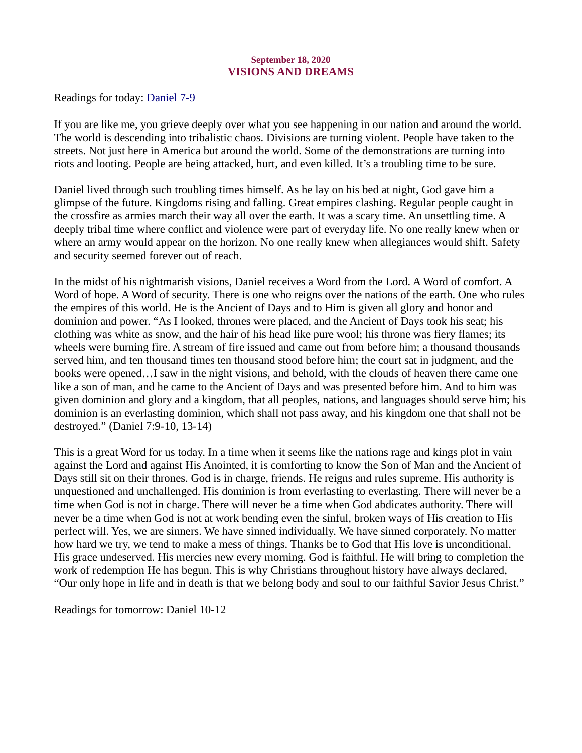**September 18, 2020**

# VISIONS AND DREAMS

Readings for today: Daniel 7-9

If you are like me, you grieve deeply over what you see happening in our nation and around the world. The world is descending into tribalistic chaos. Divisions are turning violent. People have taken to the streets. Not just here in America but around the world. Some of the demonstrations are turning into riots and looting. People are being attacked, hurt, and even killed. It's a troubling time to be sure.

Daniel lived through such troubling times himself. As he lay on his bed at night, God gave him a glimpse of the future. Kingdoms rising and falling. Great empires clashing. Regular people caught in the crossfire as armies march their way all over the earth. It was a scary time. An unsettling time. A deeply tribal time where conflict and violence were part of everyday life. No one really knew when or where an army would appear on the horizon. No one really knew when allegiances would shift. Safety and security seemed forever out of reach.

In the midst of his nightmarish visions, Daniel receives a Word from the Lord. A Word of comfort. A Word of hope. A Word of security. There is one who reigns over the nations of the earth. One who rules the empires of this world. He is the Ancient of Days and to Him is given all glory and honor and dominion and power. "As I looked, thrones were placed, and the Ancient of Days took his seat; his clothing was white as snow, and the hair of his head like pure wool; his throne was fiery flames; its wheels were burning fire. A stream of fire issued and came out from before him; a thousand thousands served him, and ten thousand times ten thousand stood before him; the court sat in judgment, and the books were opened…I saw in the night visions, and behold, with the clouds of heaven there came one like a son of man, and he came to the Ancient of Days and was presented before him. And to him was given dominion and glory and a kingdom, that all peoples, nations, and languages should serve him; his dominion is an everlasting dominion, which shall not pass away, and his kingdom one that shall not be destroyed." (Daniel 7:9-10, 13-14)

This is a great Word for us today. In a time when it seems like the nations rage and kings plot in vain against the Lord and against His Anointed, it is comforting to know the Son of Man and the Ancient of Days still sit on their thrones. God is in charge, friends. He reigns and rules supreme. His authority is unquestioned and unchallenged. His dominion is from everlasting to everlasting. There will never be a time when God is not in charge. There will never be a time when God abdicates authority. There will never be a time when God is not at work bending even the sinful, broken ways of His creation to His perfect will. Yes, we are sinners. We have sinned individually. We have sinned corporately. No matter how hard we try, we tend to make a mess of things. Thanks be to God that His love is unconditional. His grace undeserved. His mercies new every morning. God is faithful. He will bring to completion the work of redemption He has begun. This is why Christians throughout history have always declared, "Our only hope in life and in death is that we belong body and soul to our faithful Savior Jesus Christ."

Readings for tomorrow: Daniel 10-12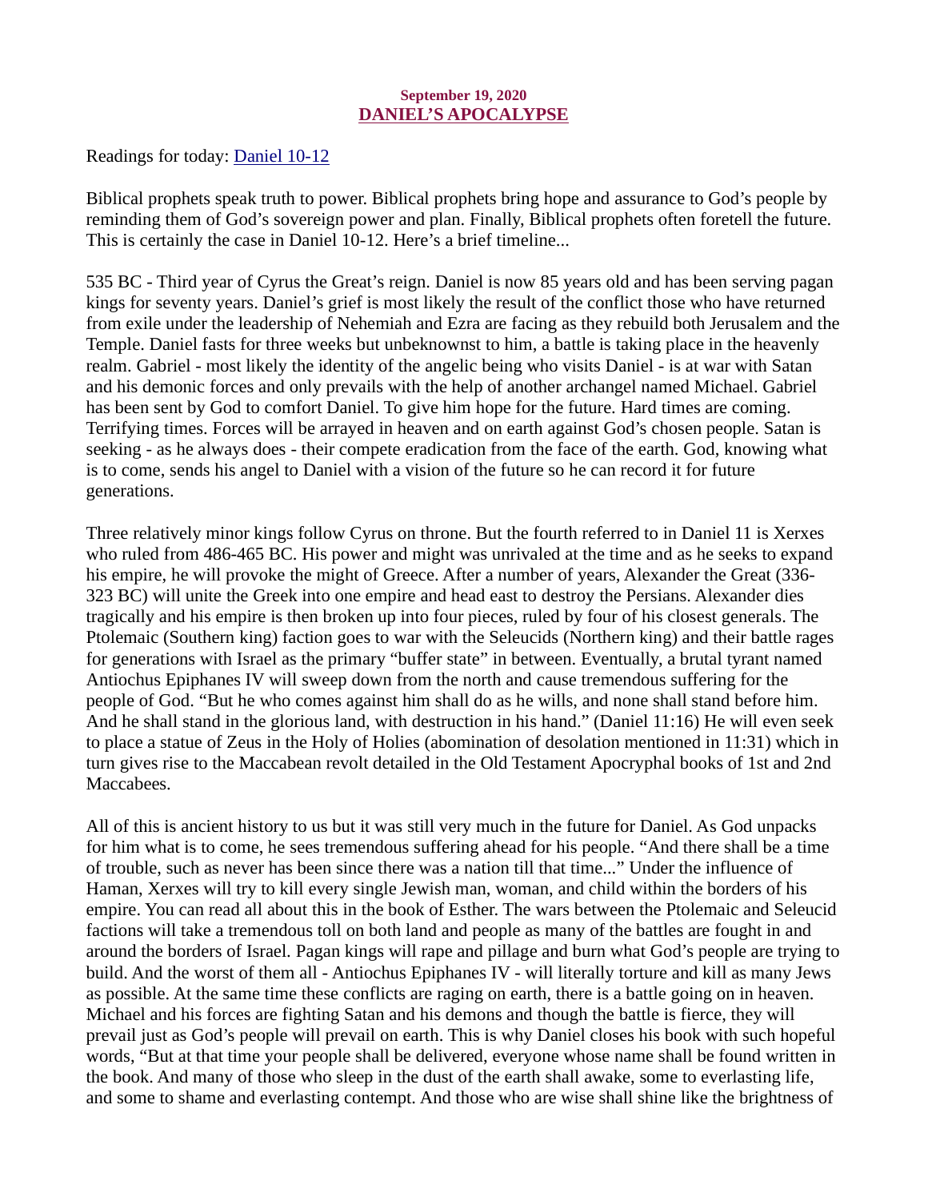**September 19, 2020**

## DANIEL'S APOCALYPSE

Readings for today: [Daniel 10-12]

Biblical prophets speak truth to power. Biblical prophets bring hope and assurance to God's people by reminding them of God's sovereign power and plan. Finally, Biblical prophets often foretell the future. This is certainly the case in Daniel 10-12. Here's a brief timeline...

535 BC - Third year of Cyrus the Great's reign. Daniel is now 85 years old and has been serving pagan kings for seventy years. Daniel's grief is most likely the result of the conflict those who have returned from exile under the leadership of Nehemiah and Ezra are facing as they rebuild both Jerusalem and the Temple. Daniel fasts for three weeks but unbeknownst to him, a battle is taking place in the heavenly realm. Gabriel - most likely the identity of the angelic being who visits Daniel - is at war with Satan and his demonic forces and only prevails with the help of another archangel named Michael. Gabriel has been sent by God to comfort Daniel. To give him hope for the future. Hard times are coming. Terrifying times. Forces will be arrayed in heaven and on earth against God's chosen people. Satan is seeking - as he always does - their compete eradication from the face of the earth. God, knowing what is to come, sends his angel to Daniel with a vision of the future so he can record it for future generations.

Three relatively minor kings follow Cyrus on throne. But the fourth referred to in Daniel 11 is Xerxes who ruled from 486-465 BC. His power and might was unrivaled at the time and as he seeks to expand his empire, he will provoke the might of Greece. After a number of years, Alexander the Great (336-323 BC) will unite the Greek into one empire and head east to destroy the Persians. Alexander dies tragically and his empire is then broken up into four pieces, ruled by four of his closest generals. The Ptolemaic (Southern king) faction goes to war with the Seleucids (Northern king) and their battle rages for generations with Israel as the primary "buffer state" in between. Eventually, a brutal tyrant named Antiochus Epiphanes IV will sweep down from the north and cause tremendous suffering for the people of God. "But he who comes against him shall do as he wills, and none shall stand before him. And he shall stand in the glorious land, with destruction in his hand." (Daniel 11:16) He will even seek to place a statue of Zeus in the Holy of Holies (abomination of desolation mentioned in 11:31) which in turn gives rise to the Maccabean revolt detailed in the Old Testament Apocryphal books of 1st and 2nd Maccabees.

All of this is ancient history to us but it was still very much in the future for Daniel. As God unpacks for him what is to come, he sees tremendous suffering ahead for his people. "And there shall be a time of trouble, such as never has been since there was a nation till that time..." Under the influence of Haman, Xerxes will try to kill every single Jewish man, woman, and child within the borders of his empire. You can read all about this in the book of Esther. The wars between the Ptolemaic and Seleucid factions will take a tremendous toll on both land and people as many of the battles are fought in and around the borders of Israel. Pagan kings will rape and pillage and burn what God's people are trying to build. And the worst of them all - Antiochus Epiphanes IV - will literally torture and kill as many Jews as possible. At the same time these conflicts are raging on earth, there is a battle going on in heaven. Michael and his forces are fighting Satan and his demons and though the battle is fierce, they will prevail just as God's people will prevail on earth. This is why Daniel closes his book with such hopeful words, "But at that time your people shall be delivered, everyone whose name shall be found written in the book. And many of those who sleep in the dust of the earth shall awake, some to everlasting life, and some to shame and everlasting contempt. And those who are wise shall shine like the brightness of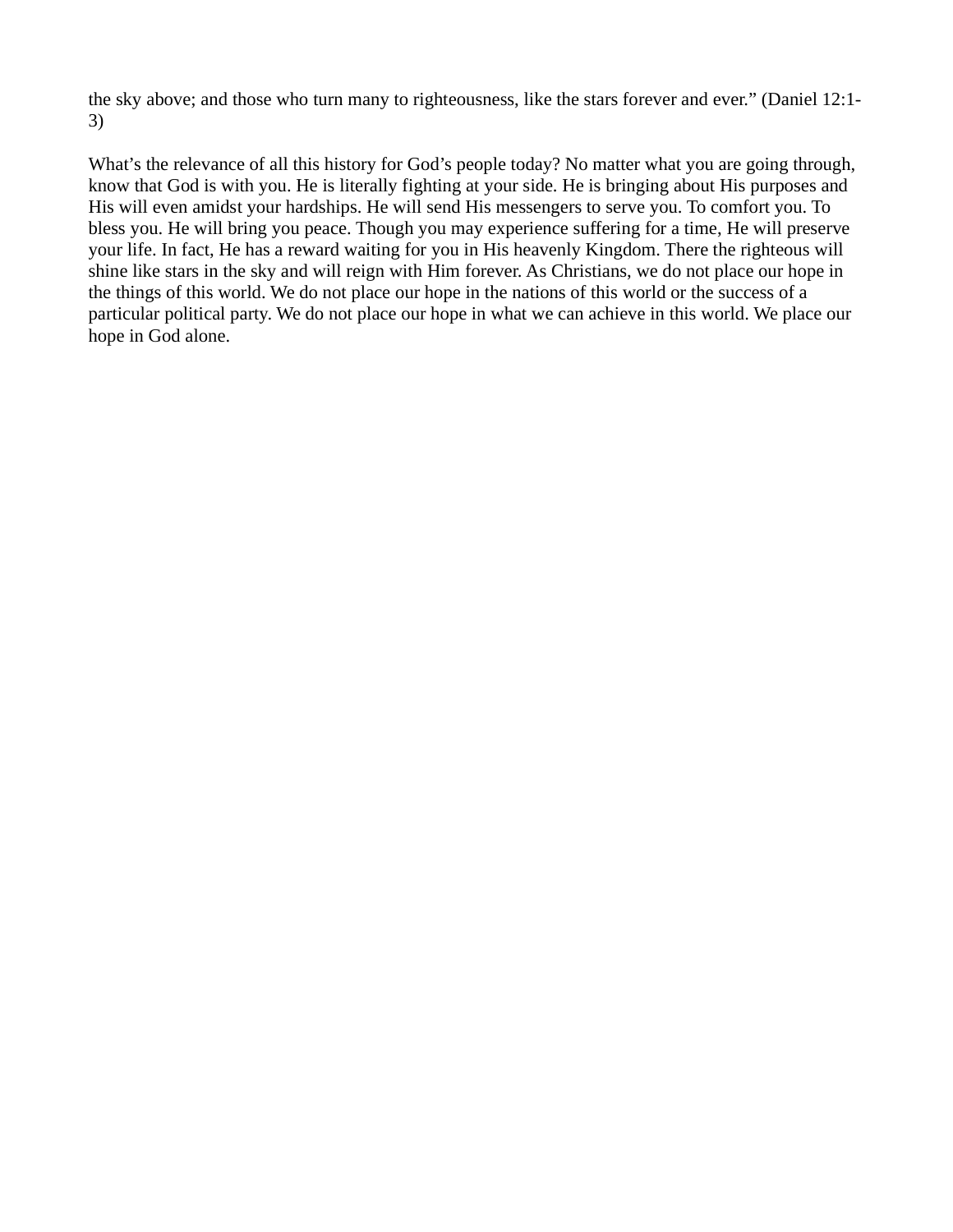the sky above; and those who turn many to righteousness, like the stars forever and ever." (Daniel 12:1-3)

What's the relevance of all this history for God's people today? No matter what you are going through, know that God is with you. He is literally fighting at your side. He is bringing about His purposes and His will even amidst your hardships. He will send His messengers to serve you. To comfort you. To bless you. He will bring you peace. Though you may experience suffering for a time, He will preserve your life. In fact, He has a reward waiting for you in His heavenly Kingdom. There the righteous will shine like stars in the sky and will reign with Him forever. As Christians, we do not place our hope in the things of this world. We do not place our hope in the nations of this world or the success of a particular political party. We do not place our hope in what we can achieve in this world. We place our hope in God alone.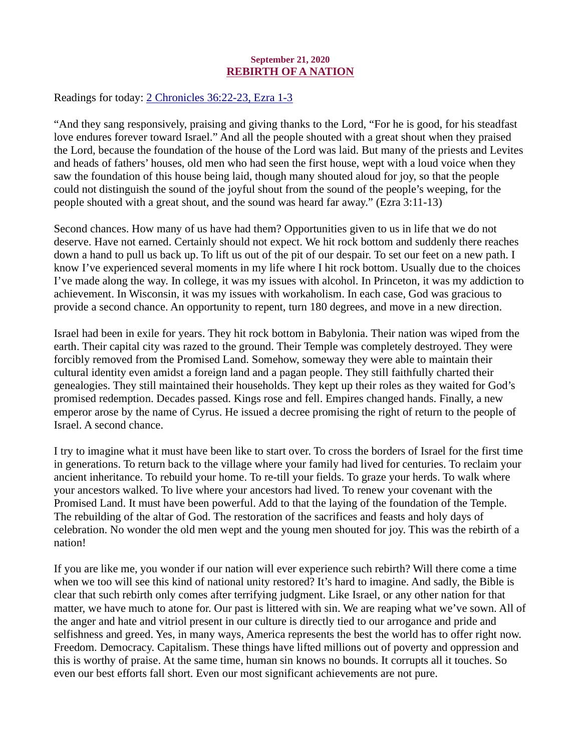**September 21, 2020**

## REBIRTH OF A NATION

Readings for today: [2 Chronicles 36:22-23, Ezra 1-3]

"And they sang responsively, praising and giving thanks to the Lord, "For he is good, for his steadfast love endures forever toward Israel." And all the people shouted with a great shout when they praised the Lord, because the foundation of the house of the Lord was laid. But many of the priests and Levites and heads of fathers' houses, old men who had seen the first house, wept with a loud voice when they saw the foundation of this house being laid, though many shouted aloud for joy, so that the people could not distinguish the sound of the joyful shout from the sound of the people's weeping, for the people shouted with a great shout, and the sound was heard far away." (Ezra 3:11-13)

Second chances. How many of us have had them? Opportunities given to us in life that we do not deserve. Have not earned. Certainly should not expect. We hit rock bottom and suddenly there reaches down a hand to pull us back up. To lift us out of the pit of our despair. To set our feet on a new path. I know I've experienced several moments in my life where I hit rock bottom. Usually due to the choices I've made along the way. In college, it was my issues with alcohol. In Princeton, it was my addiction to achievement. In Wisconsin, it was my issues with workaholism. In each case, God was gracious to provide a second chance. An opportunity to repent, turn 180 degrees, and move in a new direction.

Israel had been in exile for years. They hit rock bottom in Babylonia. Their nation was wiped from the earth. Their capital city was razed to the ground. Their Temple was completely destroyed. They were forcibly removed from the Promised Land. Somehow, someway they were able to maintain their cultural identity even amidst a foreign land and a pagan people. They still faithfully charted their genealogies. They still maintained their households. They kept up their roles as they waited for God's promised redemption. Decades passed. Kings rose and fell. Empires changed hands. Finally, a new emperor arose by the name of Cyrus. He issued a decree promising the right of return to the people of Israel. A second chance.

I try to imagine what it must have been like to start over. To cross the borders of Israel for the first time in generations. To return back to the village where your family had lived for centuries. To reclaim your ancient inheritance. To rebuild your home. To re-till your fields. To graze your herds. To walk where your ancestors walked. To live where your ancestors had lived. To renew your covenant with the Promised Land. It must have been powerful. Add to that the laying of the foundation of the Temple. The rebuilding of the altar of God. The restoration of the sacrifices and feasts and holy days of celebration. No wonder the old men wept and the young men shouted for joy. This was the rebirth of a nation!

If you are like me, you wonder if our nation will ever experience such rebirth? Will there come a time when we too will see this kind of national unity restored? It's hard to imagine. And sadly, the Bible is clear that such rebirth only comes after terrifying judgment. Like Israel, or any other nation for that matter, we have much to atone for. Our past is littered with sin. We are reaping what we've sown. All of the anger and hate and vitriol present in our culture is directly tied to our arrogance and pride and selfishness and greed. Yes, in many ways, America represents the best the world has to offer right now. Freedom. Democracy. Capitalism. These things have lifted millions out of poverty and oppression and this is worthy of praise. At the same time, human sin knows no bounds. It corrupts all it touches. So even our best efforts fall short. Even our most significant achievements are not pure.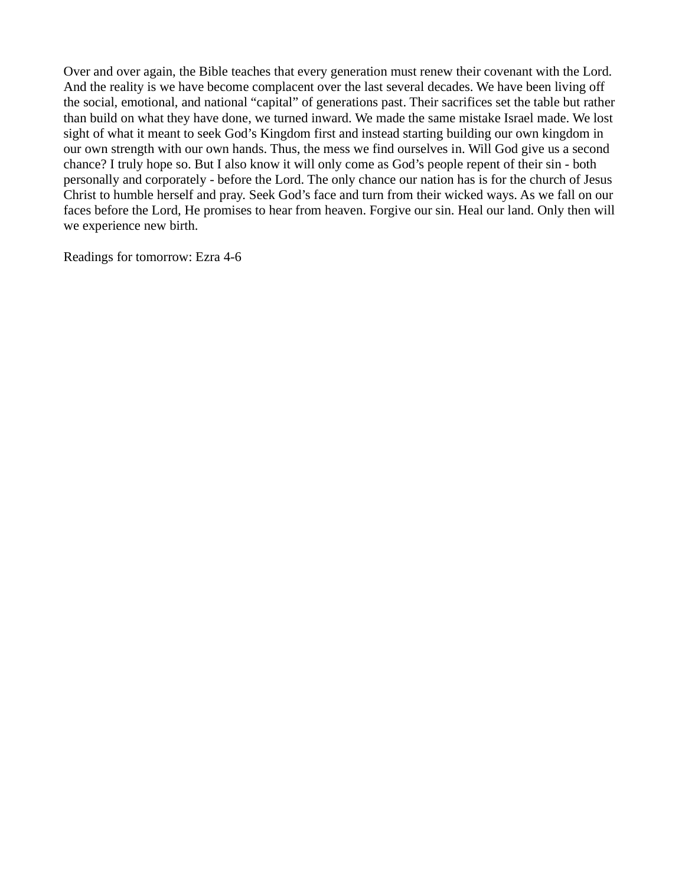Over and over again, the Bible teaches that every generation must renew their covenant with the Lord. And the reality is we have become complacent over the last several decades. We have been living off the social, emotional, and national "capital" of generations past. Their sacrifices set the table but rather than build on what they have done, we turned inward. We made the same mistake Israel made. We lost sight of what it meant to seek God's Kingdom first and instead starting building our own kingdom in our own strength with our own hands. Thus, the mess we find ourselves in. Will God give us a second chance? I truly hope so. But I also know it will only come as God's people repent of their sin - both personally and corporately - before the Lord. The only chance our nation has is for the church of Jesus Christ to humble herself and pray. Seek God's face and turn from their wicked ways. As we fall on our faces before the Lord, He promises to hear from heaven. Forgive our sin. Heal our land. Only then will we experience new birth.

Readings for tomorrow: Ezra 4-6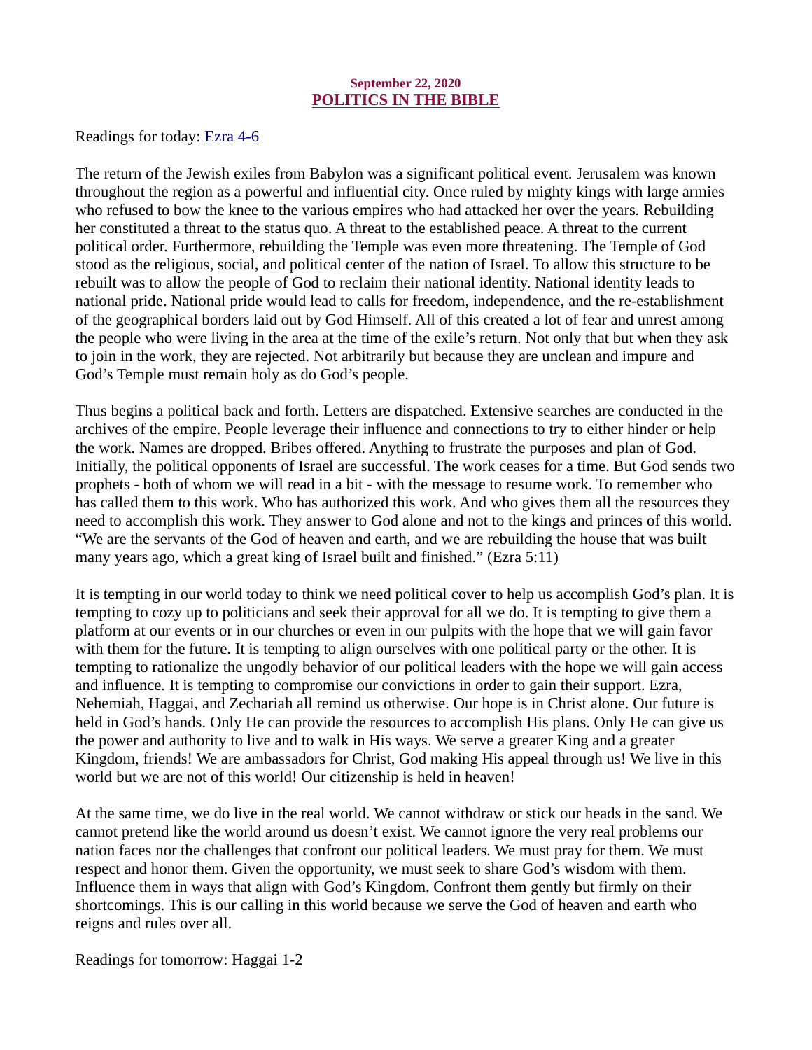**September 22, 2020**

## POLITICS IN THE BIBLE

Readings for today: Ezra 4-6

The return of the Jewish exiles from Babylon was a significant political event. Jerusalem was known throughout the region as a powerful and influential city. Once ruled by mighty kings with large armies who refused to bow the knee to the various empires who had attacked her over the years. Rebuilding her constituted a threat to the status quo. A threat to the established peace. A threat to the current political order. Furthermore, rebuilding the Temple was even more threatening. The Temple of God stood as the religious, social, and political center of the nation of Israel. To allow this structure to be rebuilt was to allow the people of God to reclaim their national identity. National identity leads to national pride. National pride would lead to calls for freedom, independence, and the re-establishment of the geographical borders laid out by God Himself. All of this created a lot of fear and unrest among the people who were living in the area at the time of the exile's return. Not only that but when they ask to join in the work, they are rejected. Not arbitrarily but because they are unclean and impure and God's Temple must remain holy as do God's people.

Thus begins a political back and forth. Letters are dispatched. Extensive searches are conducted in the archives of the empire. People leverage their influence and connections to try to either hinder or help the work. Names are dropped. Bribes offered. Anything to frustrate the purposes and plan of God. Initially, the political opponents of Israel are successful. The work ceases for a time. But God sends two prophets - both of whom we will read in a bit - with the message to resume work. To remember who has called them to this work. Who has authorized this work. And who gives them all the resources they need to accomplish this work. They answer to God alone and not to the kings and princes of this world. "We are the servants of the God of heaven and earth, and we are rebuilding the house that was built many years ago, which a great king of Israel built and finished." (Ezra 5:11)

It is tempting in our world today to think we need political cover to help us accomplish God's plan. It is tempting to cozy up to politicians and seek their approval for all we do. It is tempting to give them a platform at our events or in our churches or even in our pulpits with the hope that we will gain favor with them for the future. It is tempting to align ourselves with one political party or the other. It is tempting to rationalize the ungodly behavior of our political leaders with the hope we will gain access and influence. It is tempting to compromise our convictions in order to gain their support. Ezra, Nehemiah, Haggai, and Zechariah all remind us otherwise. Our hope is in Christ alone. Our future is held in God's hands. Only He can provide the resources to accomplish His plans. Only He can give us the power and authority to live and to walk in His ways. We serve a greater King and a greater Kingdom, friends! We are ambassadors for Christ, God making His appeal through us! We live in this world but we are not of this world! Our citizenship is held in heaven!

At the same time, we do live in the real world. We cannot withdraw or stick our heads in the sand. We cannot pretend like the world around us doesn't exist. We cannot ignore the very real problems our nation faces nor the challenges that confront our political leaders. We must pray for them. We must respect and honor them. Given the opportunity, we must seek to share God's wisdom with them. Influence them in ways that align with God's Kingdom. Confront them gently but firmly on their shortcomings. This is our calling in this world because we serve the God of heaven and earth who reigns and rules over all.

Readings for tomorrow: Haggai 1-2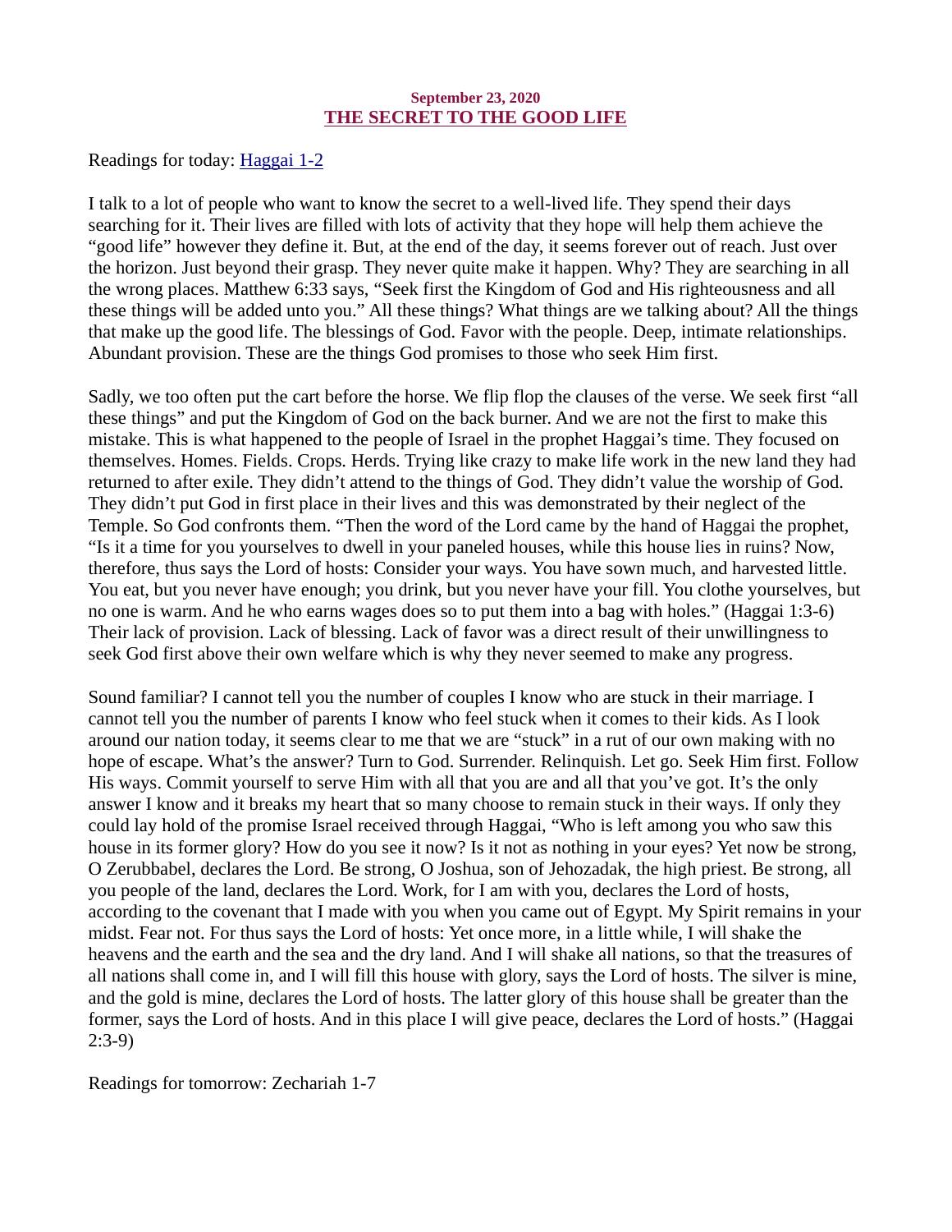**September 23, 2020**

## THE SECRET TO THE GOOD LIFE

Readings for today: Haggai 1-2

I talk to a lot of people who want to know the secret to a well-lived life. They spend their days searching for it. Their lives are filled with lots of activity that they hope will help them achieve the "good life" however they define it. But, at the end of the day, it seems forever out of reach. Just over the horizon. Just beyond their grasp. They never quite make it happen. Why? They are searching in all the wrong places. Matthew 6:33 says, "Seek first the Kingdom of God and His righteousness and all these things will be added unto you." All these things? What things are we talking about? All the things that make up the good life. The blessings of God. Favor with the people. Deep, intimate relationships. Abundant provision. These are the things God promises to those who seek Him first.

Sadly, we too often put the cart before the horse. We flip flop the clauses of the verse. We seek first "all these things" and put the Kingdom of God on the back burner. And we are not the first to make this mistake. This is what happened to the people of Israel in the prophet Haggai's time. They focused on themselves. Homes. Fields. Crops. Herds. Trying like crazy to make life work in the new land they had returned to after exile. They didn't attend to the things of God. They didn't value the worship of God. They didn't put God in first place in their lives and this was demonstrated by their neglect of the Temple. So God confronts them. "Then the word of the Lord came by the hand of Haggai the prophet, "Is it a time for you yourselves to dwell in your paneled houses, while this house lies in ruins? Now, therefore, thus says the Lord of hosts: Consider your ways. You have sown much, and harvested little. You eat, but you never have enough; you drink, but you never have your fill. You clothe yourselves, but no one is warm. And he who earns wages does so to put them into a bag with holes." (Haggai 1:3-6) Their lack of provision. Lack of blessing. Lack of favor was a direct result of their unwillingness to seek God first above their own welfare which is why they never seemed to make any progress.

Sound familiar? I cannot tell you the number of couples I know who are stuck in their marriage. I cannot tell you the number of parents I know who feel stuck when it comes to their kids. As I look around our nation today, it seems clear to me that we are "stuck" in a rut of our own making with no hope of escape. What's the answer? Turn to God. Surrender. Relinquish. Let go. Seek Him first. Follow His ways. Commit yourself to serve Him with all that you are and all that you've got. It's the only answer I know and it breaks my heart that so many choose to remain stuck in their ways. If only they could lay hold of the promise Israel received through Haggai, "Who is left among you who saw this house in its former glory? How do you see it now? Is it not as nothing in your eyes? Yet now be strong, O Zerubbabel, declares the Lord. Be strong, O Joshua, son of Jehozadak, the high priest. Be strong, all you people of the land, declares the Lord. Work, for I am with you, declares the Lord of hosts, according to the covenant that I made with you when you came out of Egypt. My Spirit remains in your midst. Fear not. For thus says the Lord of hosts: Yet once more, in a little while, I will shake the heavens and the earth and the sea and the dry land. And I will shake all nations, so that the treasures of all nations shall come in, and I will fill this house with glory, says the Lord of hosts. The silver is mine, and the gold is mine, declares the Lord of hosts. The latter glory of this house shall be greater than the former, says the Lord of hosts. And in this place I will give peace, declares the Lord of hosts." (Haggai 2:3-9)

Readings for tomorrow: Zechariah 1-7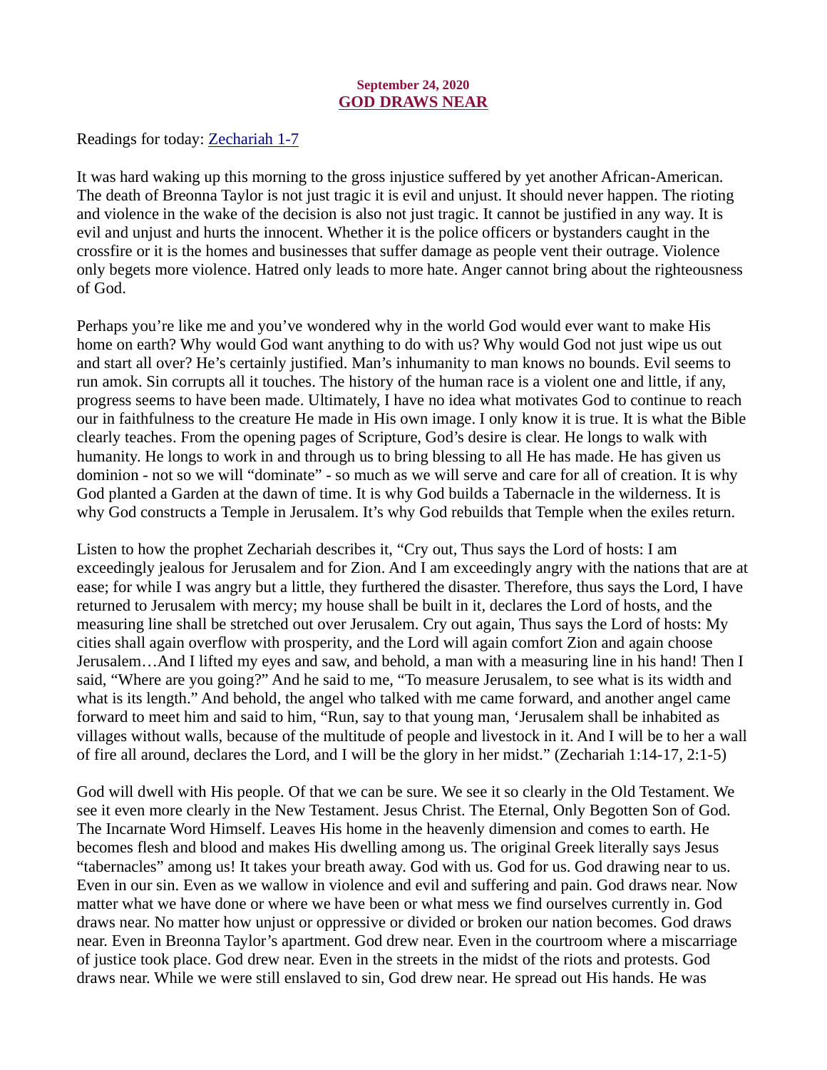**September 24, 2020**
## GOD DRAWS NEAR

Readings for today: [Zechariah 1-7]

It was hard waking up this morning to the gross injustice suffered by yet another African-American. The death of Breonna Taylor is not just tragic it is evil and unjust. It should never happen. The rioting and violence in the wake of the decision is also not just tragic. It cannot be justified in any way. It is evil and unjust and hurts the innocent. Whether it is the police officers or bystanders caught in the crossfire or it is the homes and businesses that suffer damage as people vent their outrage. Violence only begets more violence. Hatred only leads to more hate. Anger cannot bring about the righteousness of God.

Perhaps you're like me and you've wondered why in the world God would ever want to make His home on earth? Why would God want anything to do with us? Why would God not just wipe us out and start all over? He's certainly justified. Man's inhumanity to man knows no bounds. Evil seems to run amok. Sin corrupts all it touches. The history of the human race is a violent one and little, if any, progress seems to have been made. Ultimately, I have no idea what motivates God to continue to reach our in faithfulness to the creature He made in His own image. I only know it is true. It is what the Bible clearly teaches. From the opening pages of Scripture, God's desire is clear. He longs to walk with humanity. He longs to work in and through us to bring blessing to all He has made. He has given us dominion - not so we will "dominate" - so much as we will serve and care for all of creation. It is why God planted a Garden at the dawn of time. It is why God builds a Tabernacle in the wilderness. It is why God constructs a Temple in Jerusalem. It's why God rebuilds that Temple when the exiles return.

Listen to how the prophet Zechariah describes it, "Cry out, Thus says the Lord of hosts: I am exceedingly jealous for Jerusalem and for Zion. And I am exceedingly angry with the nations that are at ease; for while I was angry but a little, they furthered the disaster. Therefore, thus says the Lord, I have returned to Jerusalem with mercy; my house shall be built in it, declares the Lord of hosts, and the measuring line shall be stretched out over Jerusalem. Cry out again, Thus says the Lord of hosts: My cities shall again overflow with prosperity, and the Lord will again comfort Zion and again choose Jerusalem…And I lifted my eyes and saw, and behold, a man with a measuring line in his hand! Then I said, "Where are you going?" And he said to me, "To measure Jerusalem, to see what is its width and what is its length." And behold, the angel who talked with me came forward, and another angel came forward to meet him and said to him, "Run, say to that young man, 'Jerusalem shall be inhabited as villages without walls, because of the multitude of people and livestock in it. And I will be to her a wall of fire all around, declares the Lord, and I will be the glory in her midst." (Zechariah 1:14-17, 2:1-5)

God will dwell with His people. Of that we can be sure. We see it so clearly in the Old Testament. We see it even more clearly in the New Testament. Jesus Christ. The Eternal, Only Begotten Son of God. The Incarnate Word Himself. Leaves His home in the heavenly dimension and comes to earth. He becomes flesh and blood and makes His dwelling among us. The original Greek literally says Jesus "tabernacles" among us! It takes your breath away. God with us. God for us. God drawing near to us. Even in our sin. Even as we wallow in violence and evil and suffering and pain. God draws near. Now matter what we have done or where we have been or what mess we find ourselves currently in. God draws near. No matter how unjust or oppressive or divided or broken our nation becomes. God draws near. Even in Breonna Taylor's apartment. God drew near. Even in the courtroom where a miscarriage of justice took place. God drew near. Even in the streets in the midst of the riots and protests. God draws near. While we were still enslaved to sin, God drew near. He spread out His hands. He was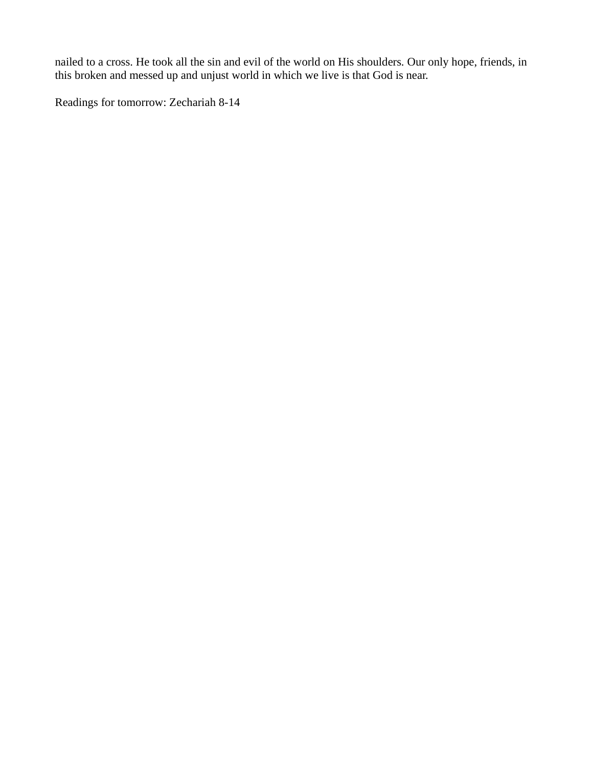nailed to a cross. He took all the sin and evil of the world on His shoulders. Our only hope, friends, in this broken and messed up and unjust world in which we live is that God is near.

Readings for tomorrow: Zechariah 8-14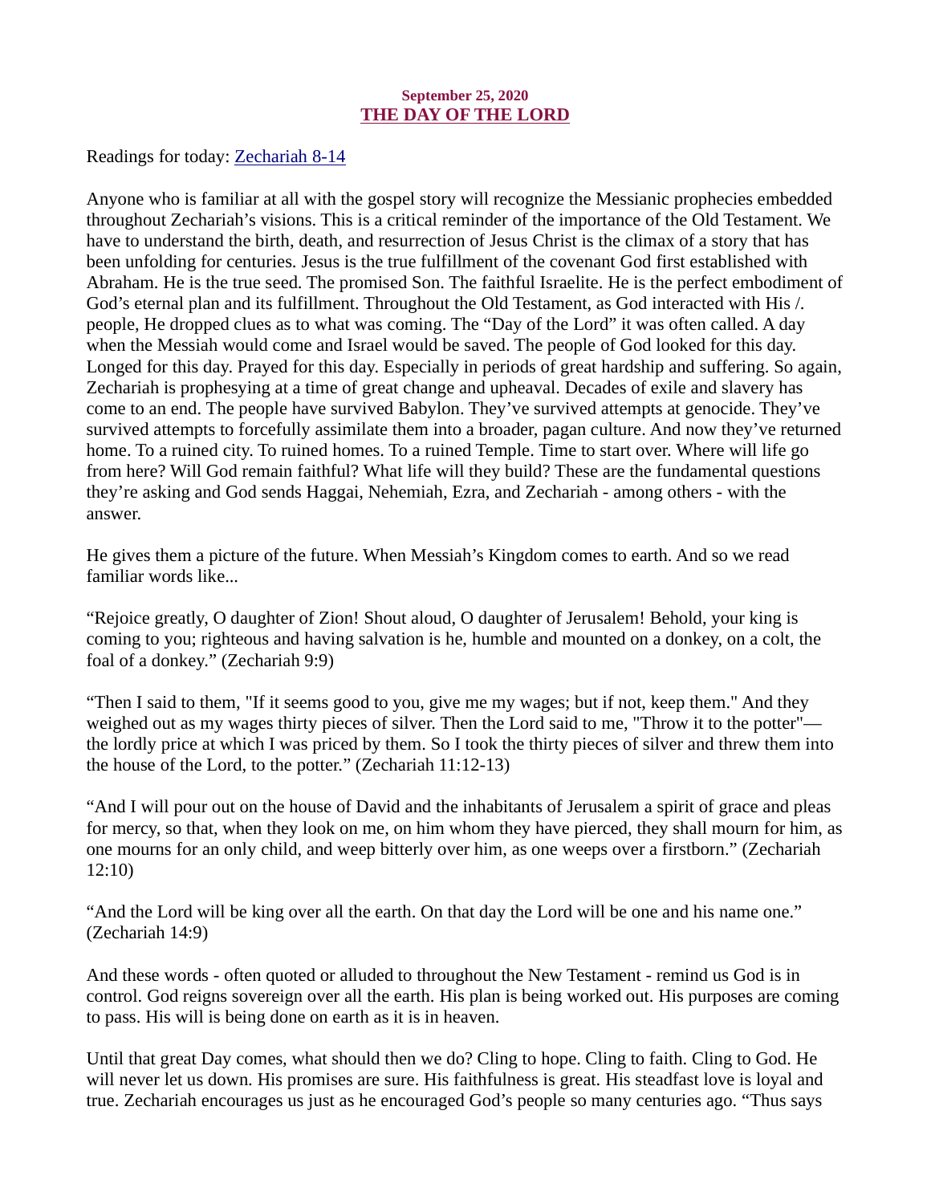September 25, 2020

## THE DAY OF THE LORD

Readings for today: Zechariah 8-14

Anyone who is familiar at all with the gospel story will recognize the Messianic prophecies embedded throughout Zechariah's visions. This is a critical reminder of the importance of the Old Testament. We have to understand the birth, death, and resurrection of Jesus Christ is the climax of a story that has been unfolding for centuries. Jesus is the true fulfillment of the covenant God first established with Abraham. He is the true seed. The promised Son. The faithful Israelite. He is the perfect embodiment of God's eternal plan and its fulfillment. Throughout the Old Testament, as God interacted with His /. people, He dropped clues as to what was coming. The "Day of the Lord" it was often called. A day when the Messiah would come and Israel would be saved. The people of God looked for this day. Longed for this day. Prayed for this day. Especially in periods of great hardship and suffering. So again, Zechariah is prophesying at a time of great change and upheaval. Decades of exile and slavery has come to an end. The people have survived Babylon. They've survived attempts at genocide. They've survived attempts to forcefully assimilate them into a broader, pagan culture. And now they've returned home. To a ruined city. To ruined homes. To a ruined Temple. Time to start over. Where will life go from here? Will God remain faithful? What life will they build? These are the fundamental questions they're asking and God sends Haggai, Nehemiah, Ezra, and Zechariah - among others - with the answer.

He gives them a picture of the future. When Messiah's Kingdom comes to earth. And so we read familiar words like...

"Rejoice greatly, O daughter of Zion! Shout aloud, O daughter of Jerusalem! Behold, your king is coming to you; righteous and having salvation is he, humble and mounted on a donkey, on a colt, the foal of a donkey." (Zechariah 9:9)

"Then I said to them, "If it seems good to you, give me my wages; but if not, keep them." And they weighed out as my wages thirty pieces of silver. Then the Lord said to me, "Throw it to the potter"— the lordly price at which I was priced by them. So I took the thirty pieces of silver and threw them into the house of the Lord, to the potter." (Zechariah 11:12-13)

"And I will pour out on the house of David and the inhabitants of Jerusalem a spirit of grace and pleas for mercy, so that, when they look on me, on him whom they have pierced, they shall mourn for him, as one mourns for an only child, and weep bitterly over him, as one weeps over a firstborn." (Zechariah 12:10)

"And the Lord will be king over all the earth. On that day the Lord will be one and his name one." (Zechariah 14:9)

And these words - often quoted or alluded to throughout the New Testament - remind us God is in control. God reigns sovereign over all the earth. His plan is being worked out. His purposes are coming to pass. His will is being done on earth as it is in heaven.

Until that great Day comes, what should then we do? Cling to hope. Cling to faith. Cling to God. He will never let us down. His promises are sure. His faithfulness is great. His steadfast love is loyal and true. Zechariah encourages us just as he encouraged God's people so many centuries ago. "Thus says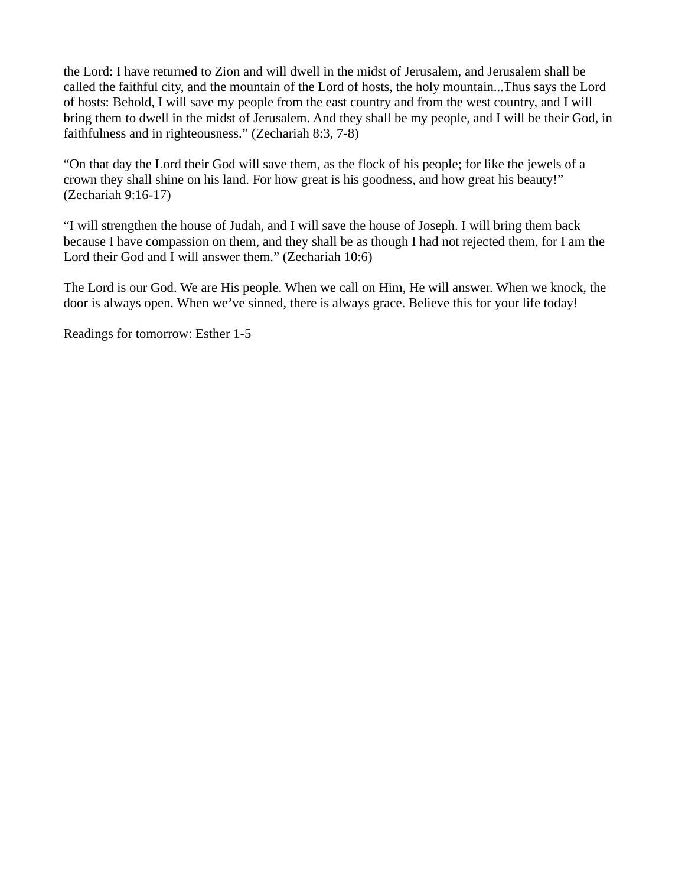the Lord: I have returned to Zion and will dwell in the midst of Jerusalem, and Jerusalem shall be called the faithful city, and the mountain of the Lord of hosts, the holy mountain...Thus says the Lord of hosts: Behold, I will save my people from the east country and from the west country, and I will bring them to dwell in the midst of Jerusalem. And they shall be my people, and I will be their God, in faithfulness and in righteousness." (Zechariah 8:3, 7-8)

"On that day the Lord their God will save them, as the flock of his people; for like the jewels of a crown they shall shine on his land. For how great is his goodness, and how great his beauty!" (Zechariah 9:16-17)

"I will strengthen the house of Judah, and I will save the house of Joseph. I will bring them back because I have compassion on them, and they shall be as though I had not rejected them, for I am the Lord their God and I will answer them." (Zechariah 10:6)

The Lord is our God. We are His people. When we call on Him, He will answer. When we knock, the door is always open. When we've sinned, there is always grace. Believe this for your life today!

Readings for tomorrow: Esther 1-5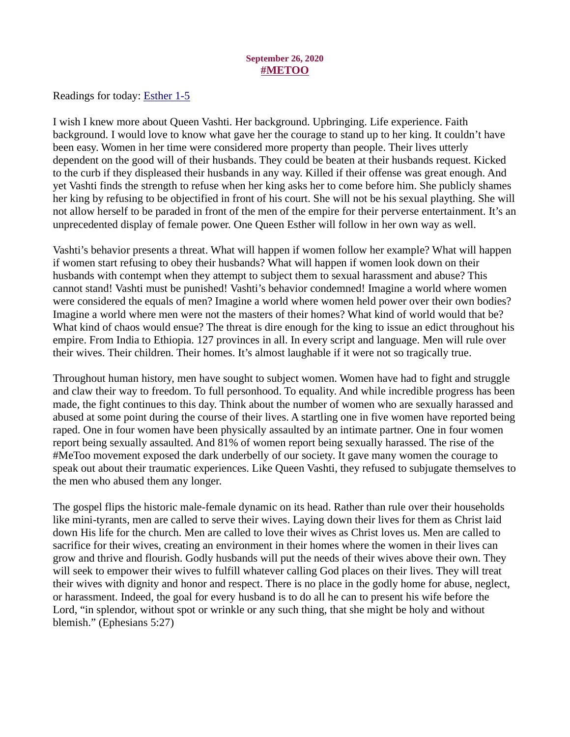**September 26, 2020**
**#METOO**

Readings for today: Esther 1-5

I wish I knew more about Queen Vashti. Her background. Upbringing. Life experience. Faith background. I would love to know what gave her the courage to stand up to her king. It couldn't have been easy. Women in her time were considered more property than people. Their lives utterly dependent on the good will of their husbands. They could be beaten at their husbands request. Kicked to the curb if they displeased their husbands in any way. Killed if their offense was great enough. And yet Vashti finds the strength to refuse when her king asks her to come before him. She publicly shames her king by refusing to be objectified in front of his court. She will not be his sexual plaything. She will not allow herself to be paraded in front of the men of the empire for their perverse entertainment. It's an unprecedented display of female power. One Queen Esther will follow in her own way as well.

Vashti's behavior presents a threat. What will happen if women follow her example? What will happen if women start refusing to obey their husbands? What will happen if women look down on their husbands with contempt when they attempt to subject them to sexual harassment and abuse? This cannot stand! Vashti must be punished! Vashti's behavior condemned! Imagine a world where women were considered the equals of men? Imagine a world where women held power over their own bodies? Imagine a world where men were not the masters of their homes? What kind of world would that be? What kind of chaos would ensue? The threat is dire enough for the king to issue an edict throughout his empire. From India to Ethiopia. 127 provinces in all. In every script and language. Men will rule over their wives. Their children. Their homes. It's almost laughable if it were not so tragically true.

Throughout human history, men have sought to subject women. Women have had to fight and struggle and claw their way to freedom. To full personhood. To equality. And while incredible progress has been made, the fight continues to this day. Think about the number of women who are sexually harassed and abused at some point during the course of their lives. A startling one in five women have reported being raped. One in four women have been physically assaulted by an intimate partner. One in four women report being sexually assaulted. And 81% of women report being sexually harassed. The rise of the #MeToo movement exposed the dark underbelly of our society. It gave many women the courage to speak out about their traumatic experiences. Like Queen Vashti, they refused to subjugate themselves to the men who abused them any longer.

The gospel flips the historic male-female dynamic on its head. Rather than rule over their households like mini-tyrants, men are called to serve their wives. Laying down their lives for them as Christ laid down His life for the church. Men are called to love their wives as Christ loves us. Men are called to sacrifice for their wives, creating an environment in their homes where the women in their lives can grow and thrive and flourish. Godly husbands will put the needs of their wives above their own. They will seek to empower their wives to fulfill whatever calling God places on their lives. They will treat their wives with dignity and honor and respect. There is no place in the godly home for abuse, neglect, or harassment. Indeed, the goal for every husband is to do all he can to present his wife before the Lord, "in splendor, without spot or wrinkle or any such thing, that she might be holy and without blemish." (Ephesians 5:27)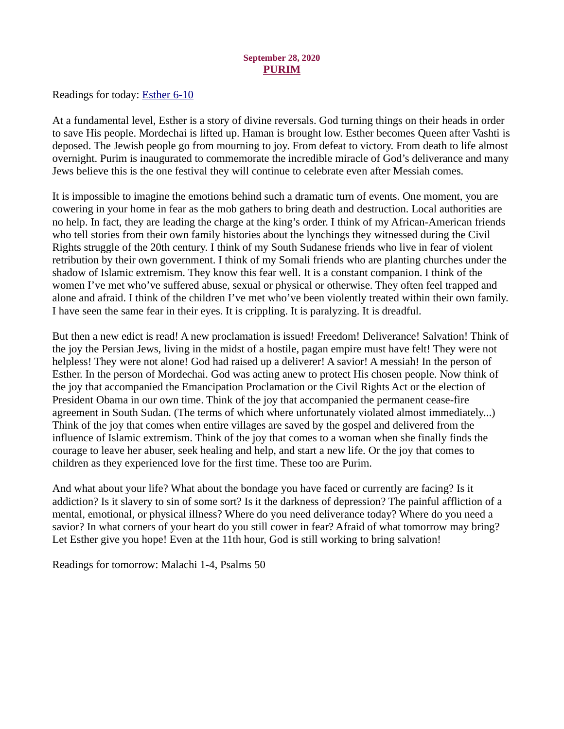September 28, 2020

# PURIM

Readings for today: Esther 6-10

At a fundamental level, Esther is a story of divine reversals. God turning things on their heads in order to save His people. Mordechai is lifted up. Haman is brought low. Esther becomes Queen after Vashti is deposed. The Jewish people go from mourning to joy. From defeat to victory. From death to life almost overnight. Purim is inaugurated to commemorate the incredible miracle of God's deliverance and many Jews believe this is the one festival they will continue to celebrate even after Messiah comes.

It is impossible to imagine the emotions behind such a dramatic turn of events. One moment, you are cowering in your home in fear as the mob gathers to bring death and destruction. Local authorities are no help. In fact, they are leading the charge at the king's order. I think of my African-American friends who tell stories from their own family histories about the lynchings they witnessed during the Civil Rights struggle of the 20th century. I think of my South Sudanese friends who live in fear of violent retribution by their own government. I think of my Somali friends who are planting churches under the shadow of Islamic extremism. They know this fear well. It is a constant companion. I think of the women I've met who've suffered abuse, sexual or physical or otherwise. They often feel trapped and alone and afraid. I think of the children I've met who've been violently treated within their own family. I have seen the same fear in their eyes. It is crippling. It is paralyzing. It is dreadful.

But then a new edict is read! A new proclamation is issued! Freedom! Deliverance! Salvation! Think of the joy the Persian Jews, living in the midst of a hostile, pagan empire must have felt! They were not helpless! They were not alone! God had raised up a deliverer! A savior! A messiah! In the person of Esther. In the person of Mordechai. God was acting anew to protect His chosen people. Now think of the joy that accompanied the Emancipation Proclamation or the Civil Rights Act or the election of President Obama in our own time. Think of the joy that accompanied the permanent cease-fire agreement in South Sudan. (The terms of which where unfortunately violated almost immediately...) Think of the joy that comes when entire villages are saved by the gospel and delivered from the influence of Islamic extremism. Think of the joy that comes to a woman when she finally finds the courage to leave her abuser, seek healing and help, and start a new life. Or the joy that comes to children as they experienced love for the first time. These too are Purim.

And what about your life? What about the bondage you have faced or currently are facing? Is it addiction? Is it slavery to sin of some sort? Is it the darkness of depression? The painful affliction of a mental, emotional, or physical illness? Where do you need deliverance today? Where do you need a savior? In what corners of your heart do you still cower in fear? Afraid of what tomorrow may bring? Let Esther give you hope! Even at the 11th hour, God is still working to bring salvation!

Readings for tomorrow: Malachi 1-4, Psalms 50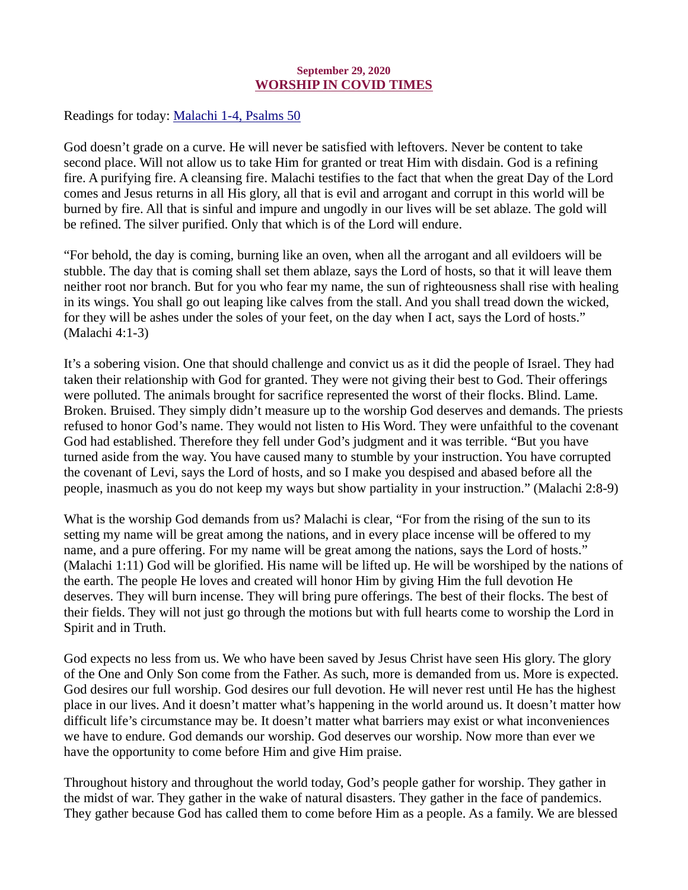September 29, 2020

## WORSHIP IN COVID TIMES

Readings for today: [Malachi 1-4, Psalms 50]()

God doesn't grade on a curve. He will never be satisfied with leftovers. Never be content to take second place. Will not allow us to take Him for granted or treat Him with disdain. God is a refining fire. A purifying fire. A cleansing fire. Malachi testifies to the fact that when the great Day of the Lord comes and Jesus returns in all His glory, all that is evil and arrogant and corrupt in this world will be burned by fire. All that is sinful and impure and ungodly in our lives will be set ablaze. The gold will be refined. The silver purified. Only that which is of the Lord will endure.

"For behold, the day is coming, burning like an oven, when all the arrogant and all evildoers will be stubble. The day that is coming shall set them ablaze, says the Lord of hosts, so that it will leave them neither root nor branch. But for you who fear my name, the sun of righteousness shall rise with healing in its wings. You shall go out leaping like calves from the stall. And you shall tread down the wicked, for they will be ashes under the soles of your feet, on the day when I act, says the Lord of hosts." (Malachi 4:1-3)

It's a sobering vision. One that should challenge and convict us as it did the people of Israel. They had taken their relationship with God for granted. They were not giving their best to God. Their offerings were polluted. The animals brought for sacrifice represented the worst of their flocks. Blind. Lame. Broken. Bruised. They simply didn't measure up to the worship God deserves and demands. The priests refused to honor God's name. They would not listen to His Word. They were unfaithful to the covenant God had established. Therefore they fell under God's judgment and it was terrible. "But you have turned aside from the way. You have caused many to stumble by your instruction. You have corrupted the covenant of Levi, says the Lord of hosts, and so I make you despised and abased before all the people, inasmuch as you do not keep my ways but show partiality in your instruction." (Malachi 2:8-9)

What is the worship God demands from us? Malachi is clear, "For from the rising of the sun to its setting my name will be great among the nations, and in every place incense will be offered to my name, and a pure offering. For my name will be great among the nations, says the Lord of hosts." (Malachi 1:11) God will be glorified. His name will be lifted up. He will be worshiped by the nations of the earth. The people He loves and created will honor Him by giving Him the full devotion He deserves. They will burn incense. They will bring pure offerings. The best of their flocks. The best of their fields. They will not just go through the motions but with full hearts come to worship the Lord in Spirit and in Truth.

God expects no less from us. We who have been saved by Jesus Christ have seen His glory. The glory of the One and Only Son come from the Father. As such, more is demanded from us. More is expected. God desires our full worship. God desires our full devotion. He will never rest until He has the highest place in our lives. And it doesn't matter what's happening in the world around us. It doesn't matter how difficult life's circumstance may be. It doesn't matter what barriers may exist or what inconveniences we have to endure. God demands our worship. God deserves our worship. Now more than ever we have the opportunity to come before Him and give Him praise.

Throughout history and throughout the world today, God's people gather for worship. They gather in the midst of war. They gather in the wake of natural disasters. They gather in the face of pandemics. They gather because God has called them to come before Him as a people. As a family. We are blessed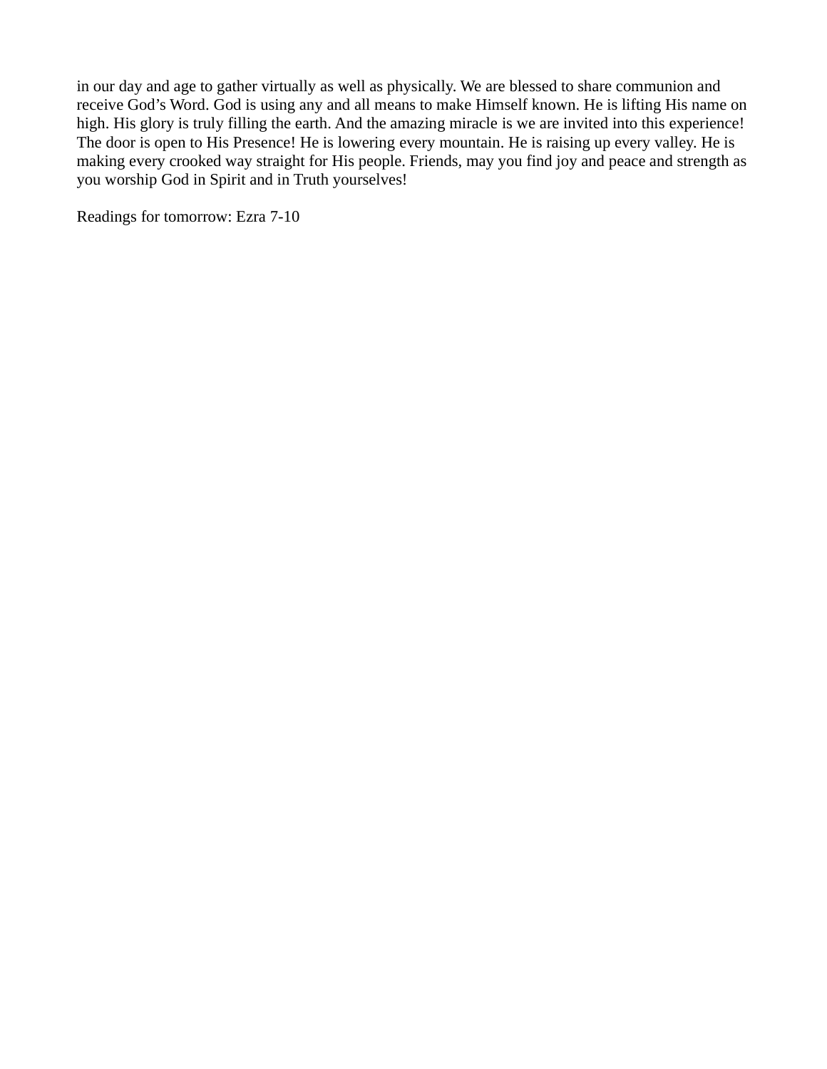in our day and age to gather virtually as well as physically. We are blessed to share communion and receive God’s Word. God is using any and all means to make Himself known. He is lifting His name on high. His glory is truly filling the earth. And the amazing miracle is we are invited into this experience! The door is open to His Presence! He is lowering every mountain. He is raising up every valley. He is making every crooked way straight for His people. Friends, may you find joy and peace and strength as you worship God in Spirit and in Truth yourselves!

Readings for tomorrow: Ezra 7-10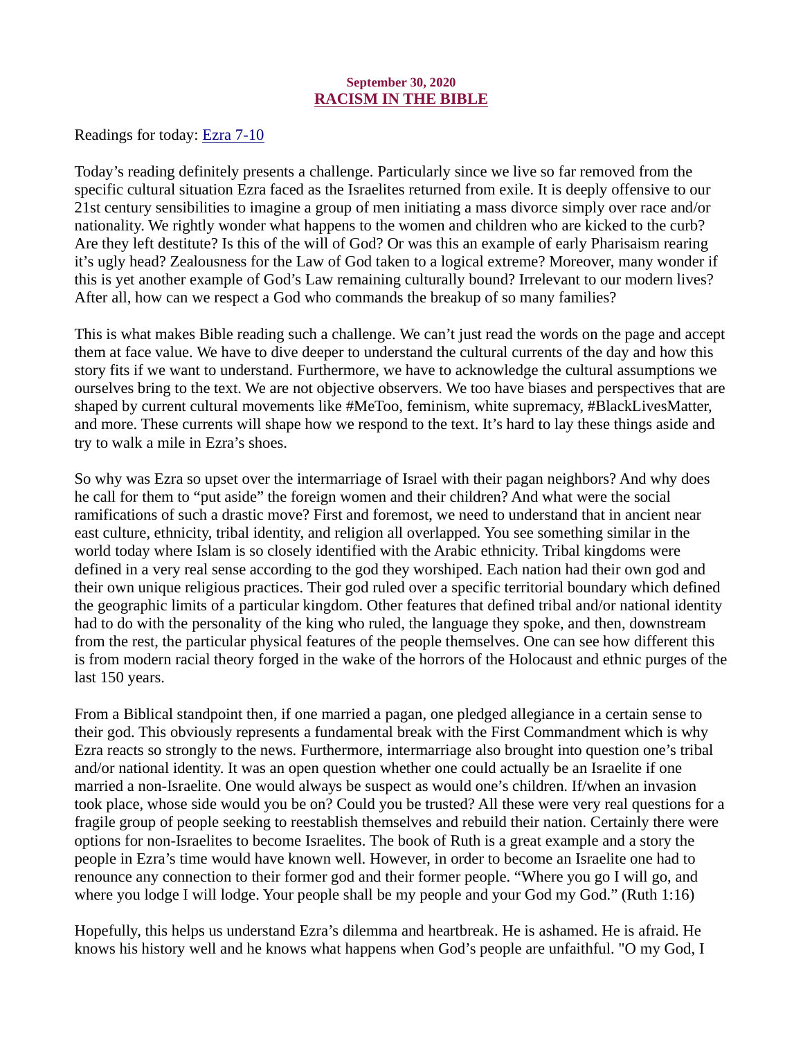September 30, 2020

## RACISM IN THE BIBLE

Readings for today: [Ezra 7-10]

Today's reading definitely presents a challenge. Particularly since we live so far removed from the specific cultural situation Ezra faced as the Israelites returned from exile. It is deeply offensive to our 21st century sensibilities to imagine a group of men initiating a mass divorce simply over race and/or nationality. We rightly wonder what happens to the women and children who are kicked to the curb? Are they left destitute? Is this of the will of God? Or was this an example of early Pharisaism rearing it's ugly head? Zealousness for the Law of God taken to a logical extreme? Moreover, many wonder if this is yet another example of God's Law remaining culturally bound? Irrelevant to our modern lives? After all, how can we respect a God who commands the breakup of so many families?

This is what makes Bible reading such a challenge. We can't just read the words on the page and accept them at face value. We have to dive deeper to understand the cultural currents of the day and how this story fits if we want to understand. Furthermore, we have to acknowledge the cultural assumptions we ourselves bring to the text. We are not objective observers. We too have biases and perspectives that are shaped by current cultural movements like #MeToo, feminism, white supremacy, #BlackLivesMatter, and more. These currents will shape how we respond to the text. It's hard to lay these things aside and try to walk a mile in Ezra's shoes.

So why was Ezra so upset over the intermarriage of Israel with their pagan neighbors? And why does he call for them to "put aside" the foreign women and their children? And what were the social ramifications of such a drastic move? First and foremost, we need to understand that in ancient near east culture, ethnicity, tribal identity, and religion all overlapped. You see something similar in the world today where Islam is so closely identified with the Arabic ethnicity. Tribal kingdoms were defined in a very real sense according to the god they worshiped. Each nation had their own god and their own unique religious practices. Their god ruled over a specific territorial boundary which defined the geographic limits of a particular kingdom. Other features that defined tribal and/or national identity had to do with the personality of the king who ruled, the language they spoke, and then, downstream from the rest, the particular physical features of the people themselves. One can see how different this is from modern racial theory forged in the wake of the horrors of the Holocaust and ethnic purges of the last 150 years.

From a Biblical standpoint then, if one married a pagan, one pledged allegiance in a certain sense to their god. This obviously represents a fundamental break with the First Commandment which is why Ezra reacts so strongly to the news. Furthermore, intermarriage also brought into question one's tribal and/or national identity. It was an open question whether one could actually be an Israelite if one married a non-Israelite. One would always be suspect as would one's children. If/when an invasion took place, whose side would you be on? Could you be trusted? All these were very real questions for a fragile group of people seeking to reestablish themselves and rebuild their nation. Certainly there were options for non-Israelites to become Israelites. The book of Ruth is a great example and a story the people in Ezra's time would have known well. However, in order to become an Israelite one had to renounce any connection to their former god and their former people. "Where you go I will go, and where you lodge I will lodge. Your people shall be my people and your God my God." (Ruth 1:16)

Hopefully, this helps us understand Ezra's dilemma and heartbreak. He is ashamed. He is afraid. He knows his history well and he knows what happens when God's people are unfaithful. "O my God, I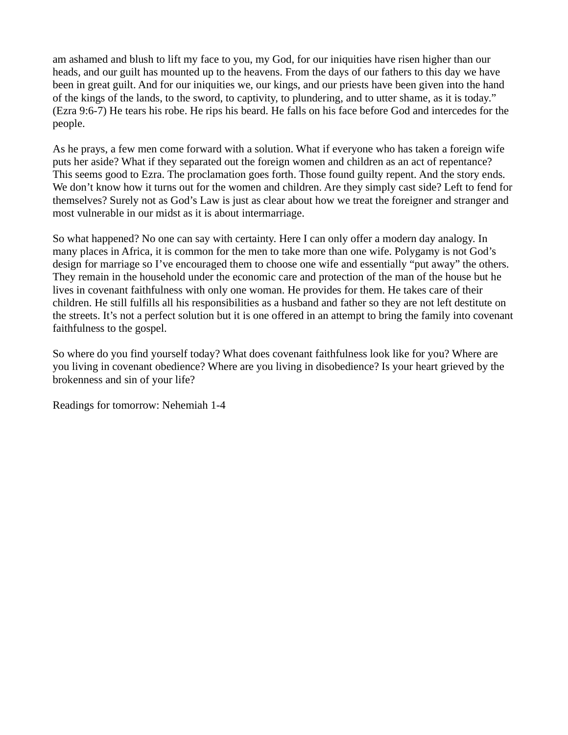am ashamed and blush to lift my face to you, my God, for our iniquities have risen higher than our heads, and our guilt has mounted up to the heavens. From the days of our fathers to this day we have been in great guilt. And for our iniquities we, our kings, and our priests have been given into the hand of the kings of the lands, to the sword, to captivity, to plundering, and to utter shame, as it is today." (Ezra 9:6-7) He tears his robe. He rips his beard. He falls on his face before God and intercedes for the people.

As he prays, a few men come forward with a solution. What if everyone who has taken a foreign wife puts her aside? What if they separated out the foreign women and children as an act of repentance? This seems good to Ezra. The proclamation goes forth. Those found guilty repent. And the story ends. We don't know how it turns out for the women and children. Are they simply cast side? Left to fend for themselves? Surely not as God's Law is just as clear about how we treat the foreigner and stranger and most vulnerable in our midst as it is about intermarriage.

So what happened? No one can say with certainty. Here I can only offer a modern day analogy. In many places in Africa, it is common for the men to take more than one wife. Polygamy is not God's design for marriage so I've encouraged them to choose one wife and essentially "put away" the others. They remain in the household under the economic care and protection of the man of the house but he lives in covenant faithfulness with only one woman. He provides for them. He takes care of their children. He still fulfills all his responsibilities as a husband and father so they are not left destitute on the streets. It's not a perfect solution but it is one offered in an attempt to bring the family into covenant faithfulness to the gospel.

So where do you find yourself today? What does covenant faithfulness look like for you? Where are you living in covenant obedience? Where are you living in disobedience? Is your heart grieved by the brokenness and sin of your life?

Readings for tomorrow: Nehemiah 1-4